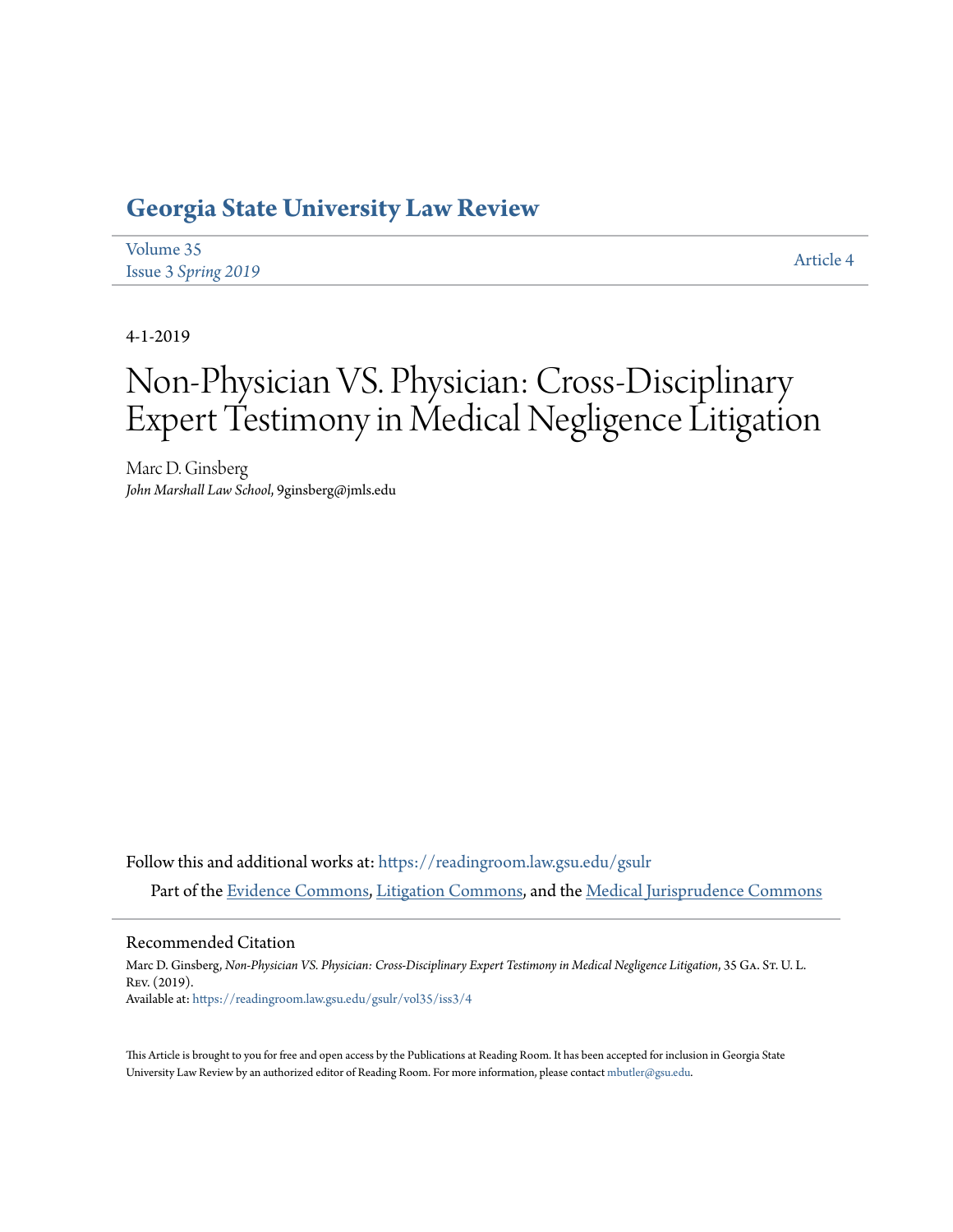# Georgia State University Law Review

Volume 35
Issue 3 *Spring 2019*

Article 4

4-1-2019

# Non-Physician VS. Physician: Cross-Disciplinary Expert Testimony in Medical Negligence Litigation

Marc D. Ginsberg
*John Marshall Law School*, 9ginsberg@jmls.edu

Follow this and additional works at: https://readingroom.law.gsu.edu/gsulr

Part of the Evidence Commons, Litigation Commons, and the Medical Jurisprudence Commons

## Recommended Citation

Marc D. Ginsberg, *Non-Physician VS. Physician: Cross-Disciplinary Expert Testimony in Medical Negligence Litigation*, 35 Ga. St. U. L. Rev. (2019).
Available at: https://readingroom.law.gsu.edu/gsulr/vol35/iss3/4

This Article is brought to you for free and open access by the Publications at Reading Room. It has been accepted for inclusion in Georgia State University Law Review by an authorized editor of Reading Room. For more information, please contact mbutler@gsu.edu.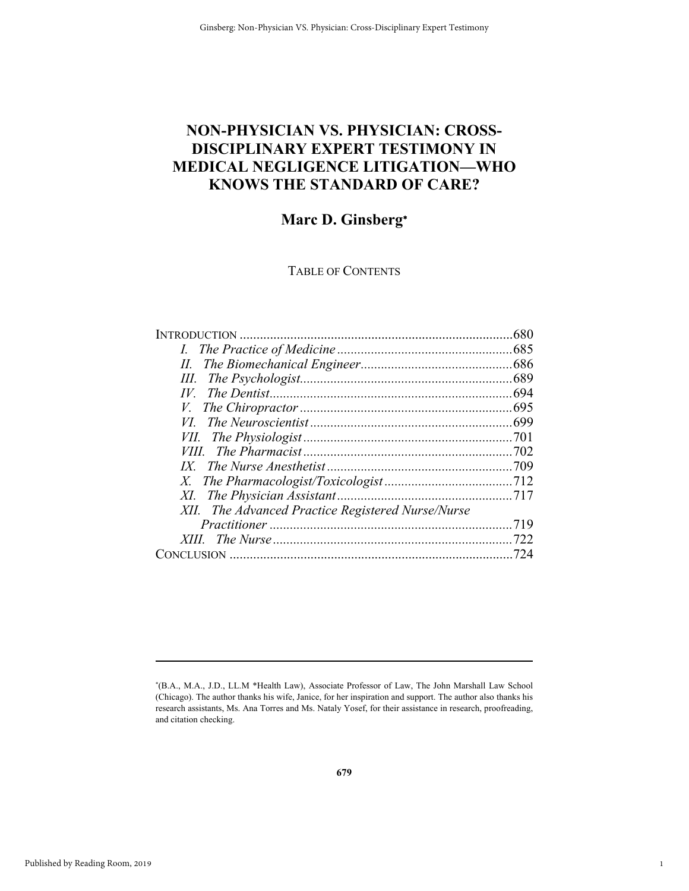# NON-PHYSICIAN VS. PHYSICIAN: CROSS-DISCIPLINARY EXPERT TESTIMONY IN MEDICAL NEGLIGENCE LITIGATION—WHO KNOWS THE STANDARD OF CARE?

## Marc D. Ginsberg*

TABLE OF CONTENTS

INTRODUCTION ........................................................................680
*I. The Practice of Medicine* ....................................................685
*II. The Biomechanical Engineer* ............................................686
*III. The Psychologist* ...............................................................689
*IV. The Dentist* ........................................................................694
*V. The Chiropractor* ...............................................................695
*VI. The Neuroscientist* ............................................................699
*VII. The Physiologist* ..............................................................701
*VIII. The Pharmacist* ..............................................................702
*IX. The Nurse Anesthetist* .......................................................709
*X. The Pharmacologist/Toxicologist* ......................................712
*XI. The Physician Assistant* ....................................................717
*XII. The Advanced Practice Registered Nurse/Nurse Practitioner* ........................................................................719
*XIII. The Nurse* ......................................................................722
CONCLUSION ..........................................................................724

---

*(B.A., M.A., J.D., LL.M *Health Law), Associate Professor of Law, The John Marshall Law School (Chicago). The author thanks his wife, Janice, for her inspiration and support. The author also thanks his research assistants, Ms. Ana Torres and Ms. Nataly Yosef, for their assistance in research, proofreading, and citation checking.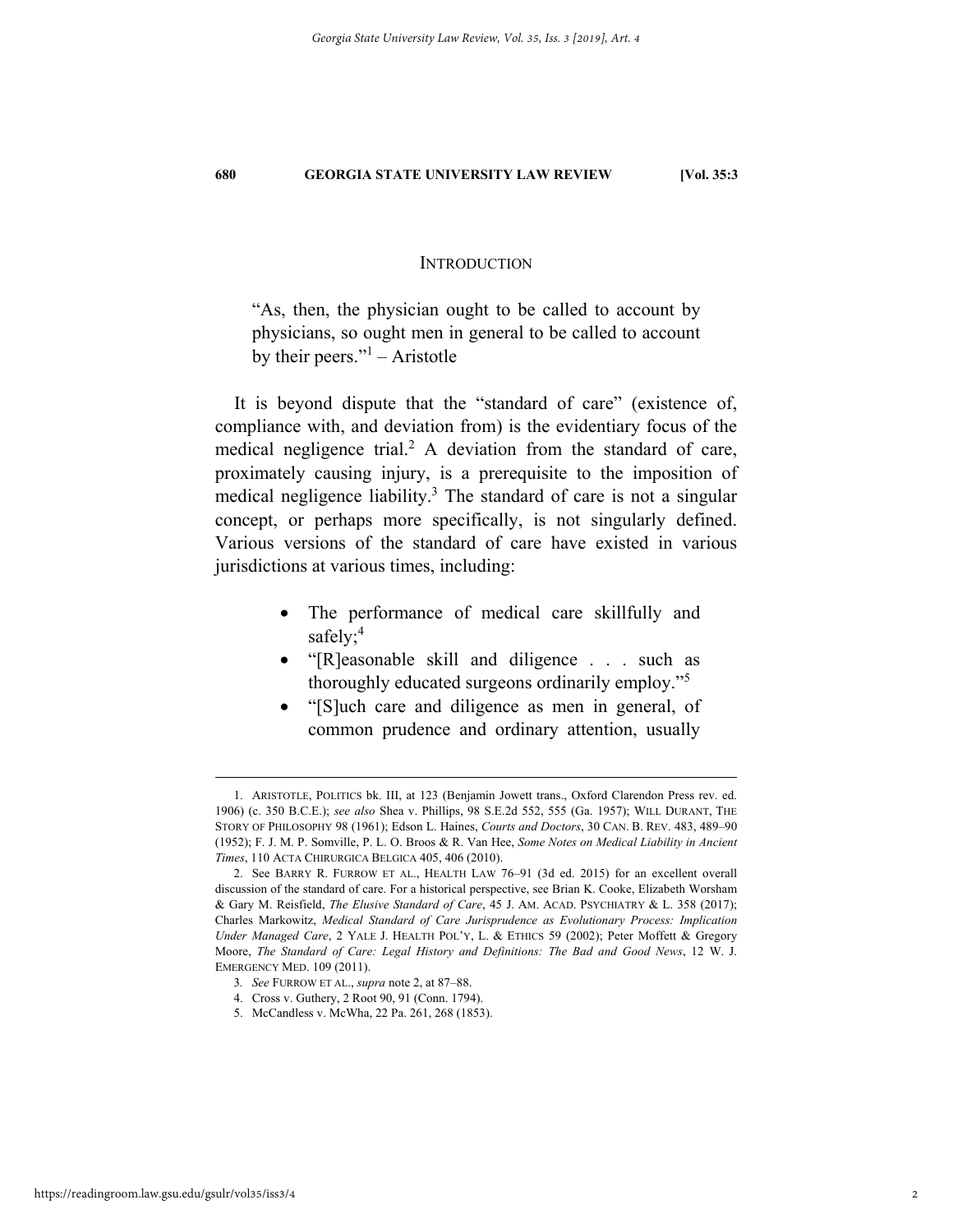## INTRODUCTION

> "As, then, the physician ought to be called to account by physicians, so ought men in general to be called to account by their peers."[1] – Aristotle

It is beyond dispute that the "standard of care" (existence of, compliance with, and deviation from) is the evidentiary focus of the medical negligence trial.[2] A deviation from the standard of care, proximately causing injury, is a prerequisite to the imposition of medical negligence liability.[3] The standard of care is not a singular concept, or perhaps more specifically, is not singularly defined. Various versions of the standard of care have existed in various jurisdictions at various times, including:

- The performance of medical care skillfully and safely;[4]
- "[R]easonable skill and diligence . . . such as thoroughly educated surgeons ordinarily employ."[5]
- "[S]uch care and diligence as men in general, of common prudence and ordinary attention, usually

---

1. ARISTOTLE, POLITICS bk. III, at 123 (Benjamin Jowett trans., Oxford Clarendon Press rev. ed. 1906) (c. 350 B.C.E.); *see also* Shea v. Phillips, 98 S.E.2d 552, 555 (Ga. 1957); WILL DURANT, THE STORY OF PHILOSOPHY 98 (1961); Edson L. Haines, *Courts and Doctors*, 30 CAN. B. REV. 483, 489–90 (1952); F. J. M. P. Somville, P. L. O. Broos & R. Van Hee, *Some Notes on Medical Liability in Ancient Times*, 110 ACTA CHIRURGICA BELGICA 405, 406 (2010).

2. See BARRY R. FURROW ET AL., HEALTH LAW 76–91 (3d ed. 2015) for an excellent overall discussion of the standard of care. For a historical perspective, see Brian K. Cooke, Elizabeth Worsham & Gary M. Reisfield, *The Elusive Standard of Care*, 45 J. AM. ACAD. PSYCHIATRY & L. 358 (2017); Charles Markowitz, *Medical Standard of Care Jurisprudence as Evolutionary Process: Implication Under Managed Care*, 2 YALE J. HEALTH POL'Y, L. & ETHICS 59 (2002); Peter Moffett & Gregory Moore, *The Standard of Care: Legal History and Definitions: The Bad and Good News*, 12 W. J. EMERGENCY MED. 109 (2011).

3. *See* FURROW ET AL., *supra* note 2, at 87–88.

4. Cross v. Guthery, 2 Root 90, 91 (Conn. 1794).

5. McCandless v. McWha, 22 Pa. 261, 268 (1853).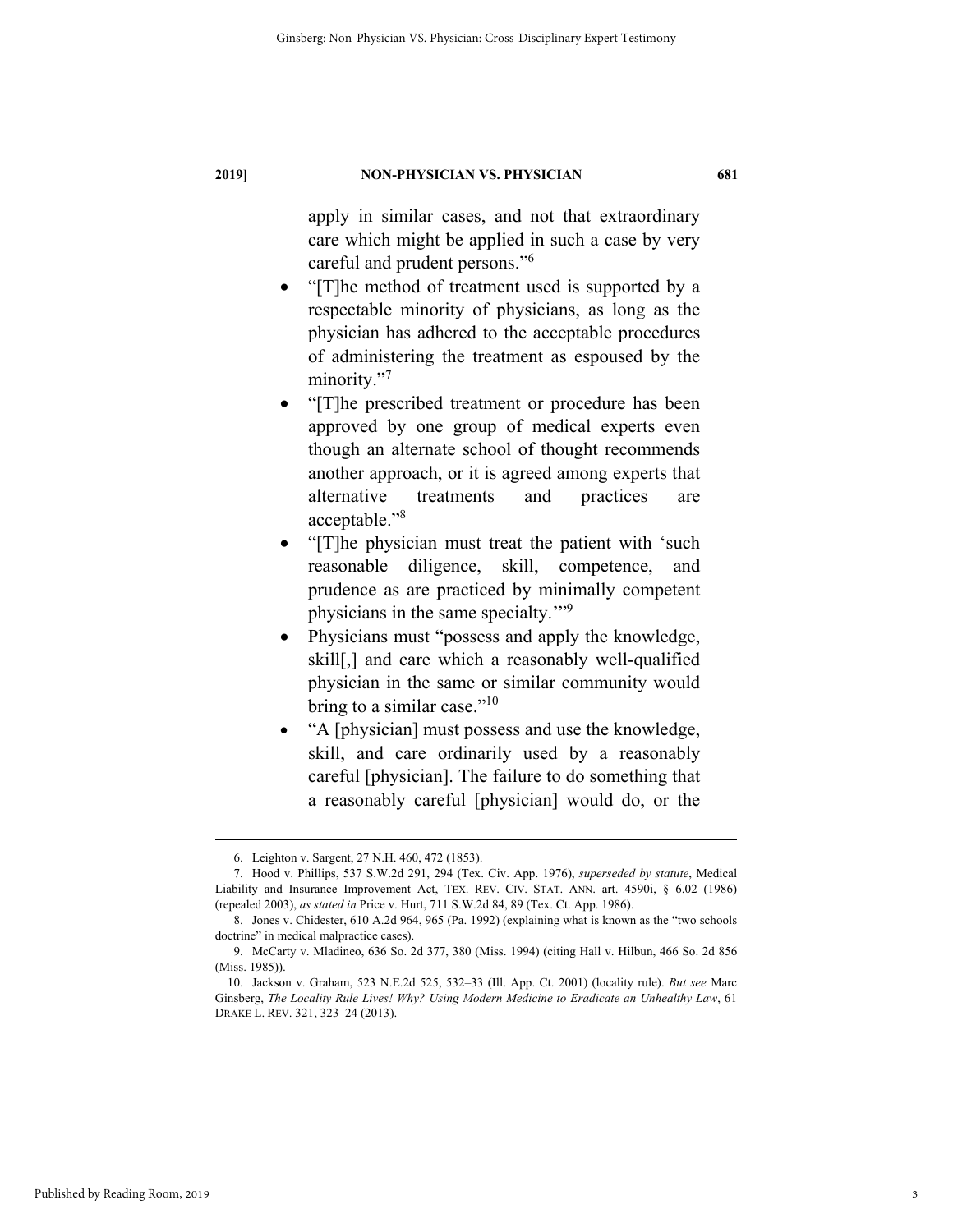apply in similar cases, and not that extraordinary care which might be applied in such a case by very careful and prudent persons."[6]

- "[T]he method of treatment used is supported by a respectable minority of physicians, as long as the physician has adhered to the acceptable procedures of administering the treatment as espoused by the minority."[7]
- "[T]he prescribed treatment or procedure has been approved by one group of medical experts even though an alternate school of thought recommends another approach, or it is agreed among experts that alternative treatments and practices are acceptable."[8]
- "[T]he physician must treat the patient with 'such reasonable diligence, skill, competence, and prudence as are practiced by minimally competent physicians in the same specialty.'"[9]
- Physicians must "possess and apply the knowledge, skill[,] and care which a reasonably well-qualified physician in the same or similar community would bring to a similar case."[10]
- "A [physician] must possess and use the knowledge, skill, and care ordinarily used by a reasonably careful [physician]. The failure to do something that a reasonably careful [physician] would do, or the

---

6. Leighton v. Sargent, 27 N.H. 460, 472 (1853).

7. Hood v. Phillips, 537 S.W.2d 291, 294 (Tex. Civ. App. 1976), *superseded by statute*, Medical Liability and Insurance Improvement Act, TEX. REV. CIV. STAT. ANN. art. 4590i, § 6.02 (1986) (repealed 2003), *as stated in* Price v. Hurt, 711 S.W.2d 84, 89 (Tex. Ct. App. 1986).

8. Jones v. Chidester, 610 A.2d 964, 965 (Pa. 1992) (explaining what is known as the "two schools doctrine" in medical malpractice cases).

9. McCarty v. Mladineo, 636 So. 2d 377, 380 (Miss. 1994) (citing Hall v. Hilbun, 466 So. 2d 856 (Miss. 1985)).

10. Jackson v. Graham, 523 N.E.2d 525, 532–33 (Ill. App. Ct. 2001) (locality rule). *But see* Marc Ginsberg, *The Locality Rule Lives! Why? Using Modern Medicine to Eradicate an Unhealthy Law*, 61 DRAKE L. REV. 321, 323–24 (2013).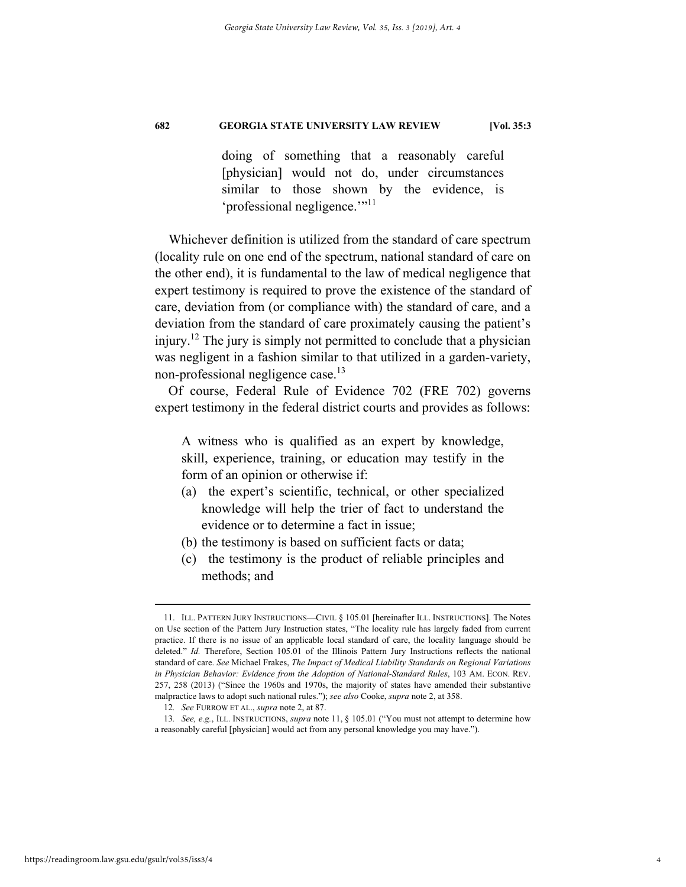> doing of something that a reasonably careful [physician] would not do, under circumstances similar to those shown by the evidence, is 'professional negligence.'"[11]

Whichever definition is utilized from the standard of care spectrum (locality rule on one end of the spectrum, national standard of care on the other end), it is fundamental to the law of medical negligence that expert testimony is required to prove the existence of the standard of care, deviation from (or compliance with) the standard of care, and a deviation from the standard of care proximately causing the patient's injury.[12] The jury is simply not permitted to conclude that a physician was negligent in a fashion similar to that utilized in a garden-variety, non-professional negligence case.[13]

Of course, Federal Rule of Evidence 702 (FRE 702) governs expert testimony in the federal district courts and provides as follows:

> A witness who is qualified as an expert by knowledge, skill, experience, training, or education may testify in the form of an opinion or otherwise if:
>
> (a) the expert's scientific, technical, or other specialized knowledge will help the trier of fact to understand the evidence or to determine a fact in issue;
>
> (b) the testimony is based on sufficient facts or data;
>
> (c) the testimony is the product of reliable principles and methods; and

---

11. ILL. PATTERN JURY INSTRUCTIONS—CIVIL § 105.01 [hereinafter ILL. INSTRUCTIONS]. The Notes on Use section of the Pattern Jury Instruction states, "The locality rule has largely faded from current practice. If there is no issue of an applicable local standard of care, the locality language should be deleted." *Id.* Therefore, Section 105.01 of the Illinois Pattern Jury Instructions reflects the national standard of care. *See* Michael Frakes, *The Impact of Medical Liability Standards on Regional Variations in Physician Behavior: Evidence from the Adoption of National-Standard Rules*, 103 AM. ECON. REV. 257, 258 (2013) ("Since the 1960s and 1970s, the majority of states have amended their substantive malpractice laws to adopt such national rules."); *see also* Cooke, *supra* note 2, at 358.

12. *See* FURROW ET AL., *supra* note 2, at 87.

13. *See, e.g.*, ILL. INSTRUCTIONS, *supra* note 11, § 105.01 ("You must not attempt to determine how a reasonably careful [physician] would act from any personal knowledge you may have.").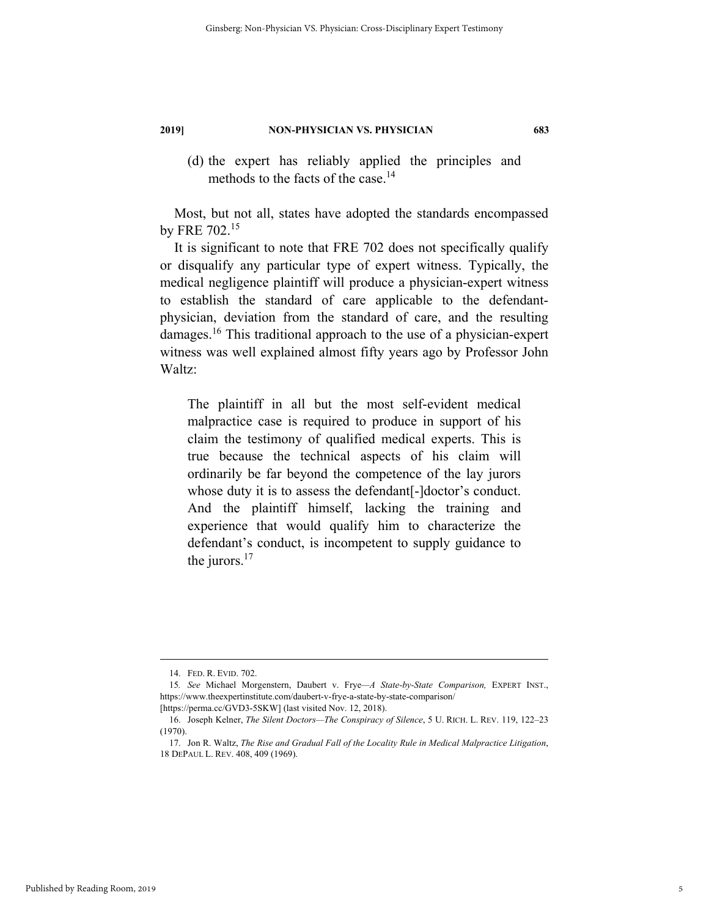(d) the expert has reliably applied the principles and methods to the facts of the case.[14]

Most, but not all, states have adopted the standards encompassed by FRE 702.[15]

It is significant to note that FRE 702 does not specifically qualify or disqualify any particular type of expert witness. Typically, the medical negligence plaintiff will produce a physician-expert witness to establish the standard of care applicable to the defendant-physician, deviation from the standard of care, and the resulting damages.[16] This traditional approach to the use of a physician-expert witness was well explained almost fifty years ago by Professor John Waltz:

> The plaintiff in all but the most self-evident medical malpractice case is required to produce in support of his claim the testimony of qualified medical experts. This is true because the technical aspects of his claim will ordinarily be far beyond the competence of the lay jurors whose duty it is to assess the defendant[-]doctor's conduct. And the plaintiff himself, lacking the training and experience that would qualify him to characterize the defendant's conduct, is incompetent to supply guidance to the jurors.[17]

---

14. FED. R. EVID. 702.

15. *See* Michael Morgenstern, Daubert v. Frye—*A State-by-State Comparison,* EXPERT INST., https://www.theexpertinstitute.com/daubert-v-frye-a-state-by-state-comparison/ [https://perma.cc/GVD3-5SKW] (last visited Nov. 12, 2018).

16. Joseph Kelner, *The Silent Doctors—The Conspiracy of Silence*, 5 U. RICH. L. REV. 119, 122–23 (1970).

17. Jon R. Waltz, *The Rise and Gradual Fall of the Locality Rule in Medical Malpractice Litigation*, 18 DEPAUL L. REV. 408, 409 (1969).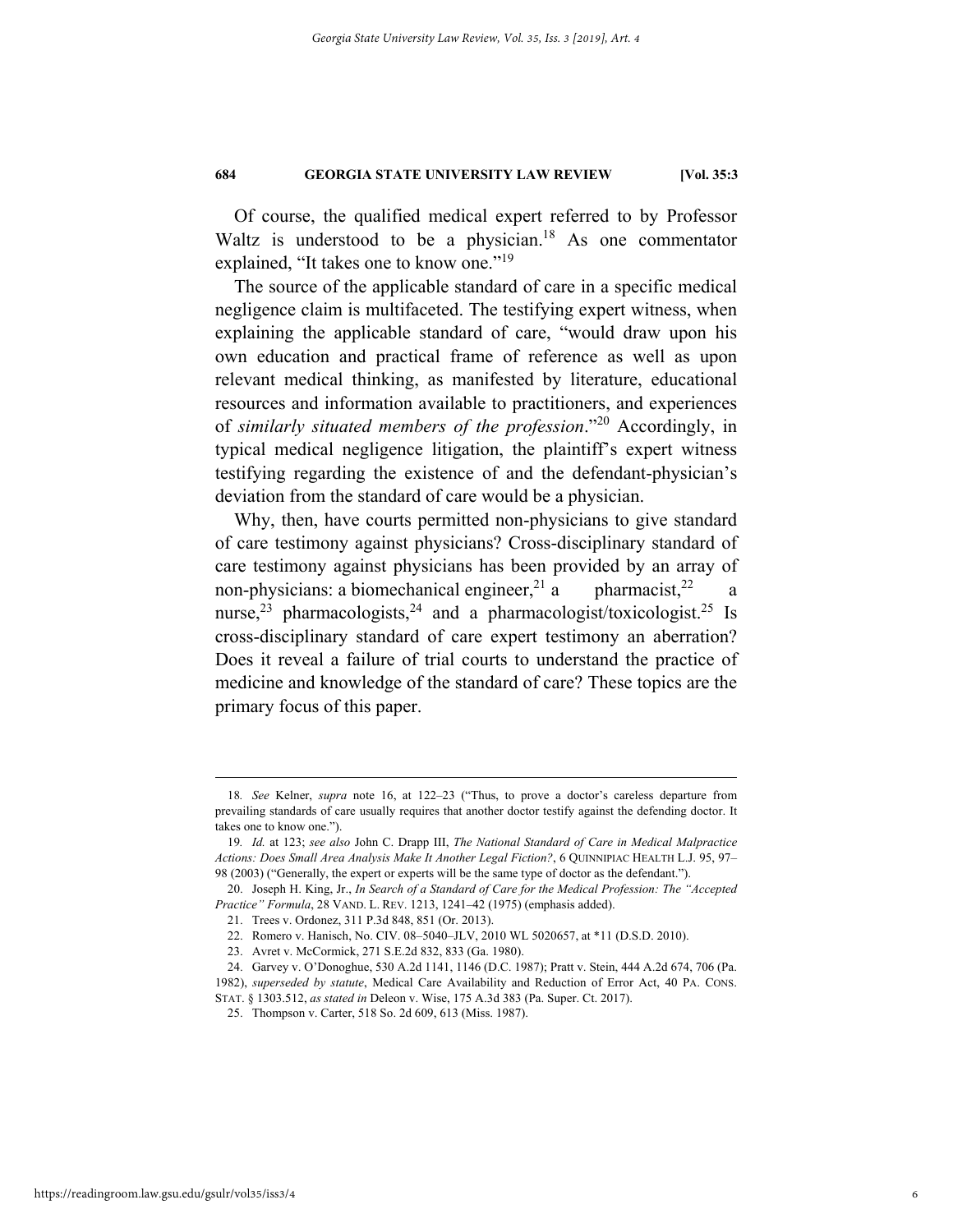Of course, the qualified medical expert referred to by Professor Waltz is understood to be a physician.[18] As one commentator explained, "It takes one to know one."[19]

The source of the applicable standard of care in a specific medical negligence claim is multifaceted. The testifying expert witness, when explaining the applicable standard of care, "would draw upon his own education and practical frame of reference as well as upon relevant medical thinking, as manifested by literature, educational resources and information available to practitioners, and experiences of *similarly situated members of the profession*."[20] Accordingly, in typical medical negligence litigation, the plaintiff's expert witness testifying regarding the existence of and the defendant-physician's deviation from the standard of care would be a physician.

Why, then, have courts permitted non-physicians to give standard of care testimony against physicians? Cross-disciplinary standard of care testimony against physicians has been provided by an array of non-physicians: a biomechanical engineer,[21] a pharmacist,[22] a nurse,[23] pharmacologists,[24] and a pharmacologist/toxicologist.[25] Is cross-disciplinary standard of care expert testimony an aberration? Does it reveal a failure of trial courts to understand the practice of medicine and knowledge of the standard of care? These topics are the primary focus of this paper.

---

18. *See* Kelner, *supra* note 16, at 122–23 ("Thus, to prove a doctor's careless departure from prevailing standards of care usually requires that another doctor testify against the defending doctor. It takes one to know one.").

19. *Id.* at 123; *see also* John C. Drapp III, *The National Standard of Care in Medical Malpractice Actions: Does Small Area Analysis Make It Another Legal Fiction?*, 6 QUINNIPIAC HEALTH L.J. 95, 97–98 (2003) ("Generally, the expert or experts will be the same type of doctor as the defendant.").

20. Joseph H. King, Jr., *In Search of a Standard of Care for the Medical Profession: The "Accepted Practice" Formula*, 28 VAND. L. REV. 1213, 1241–42 (1975) (emphasis added).

21. Trees v. Ordonez, 311 P.3d 848, 851 (Or. 2013).

22. Romero v. Hanisch, No. CIV. 08–5040–JLV, 2010 WL 5020657, at *11 (D.S.D. 2010).

23. Avret v. McCormick, 271 S.E.2d 832, 833 (Ga. 1980).

24. Garvey v. O'Donoghue, 530 A.2d 1141, 1146 (D.C. 1987); Pratt v. Stein, 444 A.2d 674, 706 (Pa. 1982), *superseded by statute*, Medical Care Availability and Reduction of Error Act, 40 PA. CONS. STAT. § 1303.512, *as stated in* Deleon v. Wise, 175 A.3d 383 (Pa. Super. Ct. 2017).

25. Thompson v. Carter, 518 So. 2d 609, 613 (Miss. 1987).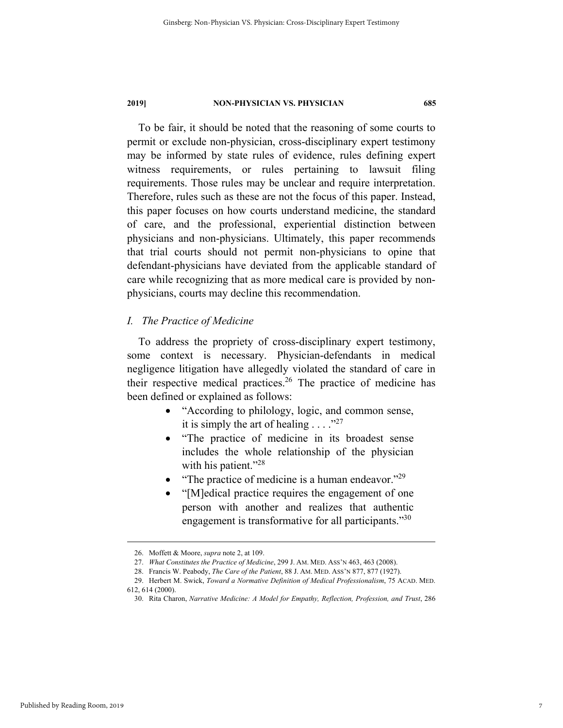To be fair, it should be noted that the reasoning of some courts to permit or exclude non-physician, cross-disciplinary expert testimony may be informed by state rules of evidence, rules defining expert witness requirements, or rules pertaining to lawsuit filing requirements. Those rules may be unclear and require interpretation. Therefore, rules such as these are not the focus of this paper. Instead, this paper focuses on how courts understand medicine, the standard of care, and the professional, experiential distinction between physicians and non-physicians. Ultimately, this paper recommends that trial courts should not permit non-physicians to opine that defendant-physicians have deviated from the applicable standard of care while recognizing that as more medical care is provided by non-physicians, courts may decline this recommendation.

## *I. The Practice of Medicine*

To address the propriety of cross-disciplinary expert testimony, some context is necessary. Physician-defendants in medical negligence litigation have allegedly violated the standard of care in their respective medical practices.[26] The practice of medicine has been defined or explained as follows:

- "According to philology, logic, and common sense, it is simply the art of healing . . . ."[27]
- "The practice of medicine in its broadest sense includes the whole relationship of the physician with his patient."[28]
- "The practice of medicine is a human endeavor."[29]
- "[M]edical practice requires the engagement of one person with another and realizes that authentic engagement is transformative for all participants."[30]

---

26. Moffett & Moore, *supra* note 2, at 109.

27. *What Constitutes the Practice of Medicine*, 299 J. AM. MED. ASS'N 463, 463 (2008).

28. Francis W. Peabody, *The Care of the Patient*, 88 J. AM. MED. ASS'N 877, 877 (1927).

29. Herbert M. Swick, *Toward a Normative Definition of Medical Professionalism*, 75 ACAD. MED. 612, 614 (2000).

30. Rita Charon, *Narrative Medicine: A Model for Empathy, Reflection, Profession, and Trust*, 286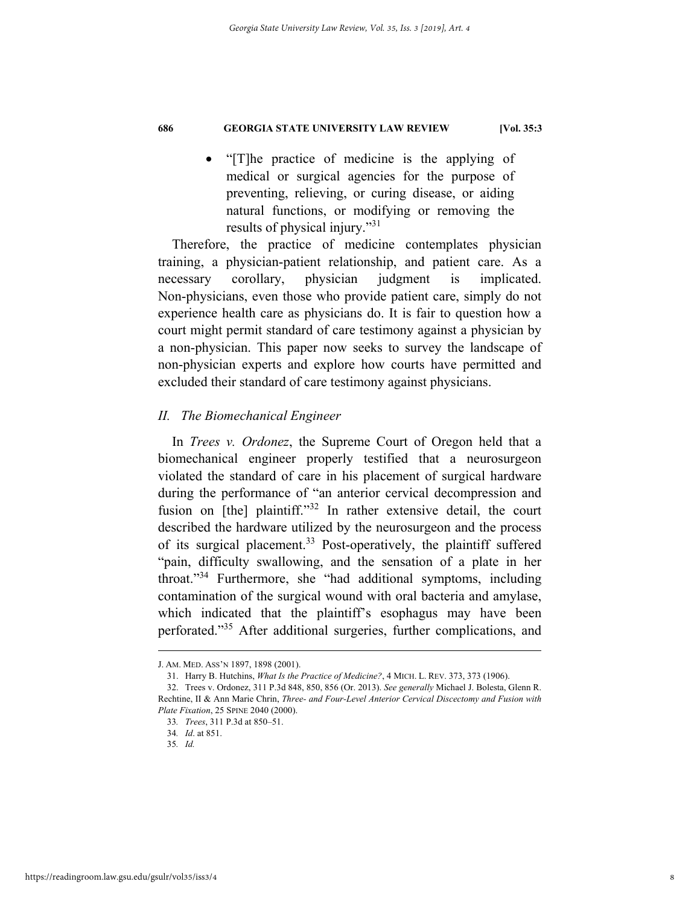- "[T]he practice of medicine is the applying of medical or surgical agencies for the purpose of preventing, relieving, or curing disease, or aiding natural functions, or modifying or removing the results of physical injury."[31]

Therefore, the practice of medicine contemplates physician training, a physician-patient relationship, and patient care. As a necessary corollary, physician judgment is implicated. Non-physicians, even those who provide patient care, simply do not experience health care as physicians do. It is fair to question how a court might permit standard of care testimony against a physician by a non-physician. This paper now seeks to survey the landscape of non-physician experts and explore how courts have permitted and excluded their standard of care testimony against physicians.

## *II. The Biomechanical Engineer*

In *Trees v. Ordonez*, the Supreme Court of Oregon held that a biomechanical engineer properly testified that a neurosurgeon violated the standard of care in his placement of surgical hardware during the performance of "an anterior cervical decompression and fusion on [the] plaintiff."[32] In rather extensive detail, the court described the hardware utilized by the neurosurgeon and the process of its surgical placement.[33] Post-operatively, the plaintiff suffered "pain, difficulty swallowing, and the sensation of a plate in her throat."[34] Furthermore, she "had additional symptoms, including contamination of the surgical wound with oral bacteria and amylase, which indicated that the plaintiff's esophagus may have been perforated."[35] After additional surgeries, further complications, and

---

J. AM. MED. ASS'N 1897, 1898 (2001).

31. Harry B. Hutchins, *What Is the Practice of Medicine?*, 4 MICH. L. REV. 373, 373 (1906).

32. Trees v. Ordonez, 311 P.3d 848, 850, 856 (Or. 2013). *See generally* Michael J. Bolesta, Glenn R. Rechtine, II & Ann Marie Chrin, *Three- and Four-Level Anterior Cervical Discectomy and Fusion with Plate Fixation*, 25 SPINE 2040 (2000).

33. *Trees*, 311 P.3d at 850–51.

34. *Id*. at 851.

35. *Id.*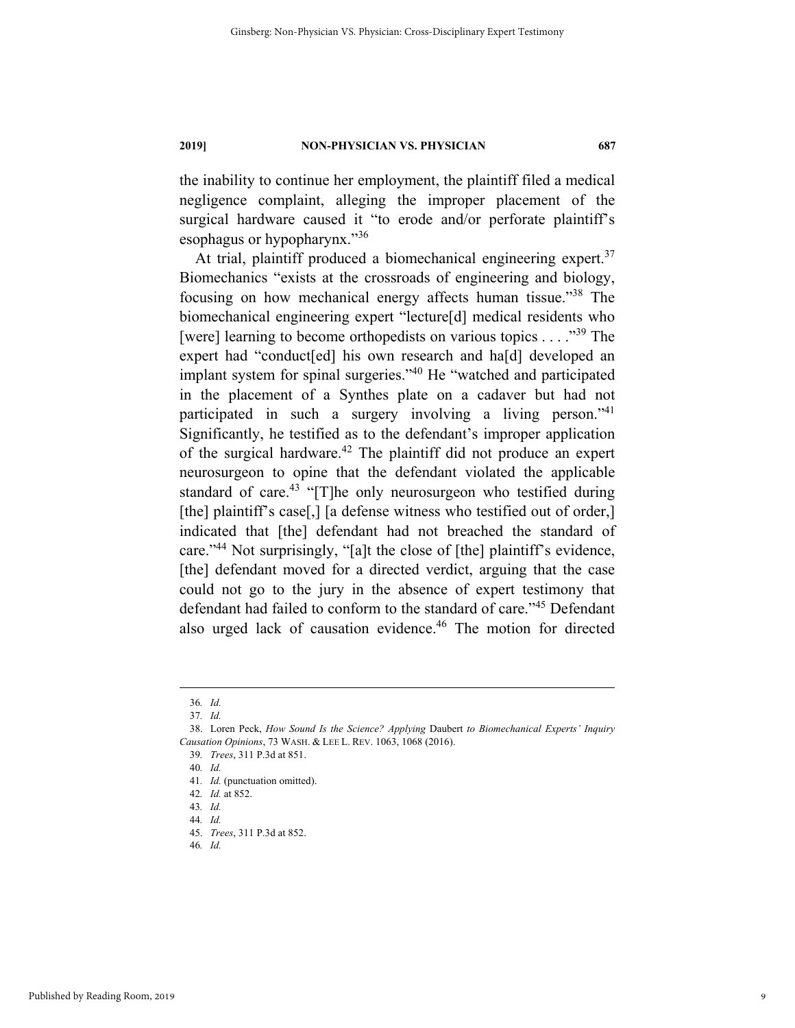the inability to continue her employment, the plaintiff filed a medical negligence complaint, alleging the improper placement of the surgical hardware caused it "to erode and/or perforate plaintiff's esophagus or hypopharynx."[36]

At trial, plaintiff produced a biomechanical engineering expert.[37] Biomechanics "exists at the crossroads of engineering and biology, focusing on how mechanical energy affects human tissue."[38] The biomechanical engineering expert "lecture[d] medical residents who [were] learning to become orthopedists on various topics . . . ."[39] The expert had "conduct[ed] his own research and ha[d] developed an implant system for spinal surgeries."[40] He "watched and participated in the placement of a Synthes plate on a cadaver but had not participated in such a surgery involving a living person."[41] Significantly, he testified as to the defendant's improper application of the surgical hardware.[42] The plaintiff did not produce an expert neurosurgeon to opine that the defendant violated the applicable standard of care.[43] "[T]he only neurosurgeon who testified during [the] plaintiff's case[,] [a defense witness who testified out of order,] indicated that [the] defendant had not breached the standard of care."[44] Not surprisingly, "[a]t the close of [the] plaintiff's evidence, [the] defendant moved for a directed verdict, arguing that the case could not go to the jury in the absence of expert testimony that defendant had failed to conform to the standard of care."[45] Defendant also urged lack of causation evidence.[46] The motion for directed

---

36. *Id.*

37. *Id.*

38. Loren Peck, *How Sound Is the Science? Applying* Daubert *to Biomechanical Experts' Inquiry Causation Opinions*, 73 WASH. & LEE L. REV. 1063, 1068 (2016).

39. *Trees*, 311 P.3d at 851.

40. *Id.*

41. *Id.* (punctuation omitted).

42. *Id.* at 852.

43. *Id.*

44. *Id.*

45. *Trees*, 311 P.3d at 852.

46. *Id.*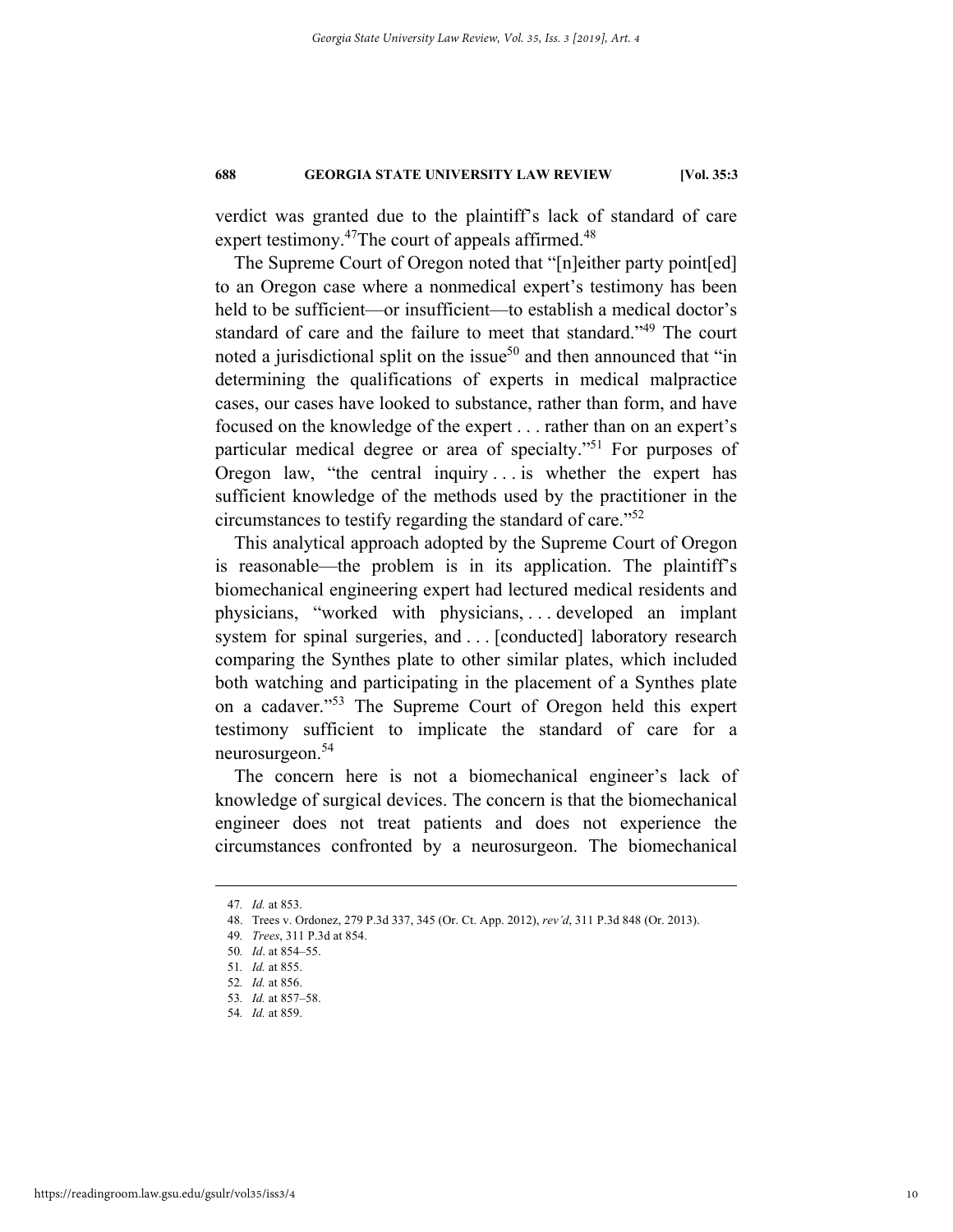verdict was granted due to the plaintiff's lack of standard of care expert testimony.[47]The court of appeals affirmed.[48]

The Supreme Court of Oregon noted that "[n]either party point[ed] to an Oregon case where a nonmedical expert's testimony has been held to be sufficient—or insufficient—to establish a medical doctor's standard of care and the failure to meet that standard."[49] The court noted a jurisdictional split on the issue[50] and then announced that "in determining the qualifications of experts in medical malpractice cases, our cases have looked to substance, rather than form, and have focused on the knowledge of the expert . . . rather than on an expert's particular medical degree or area of specialty."[51] For purposes of Oregon law, "the central inquiry . . . is whether the expert has sufficient knowledge of the methods used by the practitioner in the circumstances to testify regarding the standard of care."[52]

This analytical approach adopted by the Supreme Court of Oregon is reasonable—the problem is in its application. The plaintiff's biomechanical engineering expert had lectured medical residents and physicians, "worked with physicians, . . . developed an implant system for spinal surgeries, and . . . [conducted] laboratory research comparing the Synthes plate to other similar plates, which included both watching and participating in the placement of a Synthes plate on a cadaver."[53] The Supreme Court of Oregon held this expert testimony sufficient to implicate the standard of care for a neurosurgeon.[54]

The concern here is not a biomechanical engineer's lack of knowledge of surgical devices. The concern is that the biomechanical engineer does not treat patients and does not experience the circumstances confronted by a neurosurgeon. The biomechanical

---

47. *Id.* at 853.

48. Trees v. Ordonez, 279 P.3d 337, 345 (Or. Ct. App. 2012), *rev'd*, 311 P.3d 848 (Or. 2013).

49. *Trees*, 311 P.3d at 854.

50. *Id*. at 854–55.

51. *Id.* at 855.

52. *Id.* at 856.

53. *Id.* at 857–58.

54. *Id.* at 859.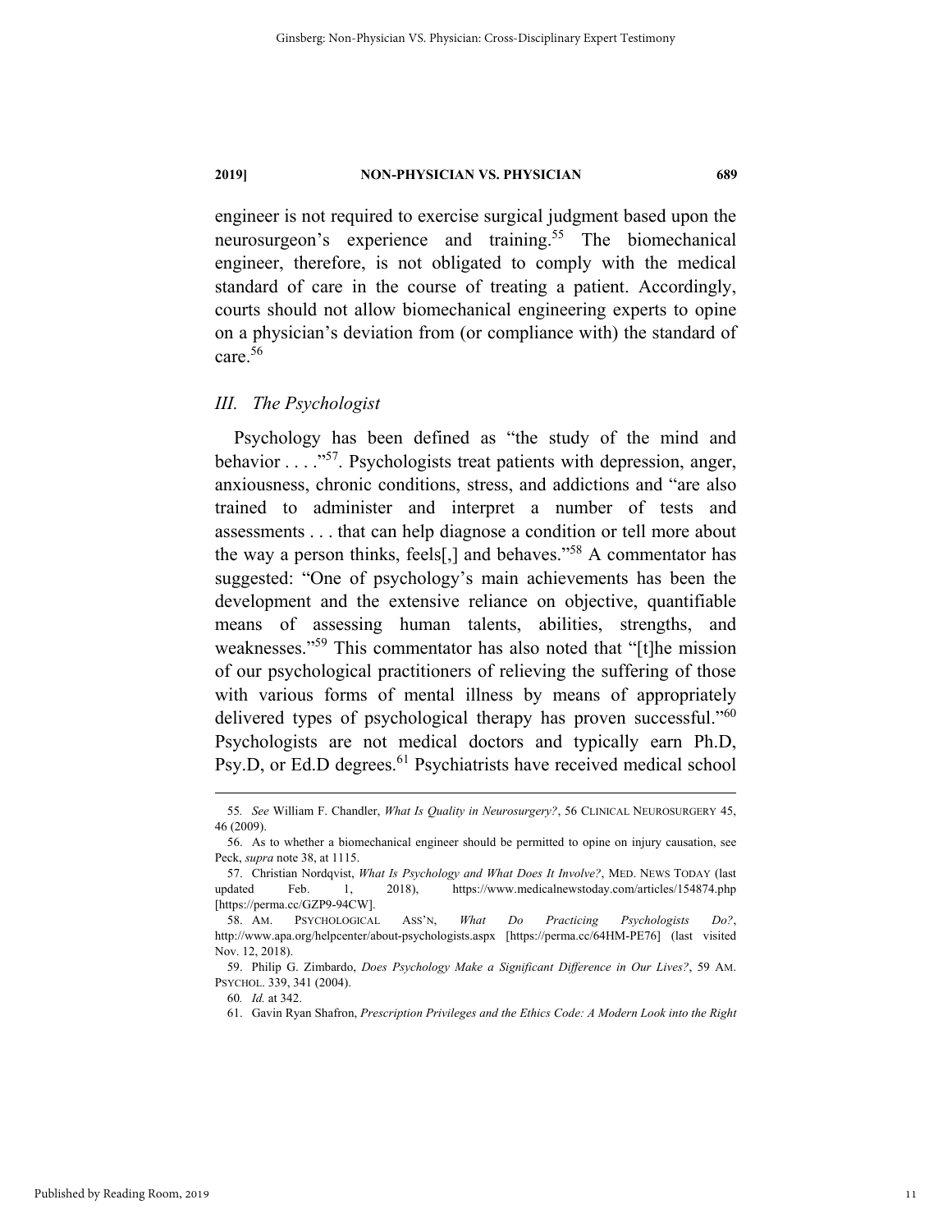engineer is not required to exercise surgical judgment based upon the neurosurgeon's experience and training.[55] The biomechanical engineer, therefore, is not obligated to comply with the medical standard of care in the course of treating a patient. Accordingly, courts should not allow biomechanical engineering experts to opine on a physician's deviation from (or compliance with) the standard of care.[56]

### *III. The Psychologist*

Psychology has been defined as "the study of the mind and behavior . . . ."[57]. Psychologists treat patients with depression, anger, anxiousness, chronic conditions, stress, and addictions and "are also trained to administer and interpret a number of tests and assessments . . . that can help diagnose a condition or tell more about the way a person thinks, feels[,] and behaves."[58] A commentator has suggested: "One of psychology's main achievements has been the development and the extensive reliance on objective, quantifiable means of assessing human talents, abilities, strengths, and weaknesses."[59] This commentator has also noted that "[t]he mission of our psychological practitioners of relieving the suffering of those with various forms of mental illness by means of appropriately delivered types of psychological therapy has proven successful."[60] Psychologists are not medical doctors and typically earn Ph.D, Psy.D, or Ed.D degrees.[61] Psychiatrists have received medical school

---

55. *See* William F. Chandler, *What Is Quality in Neurosurgery?*, 56 CLINICAL NEUROSURGERY 45, 46 (2009).

56. As to whether a biomechanical engineer should be permitted to opine on injury causation, see Peck, *supra* note 38, at 1115.

57. Christian Nordqvist, *What Is Psychology and What Does It Involve?*, MED. NEWS TODAY (last updated Feb. 1, 2018), https://www.medicalnewstoday.com/articles/154874.php [https://perma.cc/GZP9-94CW].

58. AM. PSYCHOLOGICAL ASS'N, *What Do Practicing Psychologists Do?*, http://www.apa.org/helpcenter/about-psychologists.aspx [https://perma.cc/64HM-PE76] (last visited Nov. 12, 2018).

59. Philip G. Zimbardo, *Does Psychology Make a Significant Difference in Our Lives?*, 59 AM. PSYCHOL. 339, 341 (2004).

60. *Id.* at 342.

61. Gavin Ryan Shafron, *Prescription Privileges and the Ethics Code: A Modern Look into the Right*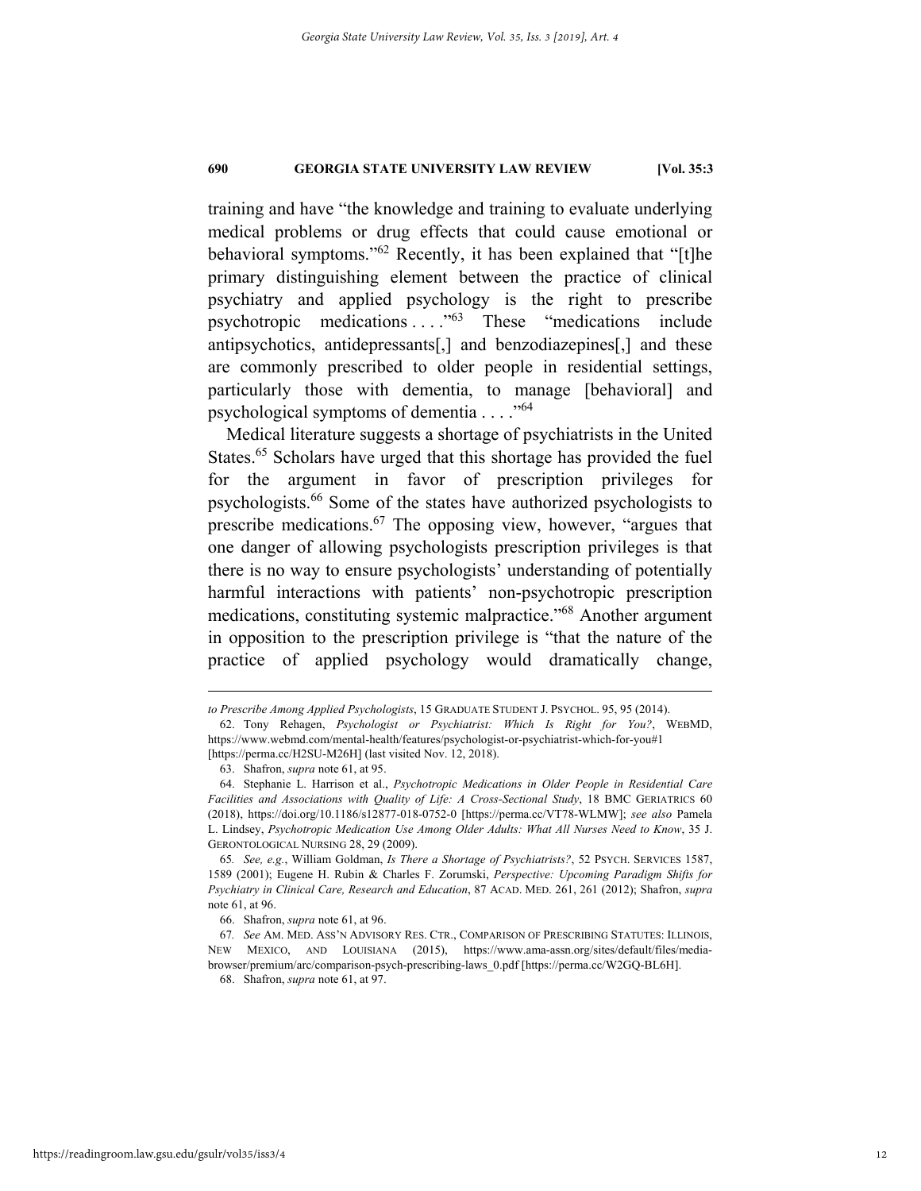training and have "the knowledge and training to evaluate underlying medical problems or drug effects that could cause emotional or behavioral symptoms."[62] Recently, it has been explained that "[t]he primary distinguishing element between the practice of clinical psychiatry and applied psychology is the right to prescribe psychotropic medications . . . ."[63] These "medications include antipsychotics, antidepressants[,] and benzodiazepines[,] and these are commonly prescribed to older people in residential settings, particularly those with dementia, to manage [behavioral] and psychological symptoms of dementia . . . ."[64]

Medical literature suggests a shortage of psychiatrists in the United States.[65] Scholars have urged that this shortage has provided the fuel for the argument in favor of prescription privileges for psychologists.[66] Some of the states have authorized psychologists to prescribe medications.[67] The opposing view, however, "argues that one danger of allowing psychologists prescription privileges is that there is no way to ensure psychologists' understanding of potentially harmful interactions with patients' non-psychotropic prescription medications, constituting systemic malpractice."[68] Another argument in opposition to the prescription privilege is "that the nature of the practice of applied psychology would dramatically change,

---

*to Prescribe Among Applied Psychologists*, 15 GRADUATE STUDENT J. PSYCHOL. 95, 95 (2014).

62. Tony Rehagen, *Psychologist or Psychiatrist: Which Is Right for You?*, WEBMD, https://www.webmd.com/mental-health/features/psychologist-or-psychiatrist-which-for-you#1 [https://perma.cc/H2SU-M26H] (last visited Nov. 12, 2018).

63. Shafron, *supra* note 61, at 95.

64. Stephanie L. Harrison et al., *Psychotropic Medications in Older People in Residential Care Facilities and Associations with Quality of Life: A Cross-Sectional Study*, 18 BMC GERIATRICS 60 (2018), https://doi.org/10.1186/s12877-018-0752-0 [https://perma.cc/VT78-WLMW]; *see also* Pamela L. Lindsey, *Psychotropic Medication Use Among Older Adults: What All Nurses Need to Know*, 35 J. GERONTOLOGICAL NURSING 28, 29 (2009).

65. *See, e.g.*, William Goldman, *Is There a Shortage of Psychiatrists?*, 52 PSYCH. SERVICES 1587, 1589 (2001); Eugene H. Rubin & Charles F. Zorumski, *Perspective: Upcoming Paradigm Shifts for Psychiatry in Clinical Care, Research and Education*, 87 ACAD. MED. 261, 261 (2012); Shafron, *supra* note 61, at 96.

66. Shafron, *supra* note 61, at 96.

67. *See* AM. MED. ASS'N ADVISORY RES. CTR., COMPARISON OF PRESCRIBING STATUTES: ILLINOIS, NEW MEXICO, AND LOUISIANA (2015), https://www.ama-assn.org/sites/default/files/media-browser/premium/arc/comparison-psych-prescribing-laws_0.pdf [https://perma.cc/W2GQ-BL6H].

68. Shafron, *supra* note 61, at 97.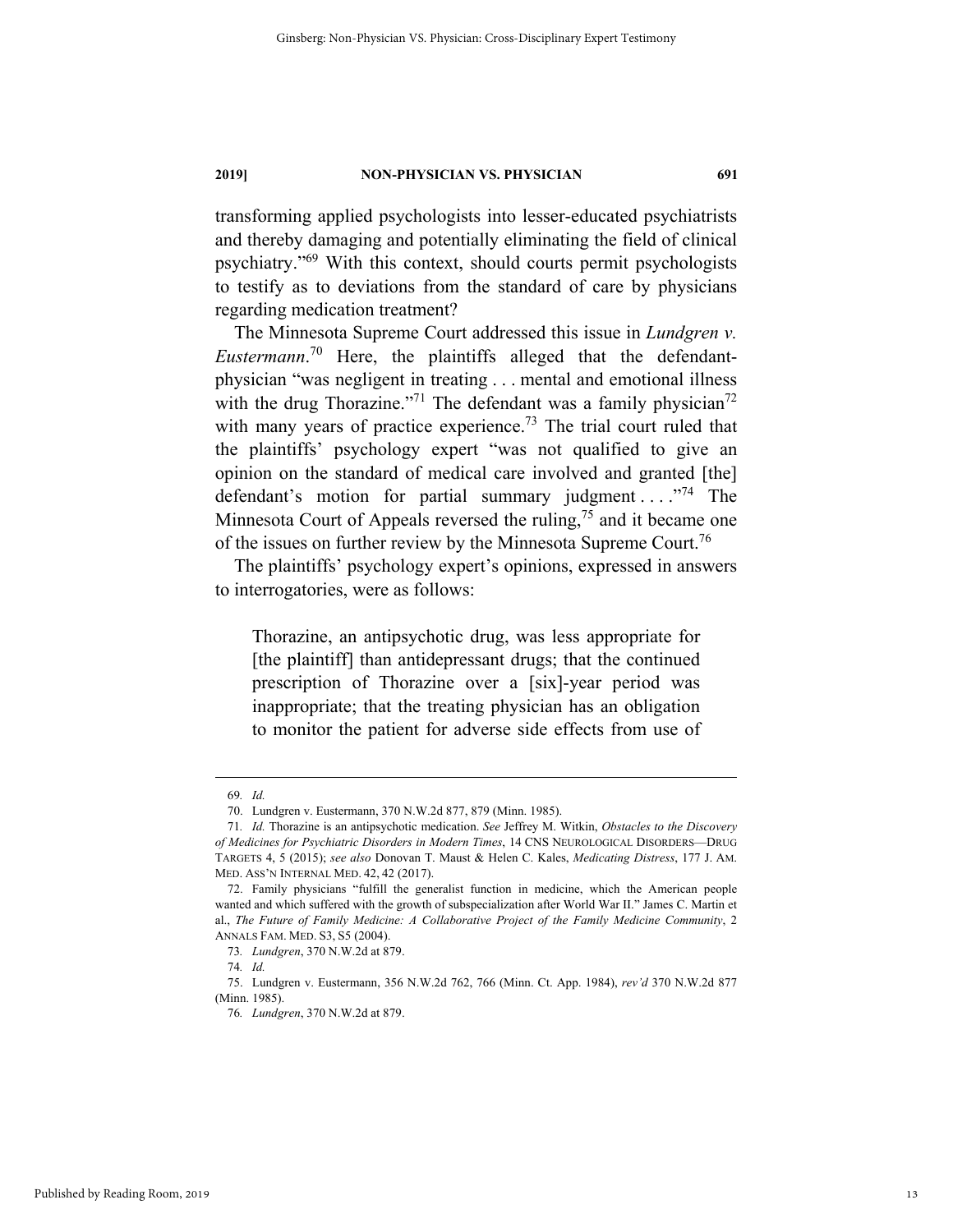transforming applied psychologists into lesser-educated psychiatrists and thereby damaging and potentially eliminating the field of clinical psychiatry."[69] With this context, should courts permit psychologists to testify as to deviations from the standard of care by physicians regarding medication treatment?

The Minnesota Supreme Court addressed this issue in *Lundgren v. Eustermann*.[70] Here, the plaintiffs alleged that the defendant-physician "was negligent in treating . . . mental and emotional illness with the drug Thorazine."[71] The defendant was a family physician[72] with many years of practice experience.[73] The trial court ruled that the plaintiffs' psychology expert "was not qualified to give an opinion on the standard of medical care involved and granted [the] defendant's motion for partial summary judgment . . . ."[74] The Minnesota Court of Appeals reversed the ruling,[75] and it became one of the issues on further review by the Minnesota Supreme Court.[76]

The plaintiffs' psychology expert's opinions, expressed in answers to interrogatories, were as follows:

> Thorazine, an antipsychotic drug, was less appropriate for [the plaintiff] than antidepressant drugs; that the continued prescription of Thorazine over a [six]-year period was inappropriate; that the treating physician has an obligation to monitor the patient for adverse side effects from use of

---

69. *Id.*

70. Lundgren v. Eustermann, 370 N.W.2d 877, 879 (Minn. 1985).

71. *Id.* Thorazine is an antipsychotic medication. *See* Jeffrey M. Witkin, *Obstacles to the Discovery of Medicines for Psychiatric Disorders in Modern Times*, 14 CNS NEUROLOGICAL DISORDERS—DRUG TARGETS 4, 5 (2015); *see also* Donovan T. Maust & Helen C. Kales, *Medicating Distress*, 177 J. AM. MED. ASS'N INTERNAL MED. 42, 42 (2017).

72. Family physicians "fulfill the generalist function in medicine, which the American people wanted and which suffered with the growth of subspecialization after World War II." James C. Martin et al., *The Future of Family Medicine: A Collaborative Project of the Family Medicine Community*, 2 ANNALS FAM. MED. S3, S5 (2004).

73. *Lundgren*, 370 N.W.2d at 879.

74. *Id.*

75. Lundgren v. Eustermann, 356 N.W.2d 762, 766 (Minn. Ct. App. 1984), *rev'd* 370 N.W.2d 877 (Minn. 1985).

76. *Lundgren*, 370 N.W.2d at 879.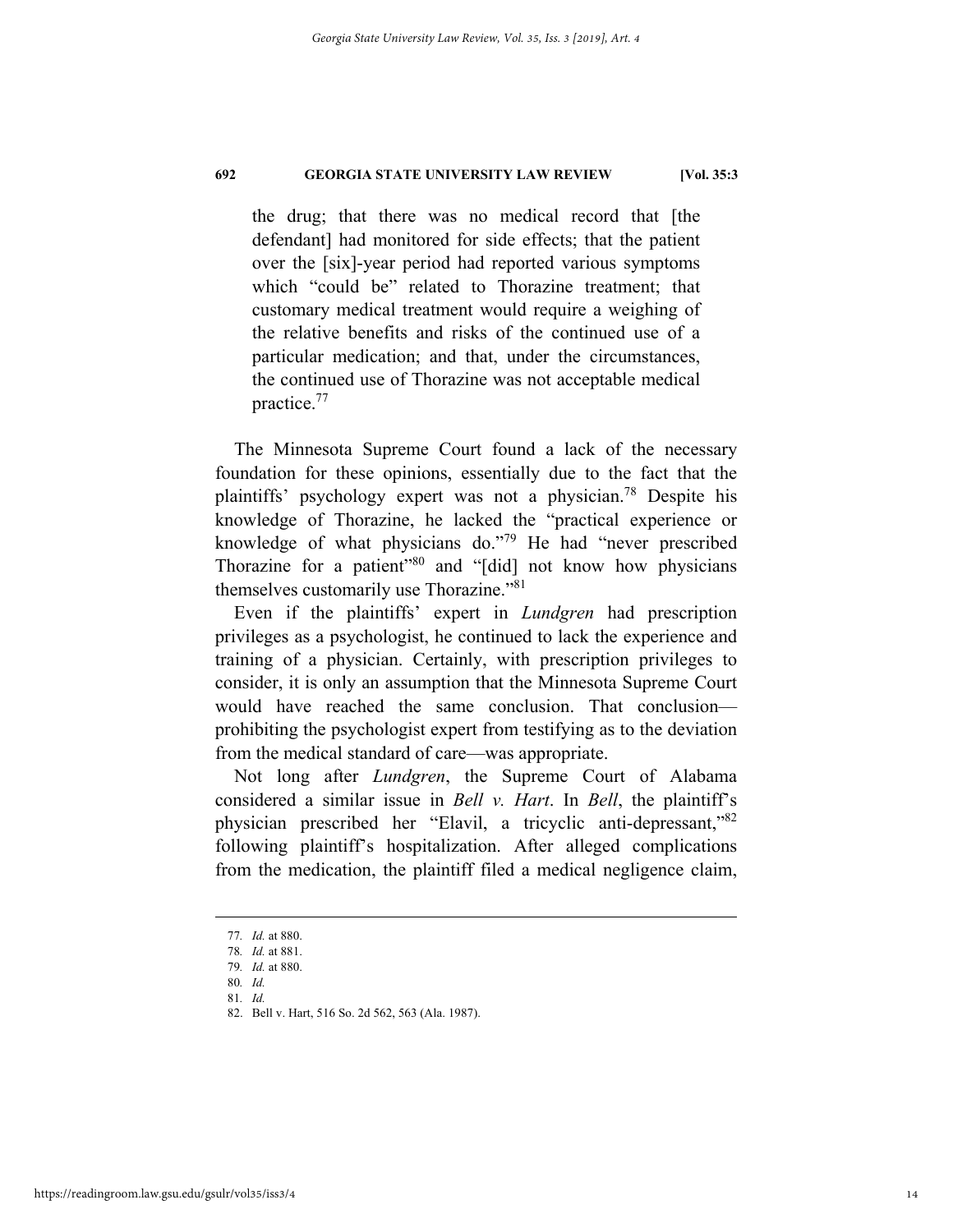> the drug; that there was no medical record that [the defendant] had monitored for side effects; that the patient over the [six]-year period had reported various symptoms which "could be" related to Thorazine treatment; that customary medical treatment would require a weighing of the relative benefits and risks of the continued use of a particular medication; and that, under the circumstances, the continued use of Thorazine was not acceptable medical practice.[77]

The Minnesota Supreme Court found a lack of the necessary foundation for these opinions, essentially due to the fact that the plaintiffs' psychology expert was not a physician.[78] Despite his knowledge of Thorazine, he lacked the "practical experience or knowledge of what physicians do."[79] He had "never prescribed Thorazine for a patient"[80] and "[did] not know how physicians themselves customarily use Thorazine."[81]

Even if the plaintiffs' expert in *Lundgren* had prescription privileges as a psychologist, he continued to lack the experience and training of a physician. Certainly, with prescription privileges to consider, it is only an assumption that the Minnesota Supreme Court would have reached the same conclusion. That conclusion—prohibiting the psychologist expert from testifying as to the deviation from the medical standard of care—was appropriate.

Not long after *Lundgren*, the Supreme Court of Alabama considered a similar issue in *Bell v. Hart*. In *Bell*, the plaintiff's physician prescribed her "Elavil, a tricyclic anti-depressant,"[82] following plaintiff's hospitalization. After alleged complications from the medication, the plaintiff filed a medical negligence claim,

---

77. *Id.* at 880.
78. *Id.* at 881.
79. *Id.* at 880.
80. *Id.*
81. *Id.*
82. Bell v. Hart, 516 So. 2d 562, 563 (Ala. 1987).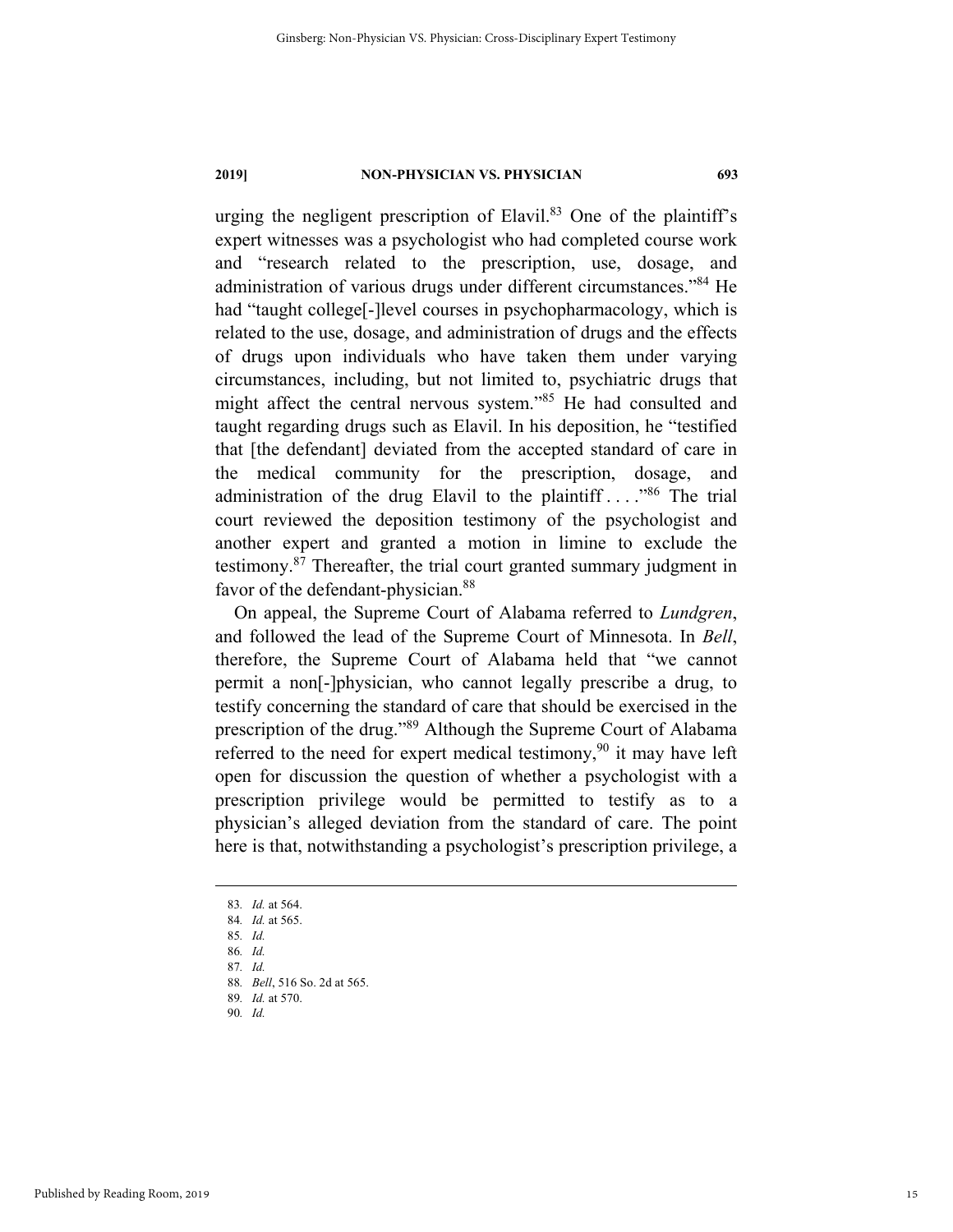urging the negligent prescription of Elavil.[83] One of the plaintiff's expert witnesses was a psychologist who had completed course work and "research related to the prescription, use, dosage, and administration of various drugs under different circumstances."[84] He had "taught college[-]level courses in psychopharmacology, which is related to the use, dosage, and administration of drugs and the effects of drugs upon individuals who have taken them under varying circumstances, including, but not limited to, psychiatric drugs that might affect the central nervous system."[85] He had consulted and taught regarding drugs such as Elavil. In his deposition, he "testified that [the defendant] deviated from the accepted standard of care in the medical community for the prescription, dosage, and administration of the drug Elavil to the plaintiff . . . ."[86] The trial court reviewed the deposition testimony of the psychologist and another expert and granted a motion in limine to exclude the testimony.[87] Thereafter, the trial court granted summary judgment in favor of the defendant-physician.[88]

On appeal, the Supreme Court of Alabama referred to *Lundgren*, and followed the lead of the Supreme Court of Minnesota. In *Bell*, therefore, the Supreme Court of Alabama held that "we cannot permit a non[-]physician, who cannot legally prescribe a drug, to testify concerning the standard of care that should be exercised in the prescription of the drug."[89] Although the Supreme Court of Alabama referred to the need for expert medical testimony,[90] it may have left open for discussion the question of whether a psychologist with a prescription privilege would be permitted to testify as to a physician's alleged deviation from the standard of care. The point here is that, notwithstanding a psychologist's prescription privilege, a

---

83. *Id.* at 564.
84. *Id.* at 565.
85. *Id.*
86. *Id.*
87. *Id.*
88. *Bell*, 516 So. 2d at 565.
89. *Id.* at 570.
90. *Id.*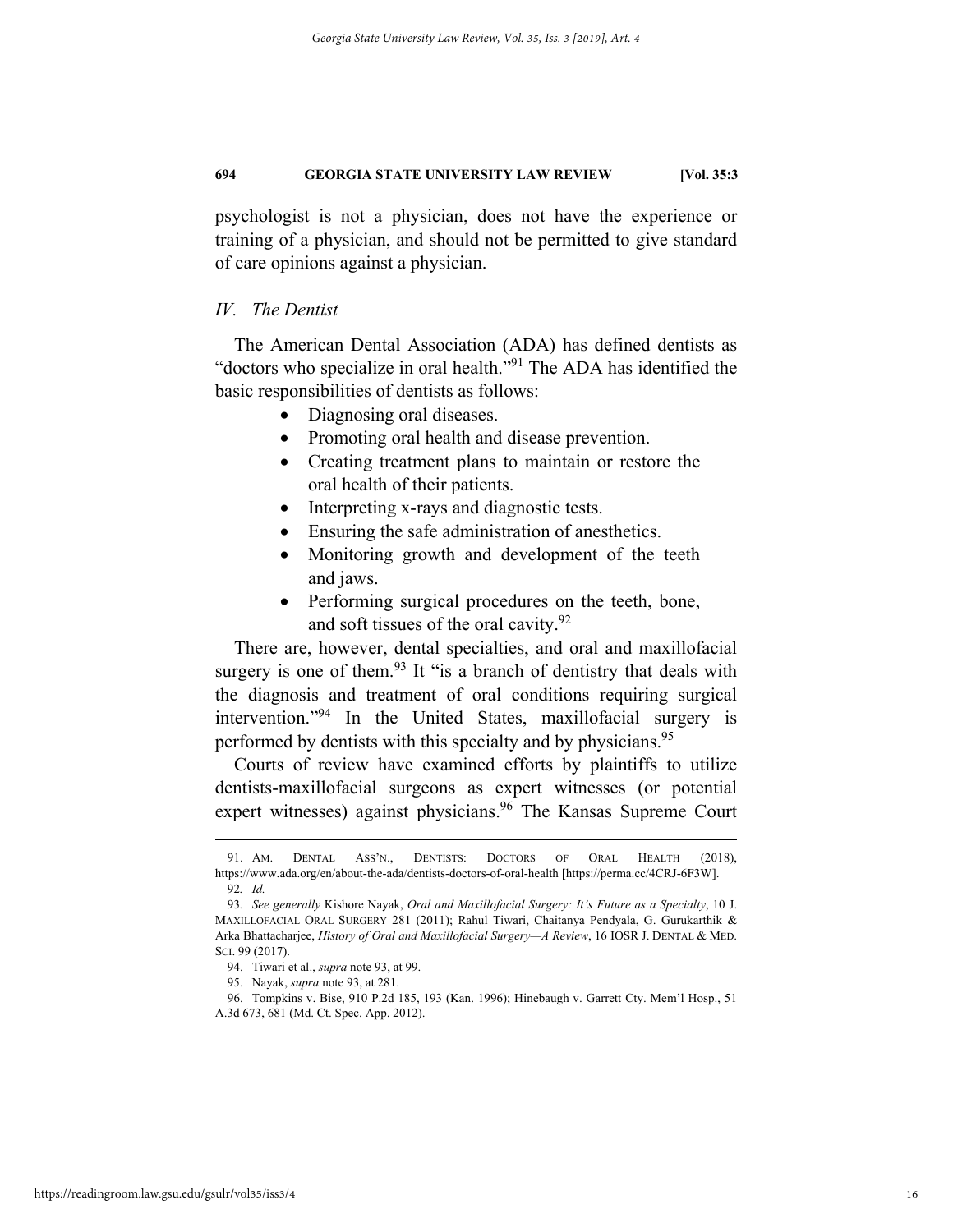psychologist is not a physician, does not have the experience or training of a physician, and should not be permitted to give standard of care opinions against a physician.

### *IV. The Dentist*

The American Dental Association (ADA) has defined dentists as "doctors who specialize in oral health."[91] The ADA has identified the basic responsibilities of dentists as follows:

- Diagnosing oral diseases.
- Promoting oral health and disease prevention.
- Creating treatment plans to maintain or restore the oral health of their patients.
- Interpreting x-rays and diagnostic tests.
- Ensuring the safe administration of anesthetics.
- Monitoring growth and development of the teeth and jaws.
- Performing surgical procedures on the teeth, bone, and soft tissues of the oral cavity.[92]

There are, however, dental specialties, and oral and maxillofacial surgery is one of them.[93] It "is a branch of dentistry that deals with the diagnosis and treatment of oral conditions requiring surgical intervention."[94] In the United States, maxillofacial surgery is performed by dentists with this specialty and by physicians.[95]

Courts of review have examined efforts by plaintiffs to utilize dentists-maxillofacial surgeons as expert witnesses (or potential expert witnesses) against physicians.[96] The Kansas Supreme Court

---

91. AM. DENTAL ASS'N., DENTISTS: DOCTORS OF ORAL HEALTH (2018), https://www.ada.org/en/about-the-ada/dentists-doctors-of-oral-health [https://perma.cc/4CRJ-6F3W].

92. *Id.*

93. *See generally* Kishore Nayak, *Oral and Maxillofacial Surgery: It's Future as a Specialty*, 10 J. MAXILLOFACIAL ORAL SURGERY 281 (2011); Rahul Tiwari, Chaitanya Pendyala, G. Gurukarthik & Arka Bhattacharjee, *History of Oral and Maxillofacial Surgery—A Review*, 16 IOSR J. DENTAL & MED. SCI. 99 (2017).

94. Tiwari et al., *supra* note 93, at 99.

95. Nayak, *supra* note 93, at 281.

96. Tompkins v. Bise, 910 P.2d 185, 193 (Kan. 1996); Hinebaugh v. Garrett Cty. Mem'l Hosp., 51 A.3d 673, 681 (Md. Ct. Spec. App. 2012).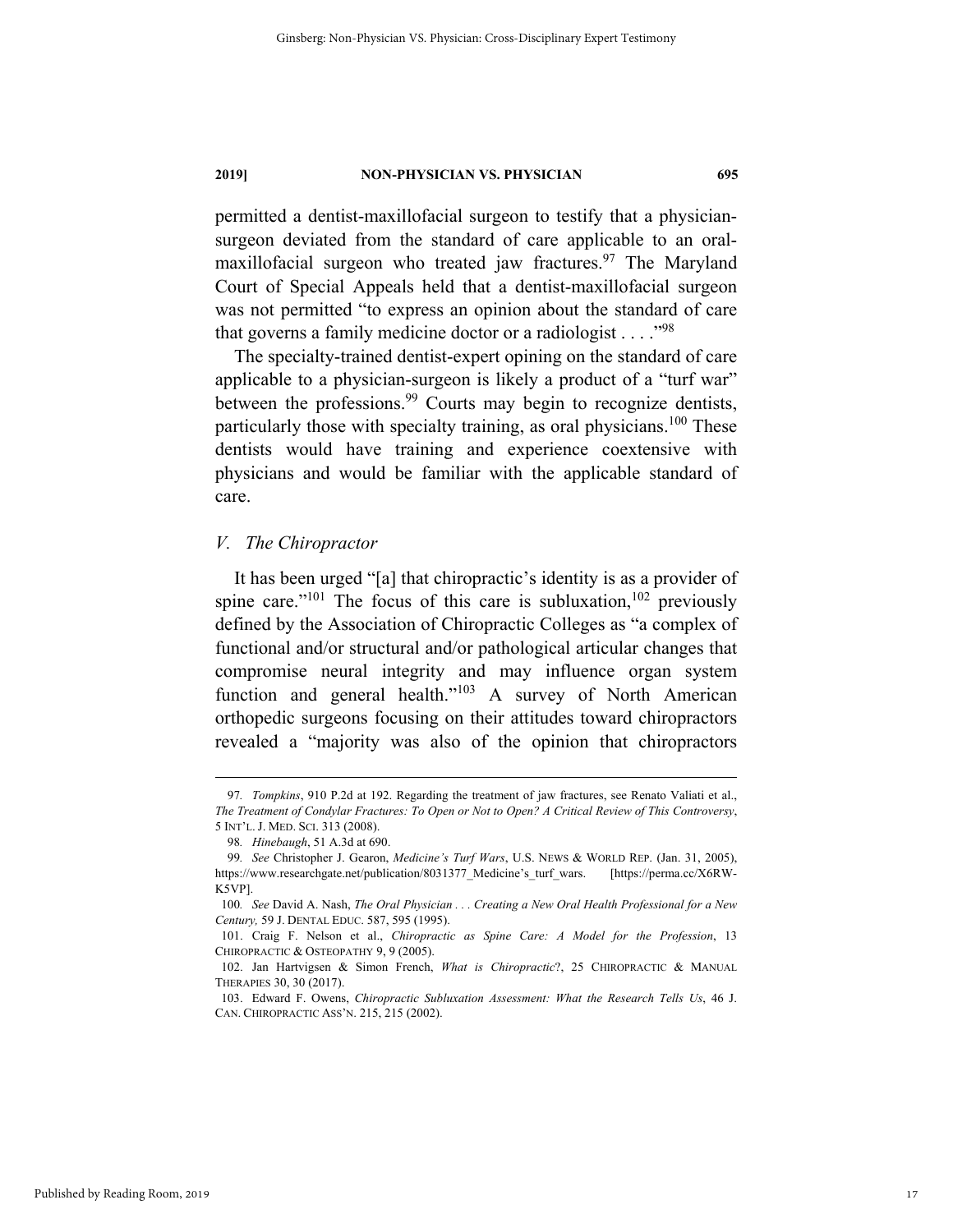permitted a dentist-maxillofacial surgeon to testify that a physician-surgeon deviated from the standard of care applicable to an oral-maxillofacial surgeon who treated jaw fractures.[97] The Maryland Court of Special Appeals held that a dentist-maxillofacial surgeon was not permitted "to express an opinion about the standard of care that governs a family medicine doctor or a radiologist . . . ."[98]

The specialty-trained dentist-expert opining on the standard of care applicable to a physician-surgeon is likely a product of a "turf war" between the professions.[99] Courts may begin to recognize dentists, particularly those with specialty training, as oral physicians.[100] These dentists would have training and experience coextensive with physicians and would be familiar with the applicable standard of care.

## *V. The Chiropractor*

It has been urged "[a] that chiropractic's identity is as a provider of spine care."[101] The focus of this care is subluxation,[102] previously defined by the Association of Chiropractic Colleges as "a complex of functional and/or structural and/or pathological articular changes that compromise neural integrity and may influence organ system function and general health."[103] A survey of North American orthopedic surgeons focusing on their attitudes toward chiropractors revealed a "majority was also of the opinion that chiropractors

---

97. *Tompkins*, 910 P.2d at 192. Regarding the treatment of jaw fractures, see Renato Valiati et al., *The Treatment of Condylar Fractures: To Open or Not to Open? A Critical Review of This Controversy*, 5 INT'L. J. MED. SCI. 313 (2008).

98. *Hinebaugh*, 51 A.3d at 690.

99. *See* Christopher J. Gearon, *Medicine's Turf Wars*, U.S. NEWS & WORLD REP. (Jan. 31, 2005), https://www.researchgate.net/publication/8031377_Medicine's_turf_wars. [https://perma.cc/X6RW-K5VP].

100. *See* David A. Nash, *The Oral Physician . . . Creating a New Oral Health Professional for a New Century,* 59 J. DENTAL EDUC. 587, 595 (1995).

101. Craig F. Nelson et al., *Chiropractic as Spine Care: A Model for the Profession*, 13 CHIROPRACTIC & OSTEOPATHY 9, 9 (2005).

102. Jan Hartvigsen & Simon French, *What is Chiropractic*?, 25 CHIROPRACTIC & MANUAL THERAPIES 30, 30 (2017).

103. Edward F. Owens, *Chiropractic Subluxation Assessment: What the Research Tells Us*, 46 J. CAN. CHIROPRACTIC ASS'N. 215, 215 (2002).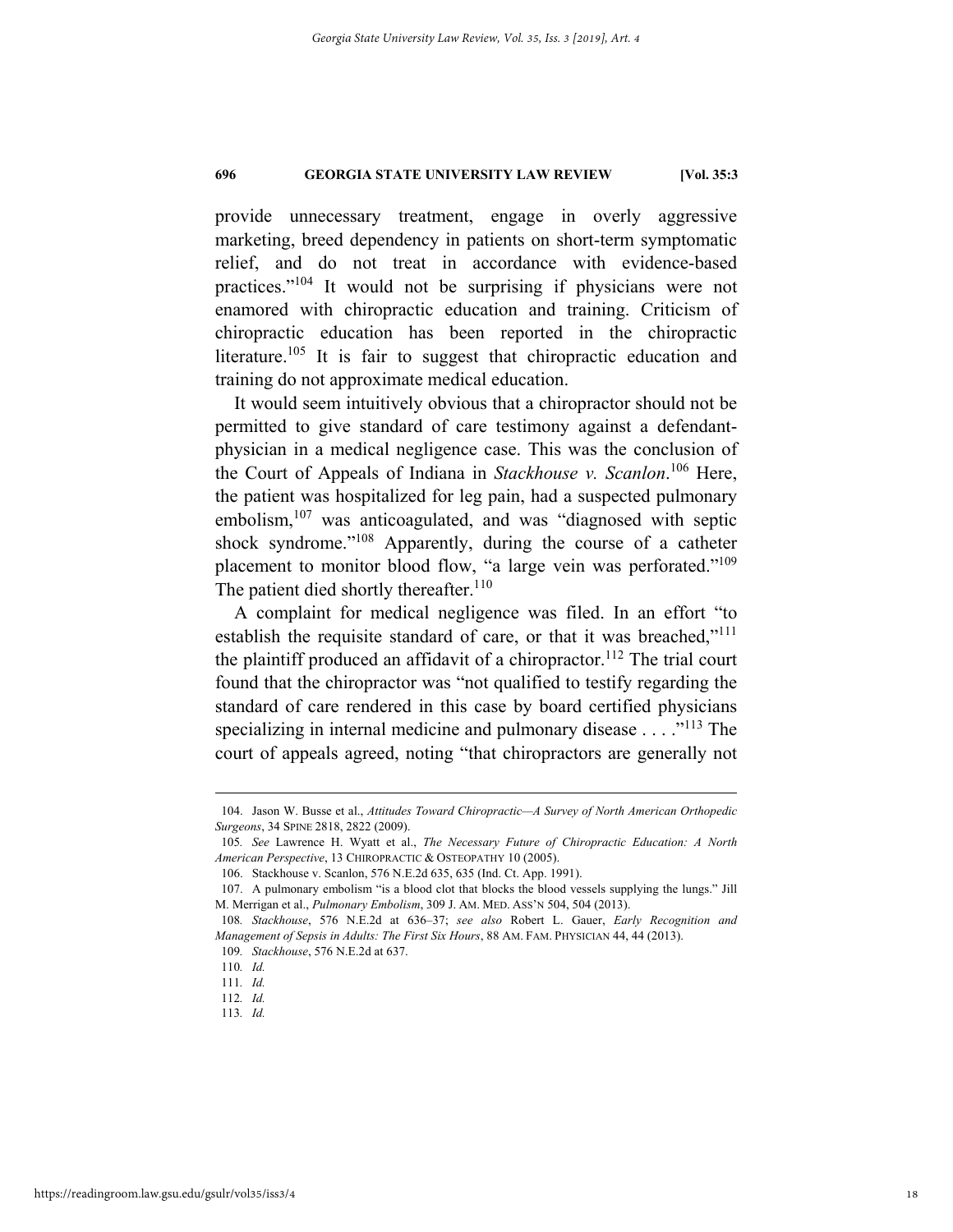provide unnecessary treatment, engage in overly aggressive marketing, breed dependency in patients on short-term symptomatic relief, and do not treat in accordance with evidence-based practices."[104] It would not be surprising if physicians were not enamored with chiropractic education and training. Criticism of chiropractic education has been reported in the chiropractic literature.[105] It is fair to suggest that chiropractic education and training do not approximate medical education.

It would seem intuitively obvious that a chiropractor should not be permitted to give standard of care testimony against a defendant-physician in a medical negligence case. This was the conclusion of the Court of Appeals of Indiana in *Stackhouse v. Scanlon*.[106] Here, the patient was hospitalized for leg pain, had a suspected pulmonary embolism,[107] was anticoagulated, and was "diagnosed with septic shock syndrome."[108] Apparently, during the course of a catheter placement to monitor blood flow, "a large vein was perforated."[109] The patient died shortly thereafter.[110]

A complaint for medical negligence was filed. In an effort "to establish the requisite standard of care, or that it was breached,"[111] the plaintiff produced an affidavit of a chiropractor.[112] The trial court found that the chiropractor was "not qualified to testify regarding the standard of care rendered in this case by board certified physicians specializing in internal medicine and pulmonary disease . . . ."[113] The court of appeals agreed, noting "that chiropractors are generally not

---

104. Jason W. Busse et al., *Attitudes Toward Chiropractic—A Survey of North American Orthopedic Surgeons*, 34 SPINE 2818, 2822 (2009).

105. *See* Lawrence H. Wyatt et al., *The Necessary Future of Chiropractic Education: A North American Perspective*, 13 CHIROPRACTIC & OSTEOPATHY 10 (2005).

106. Stackhouse v. Scanlon, 576 N.E.2d 635, 635 (Ind. Ct. App. 1991).

107. A pulmonary embolism "is a blood clot that blocks the blood vessels supplying the lungs." Jill M. Merrigan et al., *Pulmonary Embolism*, 309 J. AM. MED. ASS'N 504, 504 (2013).

108. *Stackhouse*, 576 N.E.2d at 636–37; *see also* Robert L. Gauer, *Early Recognition and Management of Sepsis in Adults: The First Six Hours*, 88 AM. FAM. PHYSICIAN 44, 44 (2013).

109. *Stackhouse*, 576 N.E.2d at 637.

110. *Id.*

111. *Id.*

112. *Id.*

113. *Id.*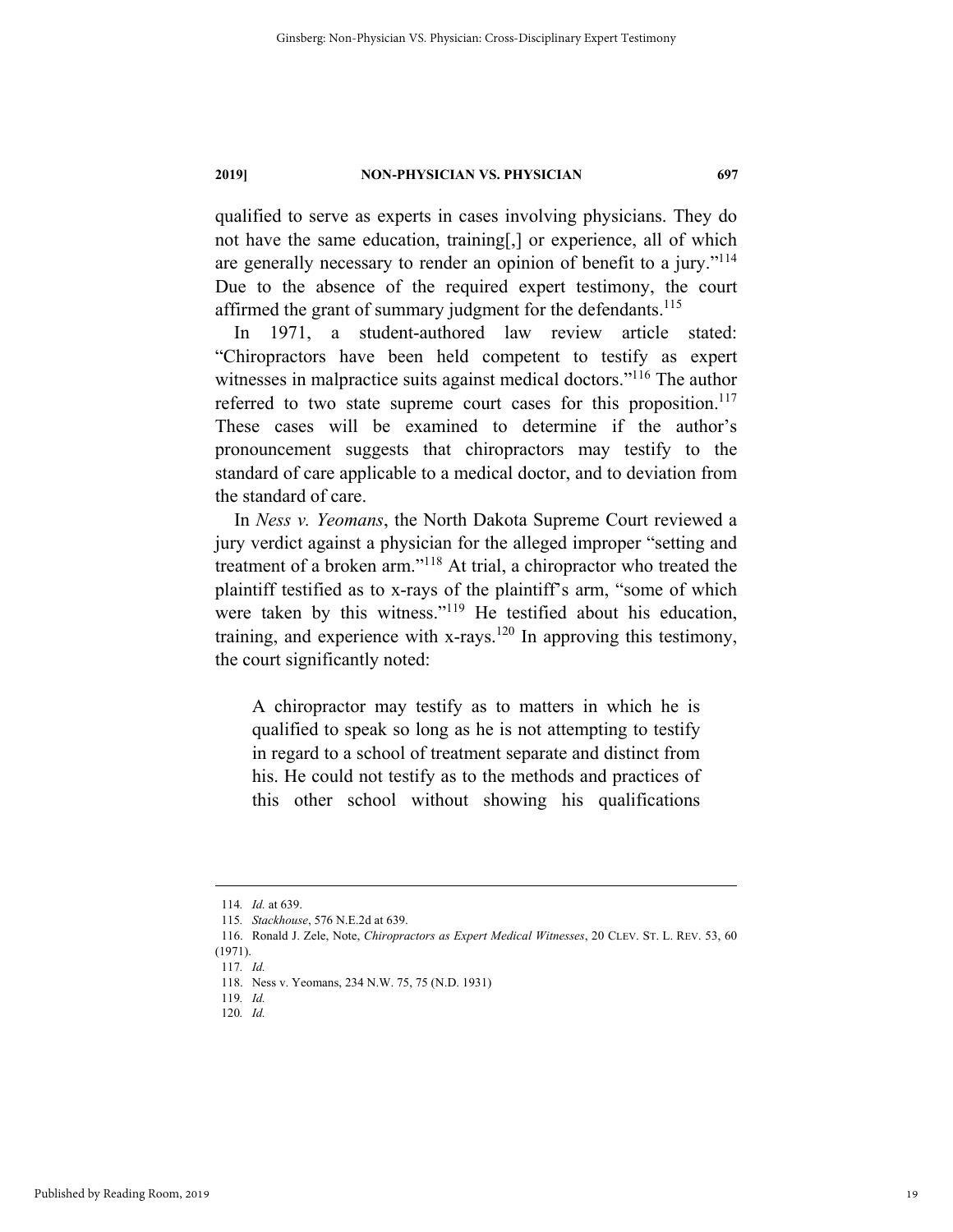qualified to serve as experts in cases involving physicians. They do not have the same education, training[,] or experience, all of which are generally necessary to render an opinion of benefit to a jury."[114] Due to the absence of the required expert testimony, the court affirmed the grant of summary judgment for the defendants.[115]

In 1971, a student-authored law review article stated: "Chiropractors have been held competent to testify as expert witnesses in malpractice suits against medical doctors."[116] The author referred to two state supreme court cases for this proposition.[117] These cases will be examined to determine if the author's pronouncement suggests that chiropractors may testify to the standard of care applicable to a medical doctor, and to deviation from the standard of care.

In *Ness v. Yeomans*, the North Dakota Supreme Court reviewed a jury verdict against a physician for the alleged improper "setting and treatment of a broken arm."[118] At trial, a chiropractor who treated the plaintiff testified as to x-rays of the plaintiff's arm, "some of which were taken by this witness."[119] He testified about his education, training, and experience with x-rays.[120] In approving this testimony, the court significantly noted:

> A chiropractor may testify as to matters in which he is qualified to speak so long as he is not attempting to testify in regard to a school of treatment separate and distinct from his. He could not testify as to the methods and practices of this other school without showing his qualifications

---

114. *Id.* at 639.

115. *Stackhouse*, 576 N.E.2d at 639.

116. Ronald J. Zele, Note, *Chiropractors as Expert Medical Witnesses*, 20 CLEV. ST. L. REV. 53, 60 (1971).

117. *Id.*

118. Ness v. Yeomans, 234 N.W. 75, 75 (N.D. 1931)

119. *Id.*

120. *Id.*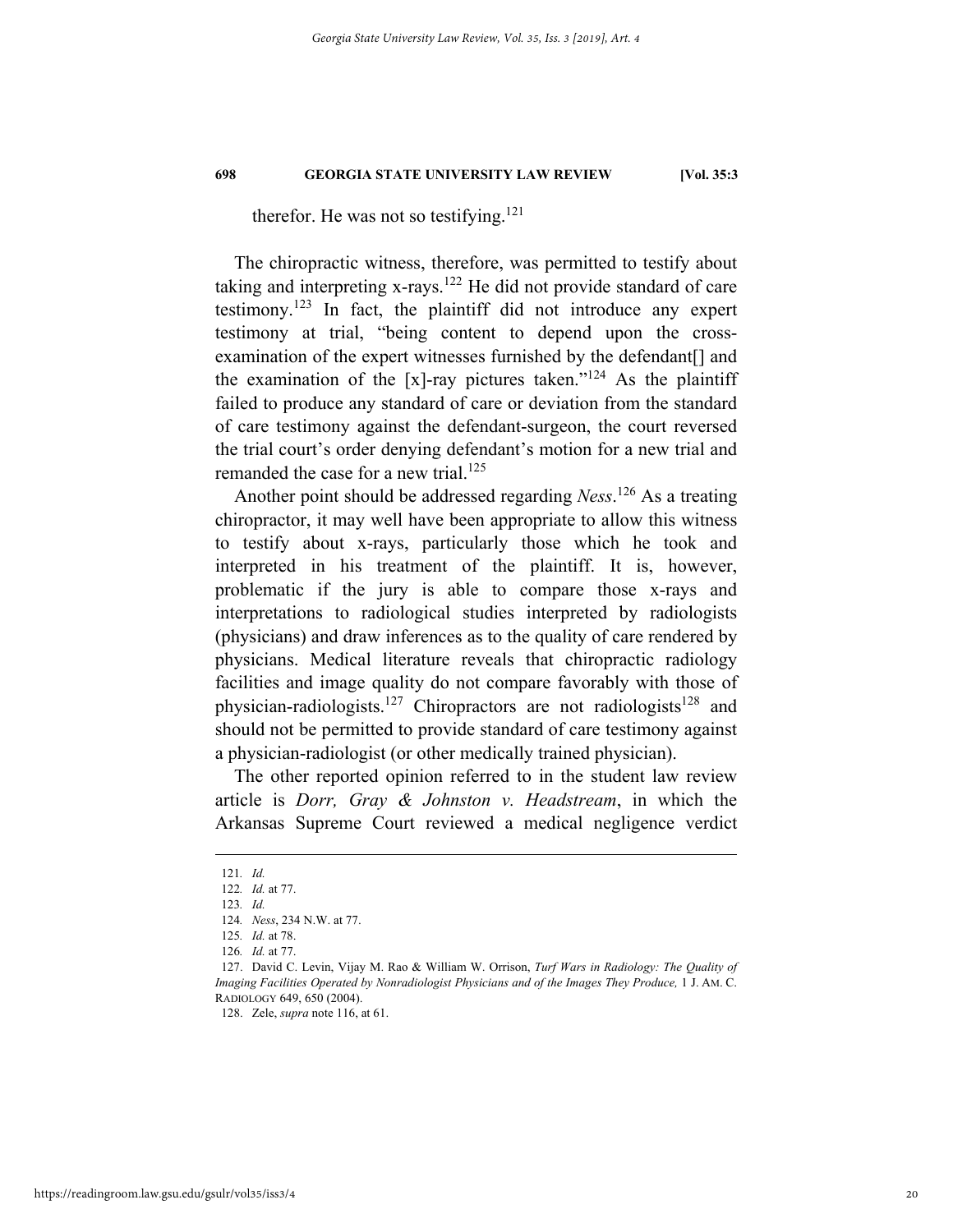therefor. He was not so testifying.[121]

The chiropractic witness, therefore, was permitted to testify about taking and interpreting x-rays.[122] He did not provide standard of care testimony.[123] In fact, the plaintiff did not introduce any expert testimony at trial, "being content to depend upon the cross-examination of the expert witnesses furnished by the defendant[] and the examination of the [x]-ray pictures taken."[124] As the plaintiff failed to produce any standard of care or deviation from the standard of care testimony against the defendant-surgeon, the court reversed the trial court's order denying defendant's motion for a new trial and remanded the case for a new trial.[125]

Another point should be addressed regarding *Ness*.[126] As a treating chiropractor, it may well have been appropriate to allow this witness to testify about x-rays, particularly those which he took and interpreted in his treatment of the plaintiff. It is, however, problematic if the jury is able to compare those x-rays and interpretations to radiological studies interpreted by radiologists (physicians) and draw inferences as to the quality of care rendered by physicians. Medical literature reveals that chiropractic radiology facilities and image quality do not compare favorably with those of physician-radiologists.[127] Chiropractors are not radiologists[128] and should not be permitted to provide standard of care testimony against a physician-radiologist (or other medically trained physician).

The other reported opinion referred to in the student law review article is *Dorr, Gray & Johnston v. Headstream*, in which the Arkansas Supreme Court reviewed a medical negligence verdict

---

121. *Id.*

122. *Id.* at 77.

123. *Id.*

124. *Ness*, 234 N.W. at 77.

125. *Id.* at 78.

126. *Id.* at 77.

127. David C. Levin, Vijay M. Rao & William W. Orrison, *Turf Wars in Radiology: The Quality of Imaging Facilities Operated by Nonradiologist Physicians and of the Images They Produce,* 1 J. AM. C. RADIOLOGY 649, 650 (2004).

128. Zele, *supra* note 116, at 61.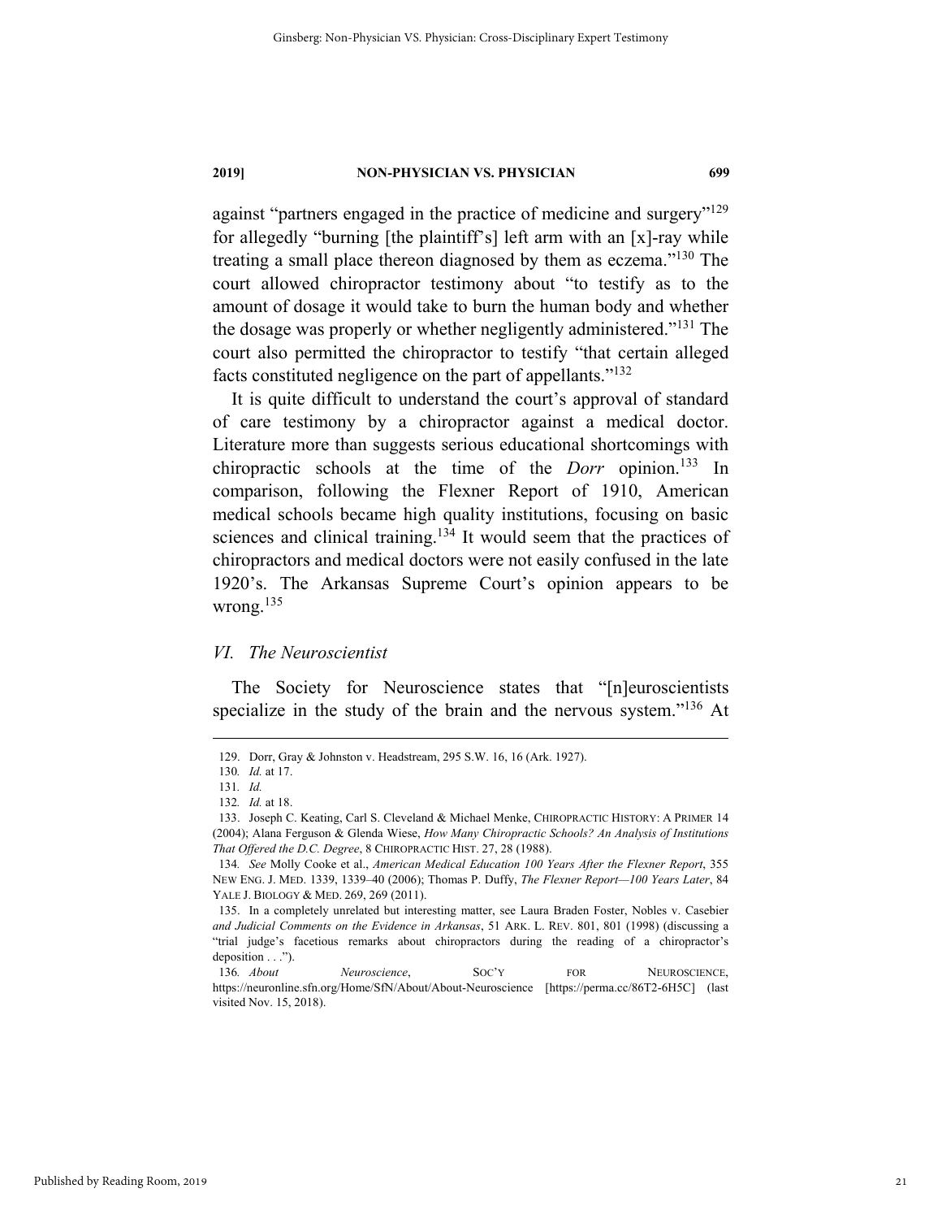against "partners engaged in the practice of medicine and surgery"[129] for allegedly "burning [the plaintiff's] left arm with an [x]-ray while treating a small place thereon diagnosed by them as eczema."[130] The court allowed chiropractor testimony about "to testify as to the amount of dosage it would take to burn the human body and whether the dosage was properly or whether negligently administered."[131] The court also permitted the chiropractor to testify "that certain alleged facts constituted negligence on the part of appellants."[132]

It is quite difficult to understand the court's approval of standard of care testimony by a chiropractor against a medical doctor. Literature more than suggests serious educational shortcomings with chiropractic schools at the time of the *Dorr* opinion.[133] In comparison, following the Flexner Report of 1910, American medical schools became high quality institutions, focusing on basic sciences and clinical training.[134] It would seem that the practices of chiropractors and medical doctors were not easily confused in the late 1920's. The Arkansas Supreme Court's opinion appears to be wrong.[135]

## *VI. The Neuroscientist*

The Society for Neuroscience states that "[n]euroscientists specialize in the study of the brain and the nervous system."[136] At

---

129. Dorr, Gray & Johnston v. Headstream, 295 S.W. 16, 16 (Ark. 1927).

130. *Id.* at 17.

131. *Id.*

132. *Id.* at 18.

133. Joseph C. Keating, Carl S. Cleveland & Michael Menke, CHIROPRACTIC HISTORY: A PRIMER 14 (2004); Alana Ferguson & Glenda Wiese, *How Many Chiropractic Schools? An Analysis of Institutions That Offered the D.C. Degree*, 8 CHIROPRACTIC HIST. 27, 28 (1988).

134. *See* Molly Cooke et al., *American Medical Education 100 Years After the Flexner Report*, 355 NEW ENG. J. MED. 1339, 1339–40 (2006); Thomas P. Duffy, *The Flexner Report—100 Years Later*, 84 YALE J. BIOLOGY & MED. 269, 269 (2011).

135. In a completely unrelated but interesting matter, see Laura Braden Foster, Nobles v. Casebier *and Judicial Comments on the Evidence in Arkansas*, 51 ARK. L. REV. 801, 801 (1998) (discussing a "trial judge's facetious remarks about chiropractors during the reading of a chiropractor's deposition . . .").

136. *About Neuroscience*, SOC'Y FOR NEUROSCIENCE, https://neuronline.sfn.org/Home/SfN/About/About-Neuroscience [https://perma.cc/86T2-6H5C] (last visited Nov. 15, 2018).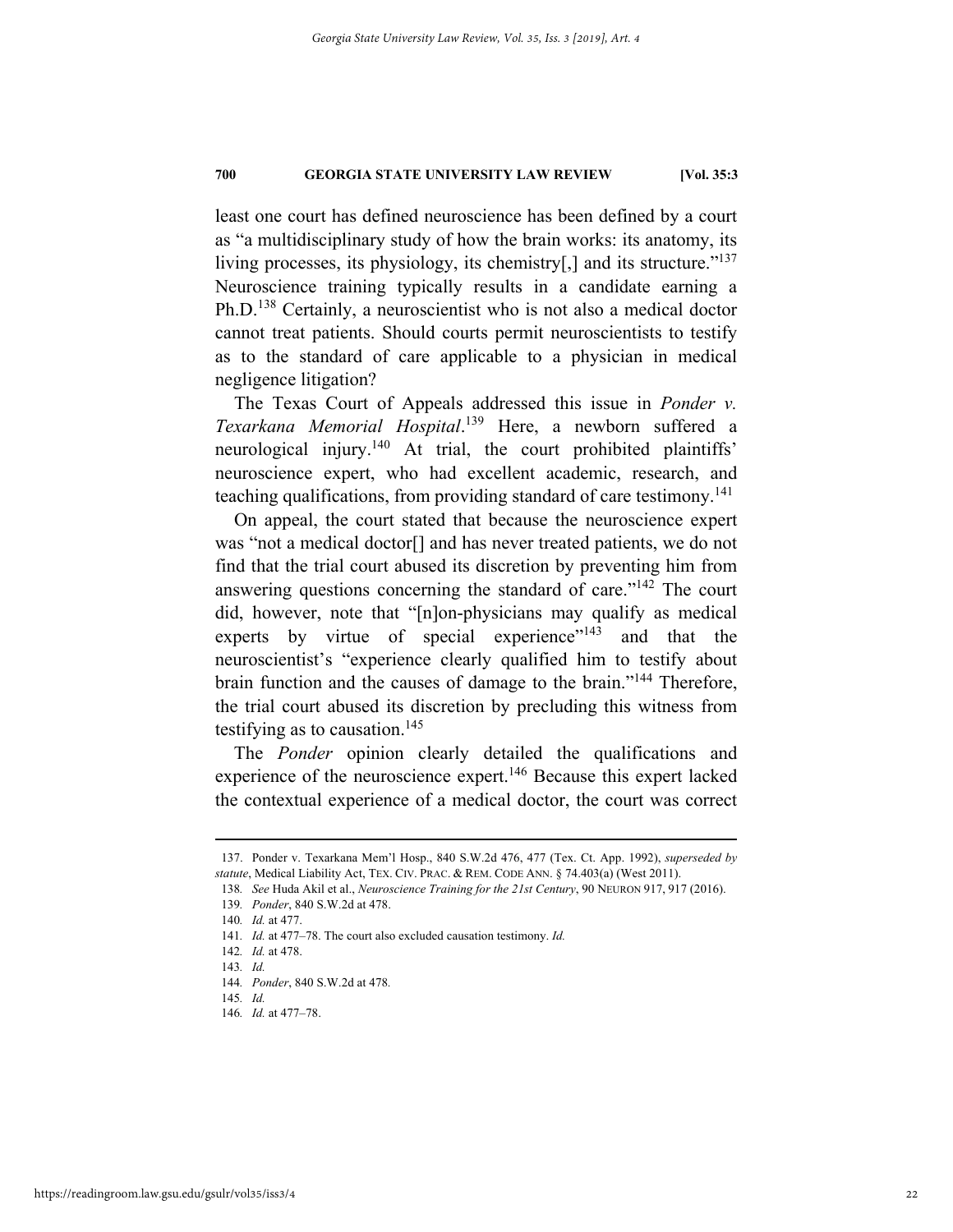least one court has defined neuroscience has been defined by a court as "a multidisciplinary study of how the brain works: its anatomy, its living processes, its physiology, its chemistry[,] and its structure."[137] Neuroscience training typically results in a candidate earning a Ph.D.[138] Certainly, a neuroscientist who is not also a medical doctor cannot treat patients. Should courts permit neuroscientists to testify as to the standard of care applicable to a physician in medical negligence litigation?

The Texas Court of Appeals addressed this issue in *Ponder v. Texarkana Memorial Hospital*.[139] Here, a newborn suffered a neurological injury.[140] At trial, the court prohibited plaintiffs' neuroscience expert, who had excellent academic, research, and teaching qualifications, from providing standard of care testimony.[141]

On appeal, the court stated that because the neuroscience expert was "not a medical doctor[] and has never treated patients, we do not find that the trial court abused its discretion by preventing him from answering questions concerning the standard of care."[142] The court did, however, note that "[n]on-physicians may qualify as medical experts by virtue of special experience"[143] and that the neuroscientist's "experience clearly qualified him to testify about brain function and the causes of damage to the brain."[144] Therefore, the trial court abused its discretion by precluding this witness from testifying as to causation.[145]

The *Ponder* opinion clearly detailed the qualifications and experience of the neuroscience expert.[146] Because this expert lacked the contextual experience of a medical doctor, the court was correct

---

137. Ponder v. Texarkana Mem'l Hosp., 840 S.W.2d 476, 477 (Tex. Ct. App. 1992), *superseded by statute*, Medical Liability Act, TEX. CIV. PRAC. & REM. CODE ANN. § 74.403(a) (West 2011).

138. *See* Huda Akil et al., *Neuroscience Training for the 21st Century*, 90 NEURON 917, 917 (2016).

139. *Ponder*, 840 S.W.2d at 478.

140. *Id.* at 477.

141. *Id.* at 477–78. The court also excluded causation testimony. *Id.*

142. *Id.* at 478.

143. *Id.*

144. *Ponder*, 840 S.W.2d at 478.

145. *Id.*

146. *Id.* at 477–78.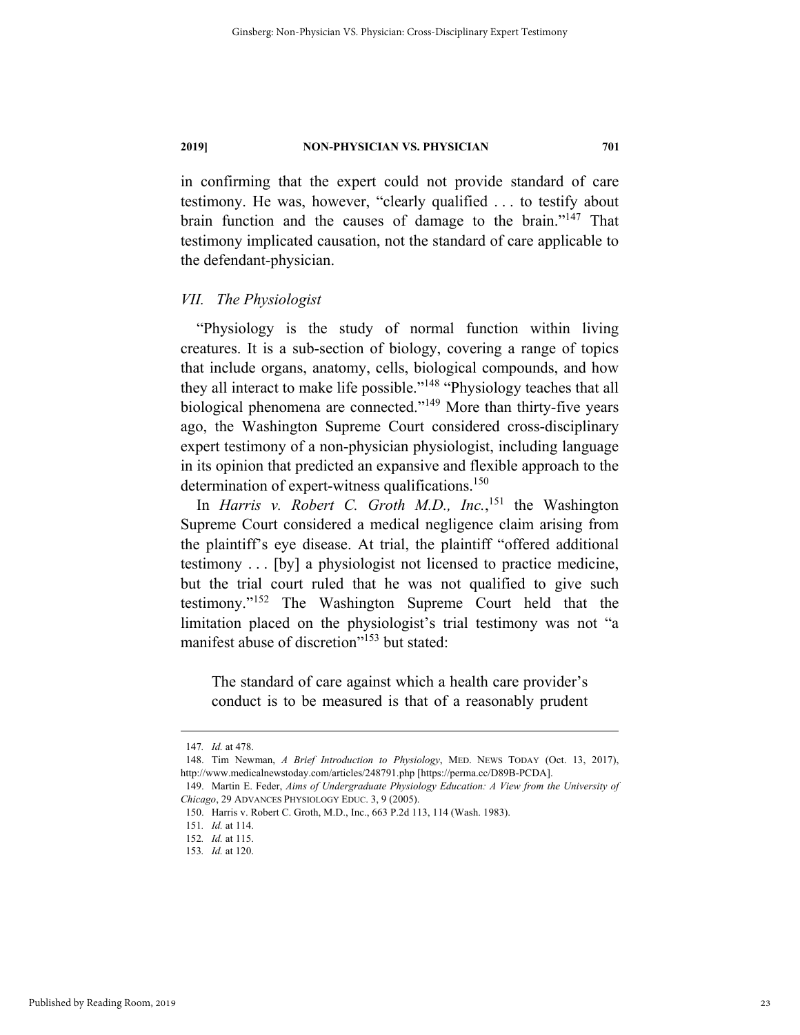in confirming that the expert could not provide standard of care testimony. He was, however, "clearly qualified . . . to testify about brain function and the causes of damage to the brain."[147] That testimony implicated causation, not the standard of care applicable to the defendant-physician.

### *VII. The Physiologist*

"Physiology is the study of normal function within living creatures. It is a sub-section of biology, covering a range of topics that include organs, anatomy, cells, biological compounds, and how they all interact to make life possible."[148] "Physiology teaches that all biological phenomena are connected."[149] More than thirty-five years ago, the Washington Supreme Court considered cross-disciplinary expert testimony of a non-physician physiologist, including language in its opinion that predicted an expansive and flexible approach to the determination of expert-witness qualifications.[150]

In *Harris v. Robert C. Groth M.D., Inc.*,[151] the Washington Supreme Court considered a medical negligence claim arising from the plaintiff's eye disease. At trial, the plaintiff "offered additional testimony . . . [by] a physiologist not licensed to practice medicine, but the trial court ruled that he was not qualified to give such testimony."[152] The Washington Supreme Court held that the limitation placed on the physiologist's trial testimony was not "a manifest abuse of discretion"[153] but stated:

> The standard of care against which a health care provider's conduct is to be measured is that of a reasonably prudent

---

147. *Id.* at 478.

148. Tim Newman, *A Brief Introduction to Physiology*, MED. NEWS TODAY (Oct. 13, 2017), http://www.medicalnewstoday.com/articles/248791.php [https://perma.cc/D89B-PCDA].

149. Martin E. Feder, *Aims of Undergraduate Physiology Education: A View from the University of Chicago*, 29 ADVANCES PHYSIOLOGY EDUC. 3, 9 (2005).

150. Harris v. Robert C. Groth, M.D., Inc., 663 P.2d 113, 114 (Wash. 1983).

151. *Id.* at 114.

152. *Id.* at 115.

153. *Id.* at 120.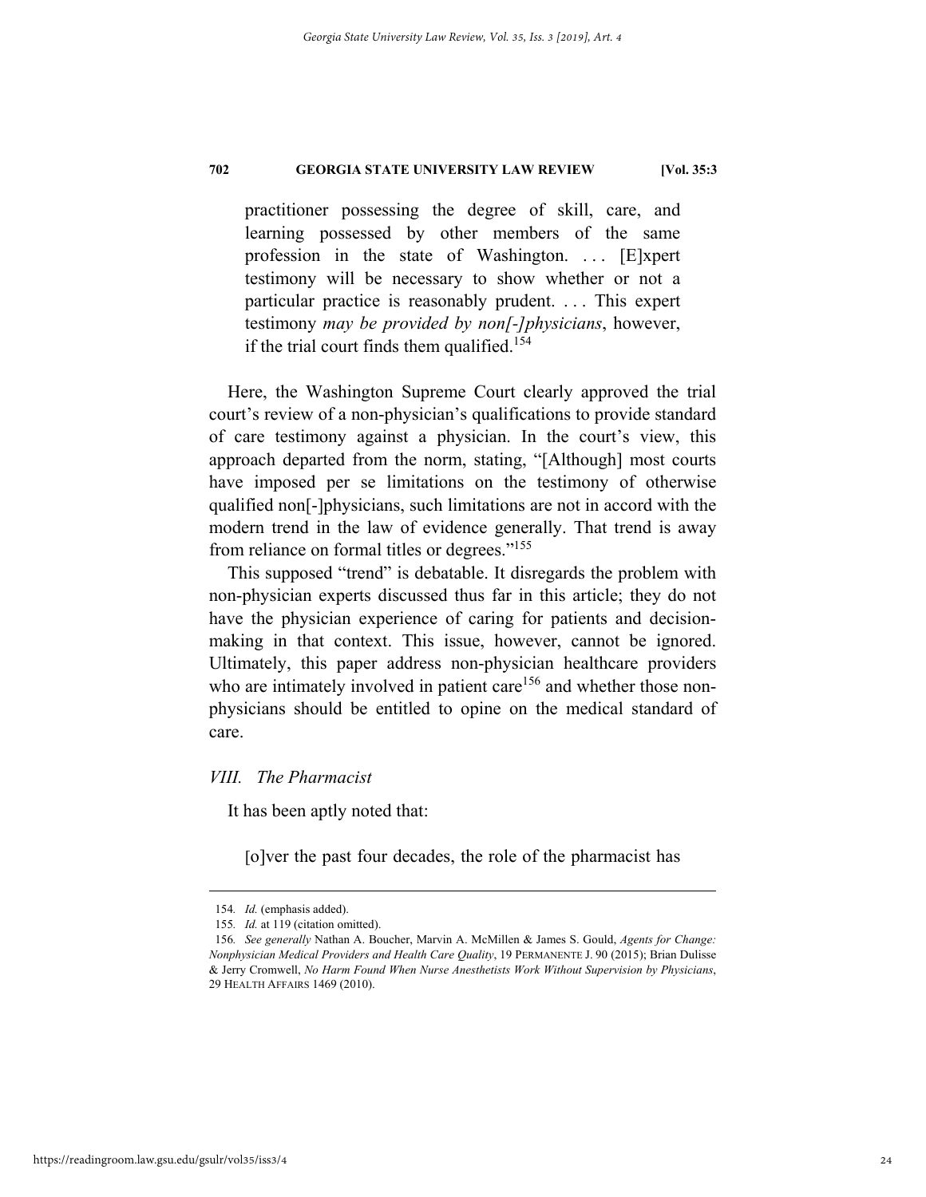> practitioner possessing the degree of skill, care, and learning possessed by other members of the same profession in the state of Washington. . . . [E]xpert testimony will be necessary to show whether or not a particular practice is reasonably prudent. . . . This expert testimony *may be provided by non[-]physicians*, however, if the trial court finds them qualified.[154]

Here, the Washington Supreme Court clearly approved the trial court's review of a non-physician's qualifications to provide standard of care testimony against a physician. In the court's view, this approach departed from the norm, stating, "[Although] most courts have imposed per se limitations on the testimony of otherwise qualified non[-]physicians, such limitations are not in accord with the modern trend in the law of evidence generally. That trend is away from reliance on formal titles or degrees."[155]

This supposed "trend" is debatable. It disregards the problem with non-physician experts discussed thus far in this article; they do not have the physician experience of caring for patients and decision-making in that context. This issue, however, cannot be ignored. Ultimately, this paper address non-physician healthcare providers who are intimately involved in patient care[156] and whether those non-physicians should be entitled to opine on the medical standard of care.

### *VIII. The Pharmacist*

It has been aptly noted that:

> [o]ver the past four decades, the role of the pharmacist has

---

154. *Id.* (emphasis added).

155. *Id.* at 119 (citation omitted).

156. *See generally* Nathan A. Boucher, Marvin A. McMillen & James S. Gould, *Agents for Change: Nonphysician Medical Providers and Health Care Quality*, 19 PERMANENTE J. 90 (2015); Brian Dulisse & Jerry Cromwell, *No Harm Found When Nurse Anesthetists Work Without Supervision by Physicians*, 29 HEALTH AFFAIRS 1469 (2010).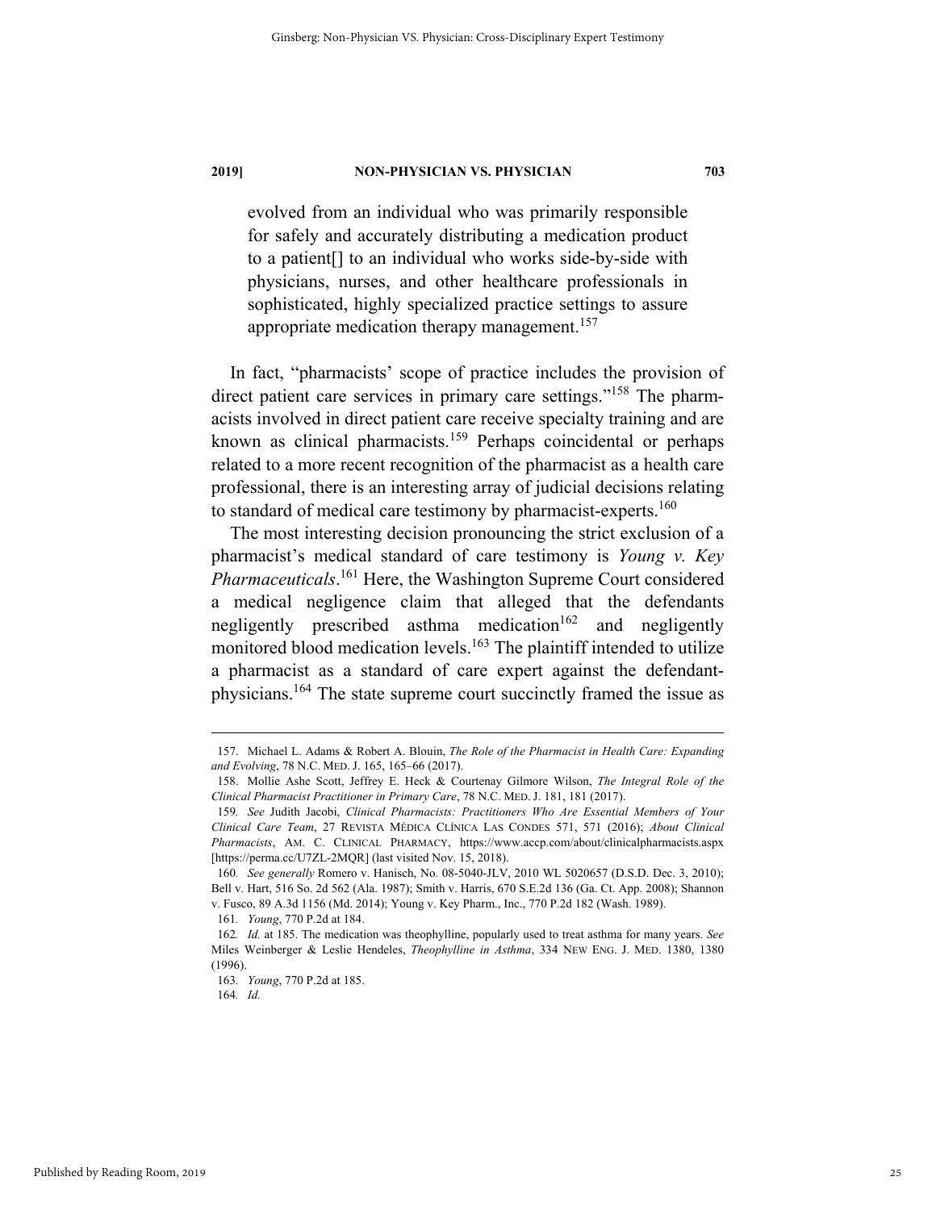> evolved from an individual who was primarily responsible for safely and accurately distributing a medication product to a patient[] to an individual who works side-by-side with physicians, nurses, and other healthcare professionals in sophisticated, highly specialized practice settings to assure appropriate medication therapy management.[157]

In fact, "pharmacists' scope of practice includes the provision of direct patient care services in primary care settings."[158] The pharmacists involved in direct patient care receive specialty training and are known as clinical pharmacists.[159] Perhaps coincidental or perhaps related to a more recent recognition of the pharmacist as a health care professional, there is an interesting array of judicial decisions relating to standard of medical care testimony by pharmacist-experts.[160]

The most interesting decision pronouncing the strict exclusion of a pharmacist's medical standard of care testimony is *Young v. Key Pharmaceuticals*.[161] Here, the Washington Supreme Court considered a medical negligence claim that alleged that the defendants negligently prescribed asthma medication[162] and negligently monitored blood medication levels.[163] The plaintiff intended to utilize a pharmacist as a standard of care expert against the defendant-physicians.[164] The state supreme court succinctly framed the issue as

---

157. Michael L. Adams & Robert A. Blouin, *The Role of the Pharmacist in Health Care: Expanding and Evolving*, 78 N.C. MED. J. 165, 165–66 (2017).

158. Mollie Ashe Scott, Jeffrey E. Heck & Courtenay Gilmore Wilson, *The Integral Role of the Clinical Pharmacist Practitioner in Primary Care*, 78 N.C. MED. J. 181, 181 (2017).

159. *See* Judith Jacobi, *Clinical Pharmacists: Practitioners Who Are Essential Members of Your Clinical Care Team*, 27 REVISTA MÉDICA CLÍNICA LAS CONDES 571, 571 (2016); *About Clinical Pharmacists*, AM. C. CLINICAL PHARMACY, https://www.accp.com/about/clinicalpharmacists.aspx [https://perma.cc/U7ZL-2MQR] (last visited Nov. 15, 2018).

160. *See generally* Romero v. Hanisch, No. 08-5040-JLV, 2010 WL 5020657 (D.S.D. Dec. 3, 2010); Bell v. Hart, 516 So. 2d 562 (Ala. 1987); Smith v. Harris, 670 S.E.2d 136 (Ga. Ct. App. 2008); Shannon v. Fusco, 89 A.3d 1156 (Md. 2014); Young v. Key Pharm., Inc., 770 P.2d 182 (Wash. 1989).

161. *Young*, 770 P.2d at 184.

162. *Id.* at 185. The medication was theophylline, popularly used to treat asthma for many years. *See* Miles Weinberger & Leslie Hendeles, *Theophylline in Asthma*, 334 NEW ENG. J. MED. 1380, 1380 (1996).

163. *Young*, 770 P.2d at 185.

164. *Id.*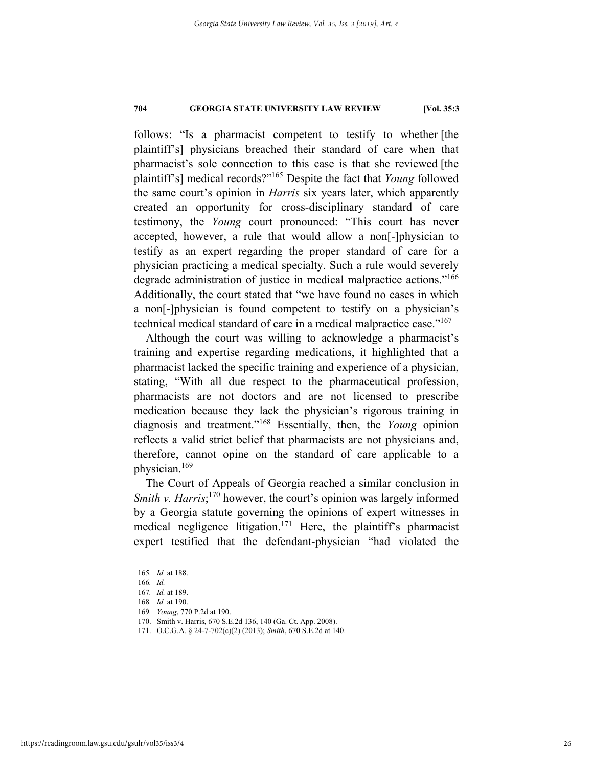follows: "Is a pharmacist competent to testify to whether [the plaintiff's] physicians breached their standard of care when that pharmacist's sole connection to this case is that she reviewed [the plaintiff's] medical records?"[165] Despite the fact that *Young* followed the same court's opinion in *Harris* six years later, which apparently created an opportunity for cross-disciplinary standard of care testimony, the *Young* court pronounced: "This court has never accepted, however, a rule that would allow a non[-]physician to testify as an expert regarding the proper standard of care for a physician practicing a medical specialty. Such a rule would severely degrade administration of justice in medical malpractice actions."[166] Additionally, the court stated that "we have found no cases in which a non[-]physician is found competent to testify on a physician's technical medical standard of care in a medical malpractice case."[167]

Although the court was willing to acknowledge a pharmacist's training and expertise regarding medications, it highlighted that a pharmacist lacked the specific training and experience of a physician, stating, "With all due respect to the pharmaceutical profession, pharmacists are not doctors and are not licensed to prescribe medication because they lack the physician's rigorous training in diagnosis and treatment."[168] Essentially, then, the *Young* opinion reflects a valid strict belief that pharmacists are not physicians and, therefore, cannot opine on the standard of care applicable to a physician.[169]

The Court of Appeals of Georgia reached a similar conclusion in *Smith v. Harris*;[170] however, the court's opinion was largely informed by a Georgia statute governing the opinions of expert witnesses in medical negligence litigation.[171] Here, the plaintiff's pharmacist expert testified that the defendant-physician "had violated the

---

165. *Id.* at 188.
166. *Id.*
167. *Id.* at 189.
168. *Id.* at 190.
169. *Young*, 770 P.2d at 190.
170. Smith v. Harris, 670 S.E.2d 136, 140 (Ga. Ct. App. 2008).
171. O.C.G.A. § 24-7-702(c)(2) (2013); *Smith*, 670 S.E.2d at 140.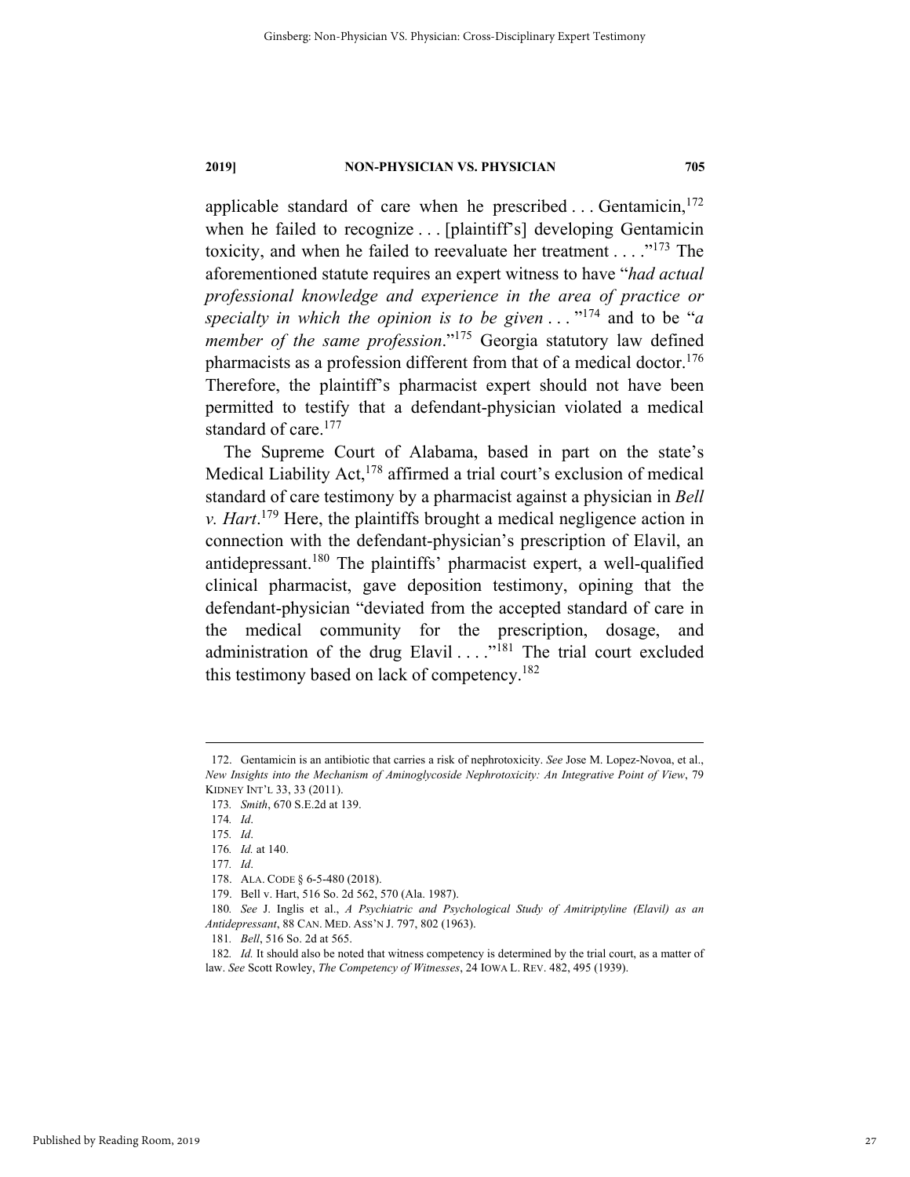applicable standard of care when he prescribed . . . Gentamicin,[172] when he failed to recognize . . . [plaintiff's] developing Gentamicin toxicity, and when he failed to reevaluate her treatment . . . ."[173] The aforementioned statute requires an expert witness to have "*had actual professional knowledge and experience in the area of practice or specialty in which the opinion is to be given* . . . "[174] and to be "*a member of the same profession*."[175] Georgia statutory law defined pharmacists as a profession different from that of a medical doctor.[176] Therefore, the plaintiff's pharmacist expert should not have been permitted to testify that a defendant-physician violated a medical standard of care.[177]

The Supreme Court of Alabama, based in part on the state's Medical Liability Act,[178] affirmed a trial court's exclusion of medical standard of care testimony by a pharmacist against a physician in *Bell v. Hart*.[179] Here, the plaintiffs brought a medical negligence action in connection with the defendant-physician's prescription of Elavil, an antidepressant.[180] The plaintiffs' pharmacist expert, a well-qualified clinical pharmacist, gave deposition testimony, opining that the defendant-physician "deviated from the accepted standard of care in the medical community for the prescription, dosage, and administration of the drug Elavil . . . ."[181] The trial court excluded this testimony based on lack of competency.[182]

---

172. Gentamicin is an antibiotic that carries a risk of nephrotoxicity. *See* Jose M. Lopez-Novoa, et al., *New Insights into the Mechanism of Aminoglycoside Nephrotoxicity: An Integrative Point of View*, 79 KIDNEY INT'L 33, 33 (2011).

173. *Smith*, 670 S.E.2d at 139.

174. *Id*.

175. *Id*.

176. *Id.* at 140.

177. *Id*.

178. ALA. CODE § 6-5-480 (2018).

179. Bell v. Hart, 516 So. 2d 562, 570 (Ala. 1987).

180. *See* J. Inglis et al., *A Psychiatric and Psychological Study of Amitriptyline (Elavil) as an Antidepressant*, 88 CAN. MED. ASS'N J. 797, 802 (1963).

181. *Bell*, 516 So. 2d at 565.

182. *Id.* It should also be noted that witness competency is determined by the trial court, as a matter of law. *See* Scott Rowley, *The Competency of Witnesses*, 24 IOWA L. REV. 482, 495 (1939).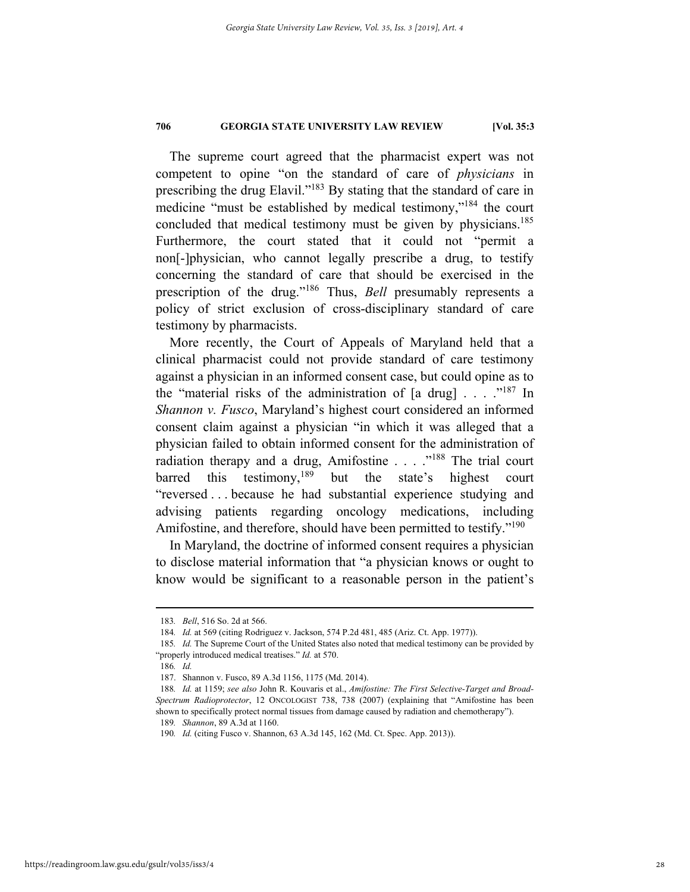The supreme court agreed that the pharmacist expert was not competent to opine "on the standard of care of *physicians* in prescribing the drug Elavil."[183] By stating that the standard of care in medicine "must be established by medical testimony,"[184] the court concluded that medical testimony must be given by physicians.[185] Furthermore, the court stated that it could not "permit a non[-]physician, who cannot legally prescribe a drug, to testify concerning the standard of care that should be exercised in the prescription of the drug."[186] Thus, *Bell* presumably represents a policy of strict exclusion of cross-disciplinary standard of care testimony by pharmacists.

More recently, the Court of Appeals of Maryland held that a clinical pharmacist could not provide standard of care testimony against a physician in an informed consent case, but could opine as to the "material risks of the administration of [a drug] . . . ."[187] In *Shannon v. Fusco*, Maryland's highest court considered an informed consent claim against a physician "in which it was alleged that a physician failed to obtain informed consent for the administration of radiation therapy and a drug, Amifostine . . . ."[188] The trial court barred this testimony,[189] but the state's highest court "reversed . . . because he had substantial experience studying and advising patients regarding oncology medications, including Amifostine, and therefore, should have been permitted to testify."[190]

In Maryland, the doctrine of informed consent requires a physician to disclose material information that "a physician knows or ought to know would be significant to a reasonable person in the patient's

---

183. *Bell*, 516 So. 2d at 566.

184. *Id.* at 569 (citing Rodriguez v. Jackson, 574 P.2d 481, 485 (Ariz. Ct. App. 1977)).

185. *Id.* The Supreme Court of the United States also noted that medical testimony can be provided by "properly introduced medical treatises." *Id.* at 570.

186. *Id.*

187. Shannon v. Fusco, 89 A.3d 1156, 1175 (Md. 2014).

188. *Id.* at 1159; *see also* John R. Kouvaris et al., *Amifostine: The First Selective-Target and Broad-Spectrum Radioprotector*, 12 ONCOLOGIST 738, 738 (2007) (explaining that "Amifostine has been shown to specifically protect normal tissues from damage caused by radiation and chemotherapy").

189. *Shannon*, 89 A.3d at 1160.

190. *Id.* (citing Fusco v. Shannon, 63 A.3d 145, 162 (Md. Ct. Spec. App. 2013)).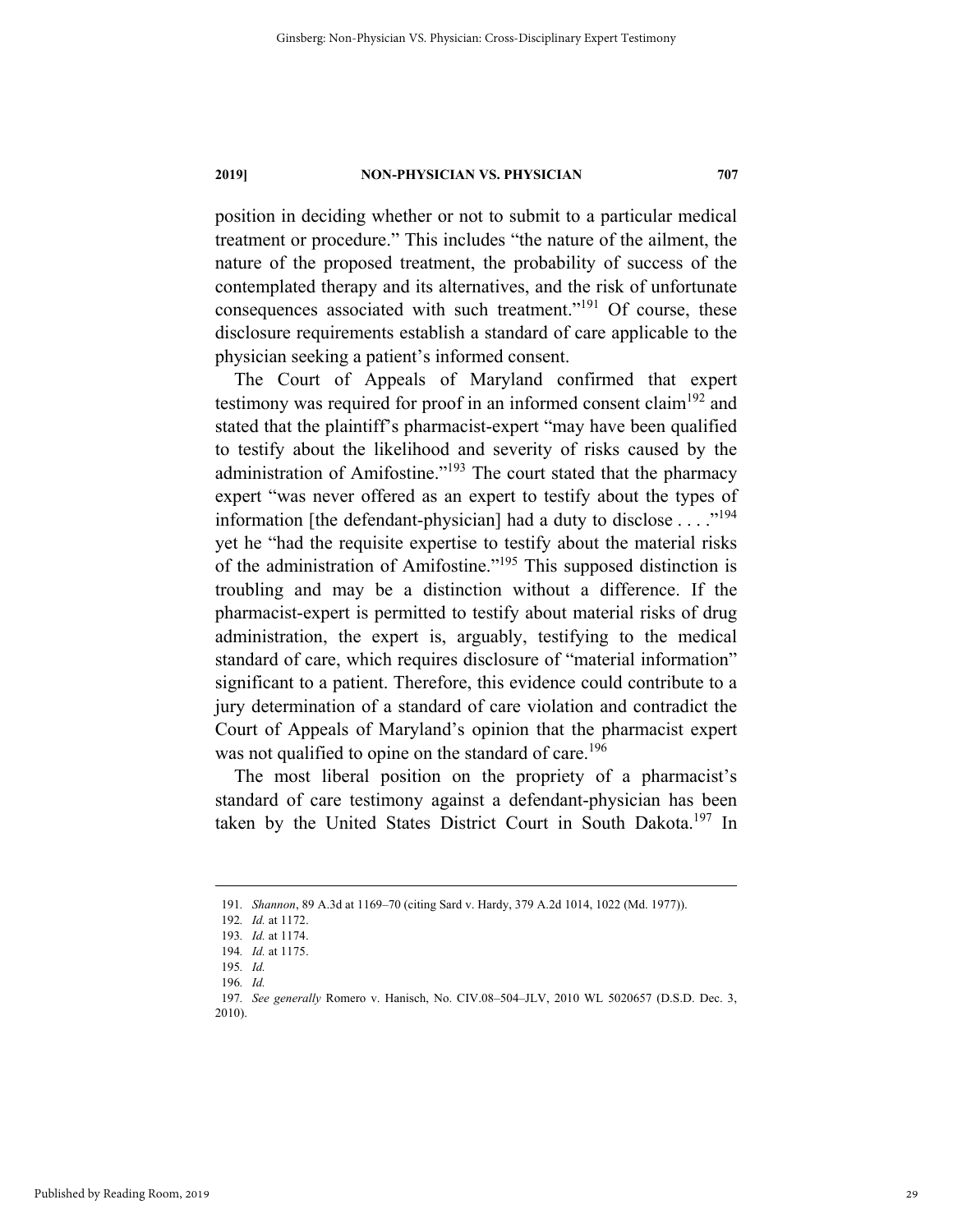position in deciding whether or not to submit to a particular medical treatment or procedure." This includes "the nature of the ailment, the nature of the proposed treatment, the probability of success of the contemplated therapy and its alternatives, and the risk of unfortunate consequences associated with such treatment."[191] Of course, these disclosure requirements establish a standard of care applicable to the physician seeking a patient's informed consent.

The Court of Appeals of Maryland confirmed that expert testimony was required for proof in an informed consent claim[192] and stated that the plaintiff's pharmacist-expert "may have been qualified to testify about the likelihood and severity of risks caused by the administration of Amifostine."[193] The court stated that the pharmacy expert "was never offered as an expert to testify about the types of information [the defendant-physician] had a duty to disclose . . . ."[194] yet he "had the requisite expertise to testify about the material risks of the administration of Amifostine."[195] This supposed distinction is troubling and may be a distinction without a difference. If the pharmacist-expert is permitted to testify about material risks of drug administration, the expert is, arguably, testifying to the medical standard of care, which requires disclosure of "material information" significant to a patient. Therefore, this evidence could contribute to a jury determination of a standard of care violation and contradict the Court of Appeals of Maryland's opinion that the pharmacist expert was not qualified to opine on the standard of care.[196]

The most liberal position on the propriety of a pharmacist's standard of care testimony against a defendant-physician has been taken by the United States District Court in South Dakota.[197] In

---

191. *Shannon*, 89 A.3d at 1169–70 (citing Sard v. Hardy, 379 A.2d 1014, 1022 (Md. 1977)).

192. *Id.* at 1172.

193. *Id.* at 1174.

194. *Id.* at 1175.

195. *Id.*

196. *Id.*

197. *See generally* Romero v. Hanisch, No. CIV.08–504–JLV, 2010 WL 5020657 (D.S.D. Dec. 3, 2010).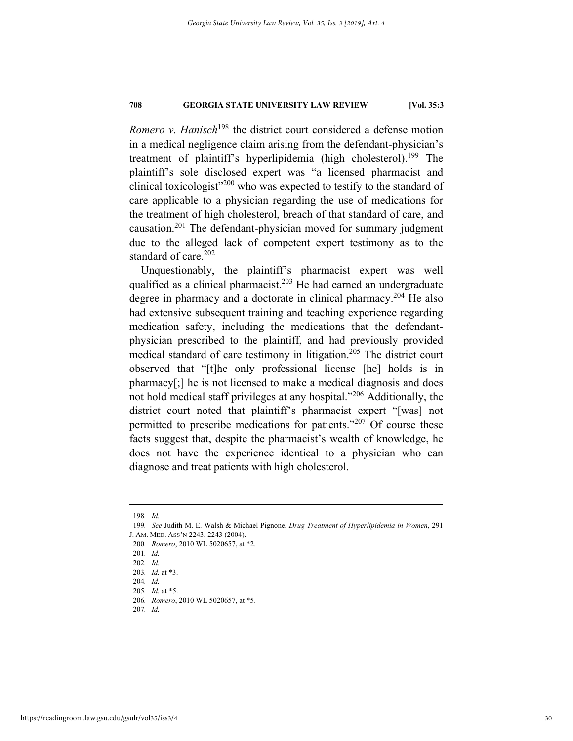*Romero v. Hanisch*[198] the district court considered a defense motion in a medical negligence claim arising from the defendant-physician's treatment of plaintiff's hyperlipidemia (high cholesterol).[199] The plaintiff's sole disclosed expert was "a licensed pharmacist and clinical toxicologist"[200] who was expected to testify to the standard of care applicable to a physician regarding the use of medications for the treatment of high cholesterol, breach of that standard of care, and causation.[201] The defendant-physician moved for summary judgment due to the alleged lack of competent expert testimony as to the standard of care.[202]

Unquestionably, the plaintiff's pharmacist expert was well qualified as a clinical pharmacist.[203] He had earned an undergraduate degree in pharmacy and a doctorate in clinical pharmacy.[204] He also had extensive subsequent training and teaching experience regarding medication safety, including the medications that the defendant-physician prescribed to the plaintiff, and had previously provided medical standard of care testimony in litigation.[205] The district court observed that "[t]he only professional license [he] holds is in pharmacy[;] he is not licensed to make a medical diagnosis and does not hold medical staff privileges at any hospital."[206] Additionally, the district court noted that plaintiff's pharmacist expert "[was] not permitted to prescribe medications for patients."[207] Of course these facts suggest that, despite the pharmacist's wealth of knowledge, he does not have the experience identical to a physician who can diagnose and treat patients with high cholesterol.

---

198. *Id.*

199. *See* Judith M. E. Walsh & Michael Pignone, *Drug Treatment of Hyperlipidemia in Women*, 291 J. AM. MED. ASS'N 2243, 2243 (2004).

200. *Romero*, 2010 WL 5020657, at *2.

201. *Id.*

202. *Id.*

203. *Id.* at *3.

204. *Id.*

205. *Id.* at *5.

206. *Romero*, 2010 WL 5020657, at *5.

207. *Id.*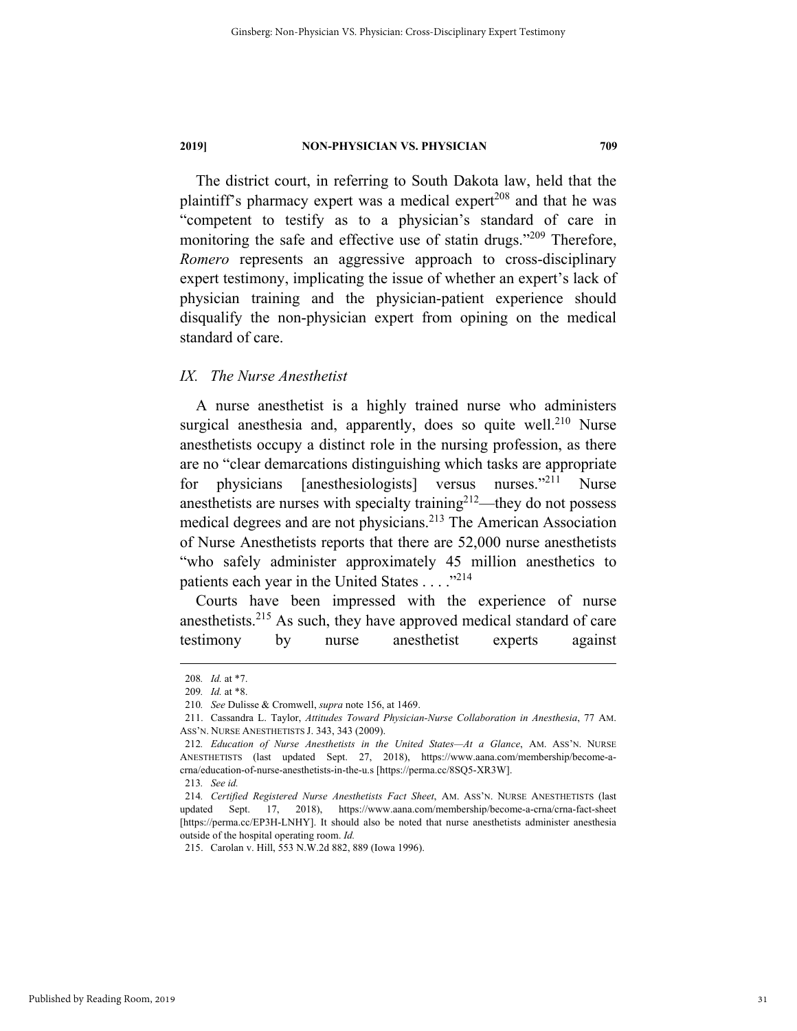The district court, in referring to South Dakota law, held that the plaintiff's pharmacy expert was a medical expert[208] and that he was "competent to testify as to a physician's standard of care in monitoring the safe and effective use of statin drugs."[209] Therefore, *Romero* represents an aggressive approach to cross-disciplinary expert testimony, implicating the issue of whether an expert's lack of physician training and the physician-patient experience should disqualify the non-physician expert from opining on the medical standard of care.

## *IX. The Nurse Anesthetist*

A nurse anesthetist is a highly trained nurse who administers surgical anesthesia and, apparently, does so quite well.[210] Nurse anesthetists occupy a distinct role in the nursing profession, as there are no "clear demarcations distinguishing which tasks are appropriate for physicians [anesthesiologists] versus nurses."[211] Nurse anesthetists are nurses with specialty training[212]—they do not possess medical degrees and are not physicians.[213] The American Association of Nurse Anesthetists reports that there are 52,000 nurse anesthetists "who safely administer approximately 45 million anesthetics to patients each year in the United States . . . ."[214]

Courts have been impressed with the experience of nurse anesthetists.[215] As such, they have approved medical standard of care testimony by nurse anesthetist experts against

---

208. *Id.* at \*7.

209. *Id.* at \*8.

210. *See* Dulisse & Cromwell, *supra* note 156, at 1469.

211. Cassandra L. Taylor, *Attitudes Toward Physician-Nurse Collaboration in Anesthesia*, 77 AM. ASS'N. NURSE ANESTHETISTS J. 343, 343 (2009).

212. *Education of Nurse Anesthetists in the United States—At a Glance*, AM. ASS'N. NURSE ANESTHETISTS (last updated Sept. 27, 2018), https://www.aana.com/membership/become-a-crna/education-of-nurse-anesthetists-in-the-u.s [https://perma.cc/8SQ5-XR3W].

213. *See id.*

214. *Certified Registered Nurse Anesthetists Fact Sheet*, AM. ASS'N. NURSE ANESTHETISTS (last updated Sept. 17, 2018), https://www.aana.com/membership/become-a-crna/crna-fact-sheet [https://perma.cc/EP3H-LNHY]. It should also be noted that nurse anesthetists administer anesthesia outside of the hospital operating room. *Id.*

215. Carolan v. Hill, 553 N.W.2d 882, 889 (Iowa 1996).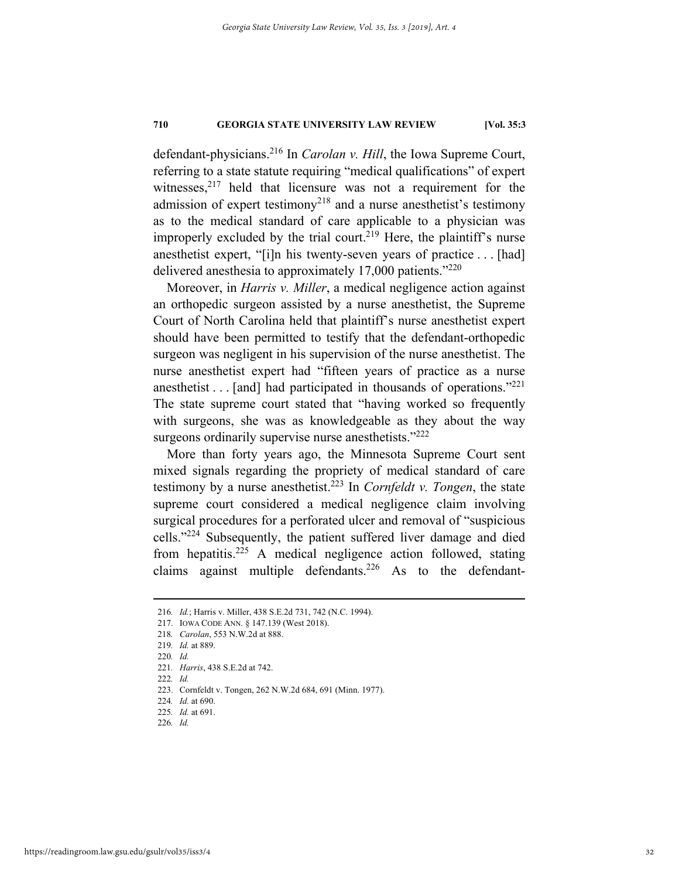defendant-physicians.[216] In *Carolan v. Hill*, the Iowa Supreme Court, referring to a state statute requiring "medical qualifications" of expert witnesses,[217] held that licensure was not a requirement for the admission of expert testimony[218] and a nurse anesthetist's testimony as to the medical standard of care applicable to a physician was improperly excluded by the trial court.[219] Here, the plaintiff's nurse anesthetist expert, "[i]n his twenty-seven years of practice . . . [had] delivered anesthesia to approximately 17,000 patients."[220]

Moreover, in *Harris v. Miller*, a medical negligence action against an orthopedic surgeon assisted by a nurse anesthetist, the Supreme Court of North Carolina held that plaintiff's nurse anesthetist expert should have been permitted to testify that the defendant-orthopedic surgeon was negligent in his supervision of the nurse anesthetist. The nurse anesthetist expert had "fifteen years of practice as a nurse anesthetist . . . [and] had participated in thousands of operations."[221] The state supreme court stated that "having worked so frequently with surgeons, she was as knowledgeable as they about the way surgeons ordinarily supervise nurse anesthetists."[222]

More than forty years ago, the Minnesota Supreme Court sent mixed signals regarding the propriety of medical standard of care testimony by a nurse anesthetist.[223] In *Cornfeldt v. Tongen*, the state supreme court considered a medical negligence claim involving surgical procedures for a perforated ulcer and removal of "suspicious cells."[224] Subsequently, the patient suffered liver damage and died from hepatitis.[225] A medical negligence action followed, stating claims against multiple defendants.[226] As to the defendant-

---

216. *Id.*; Harris v. Miller, 438 S.E.2d 731, 742 (N.C. 1994).

217. IOWA CODE ANN. § 147.139 (West 2018).

218. *Carolan*, 553 N.W.2d at 888.

219. *Id.* at 889.

220. *Id.*

221. *Harris*, 438 S.E.2d at 742.

222. *Id.*

223. Cornfeldt v. Tongen, 262 N.W.2d 684, 691 (Minn. 1977).

224. *Id.* at 690.

225. *Id.* at 691.

226. *Id.*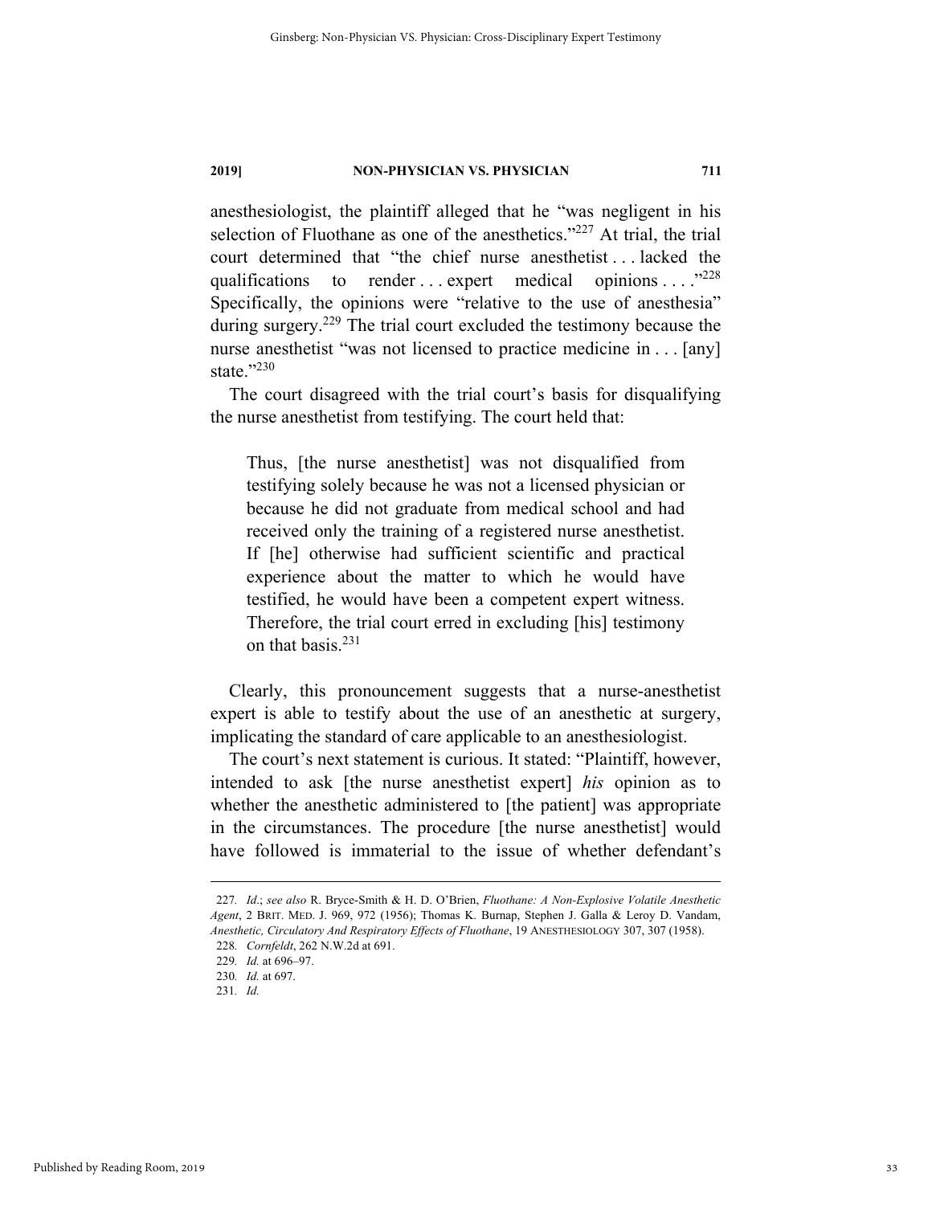anesthesiologist, the plaintiff alleged that he "was negligent in his selection of Fluothane as one of the anesthetics."[227] At trial, the trial court determined that "the chief nurse anesthetist . . . lacked the qualifications to render . . . expert medical opinions . . . ."[228] Specifically, the opinions were "relative to the use of anesthesia" during surgery.[229] The trial court excluded the testimony because the nurse anesthetist "was not licensed to practice medicine in . . . [any] state."[230]

The court disagreed with the trial court's basis for disqualifying the nurse anesthetist from testifying. The court held that:

> Thus, [the nurse anesthetist] was not disqualified from testifying solely because he was not a licensed physician or because he did not graduate from medical school and had received only the training of a registered nurse anesthetist. If [he] otherwise had sufficient scientific and practical experience about the matter to which he would have testified, he would have been a competent expert witness. Therefore, the trial court erred in excluding [his] testimony on that basis.[231]

Clearly, this pronouncement suggests that a nurse-anesthetist expert is able to testify about the use of an anesthetic at surgery, implicating the standard of care applicable to an anesthesiologist.

The court's next statement is curious. It stated: "Plaintiff, however, intended to ask [the nurse anesthetist expert] *his* opinion as to whether the anesthetic administered to [the patient] was appropriate in the circumstances. The procedure [the nurse anesthetist] would have followed is immaterial to the issue of whether defendant's

---

227. *Id.*; *see also* R. Bryce-Smith & H. D. O'Brien, *Fluothane: A Non-Explosive Volatile Anesthetic Agent*, 2 BRIT. MED. J. 969, 972 (1956); Thomas K. Burnap, Stephen J. Galla & Leroy D. Vandam, *Anesthetic, Circulatory And Respiratory Effects of Fluothane*, 19 ANESTHESIOLOGY 307, 307 (1958).

228. *Cornfeldt*, 262 N.W.2d at 691.

229. *Id.* at 696–97.

230. *Id.* at 697.

231. *Id.*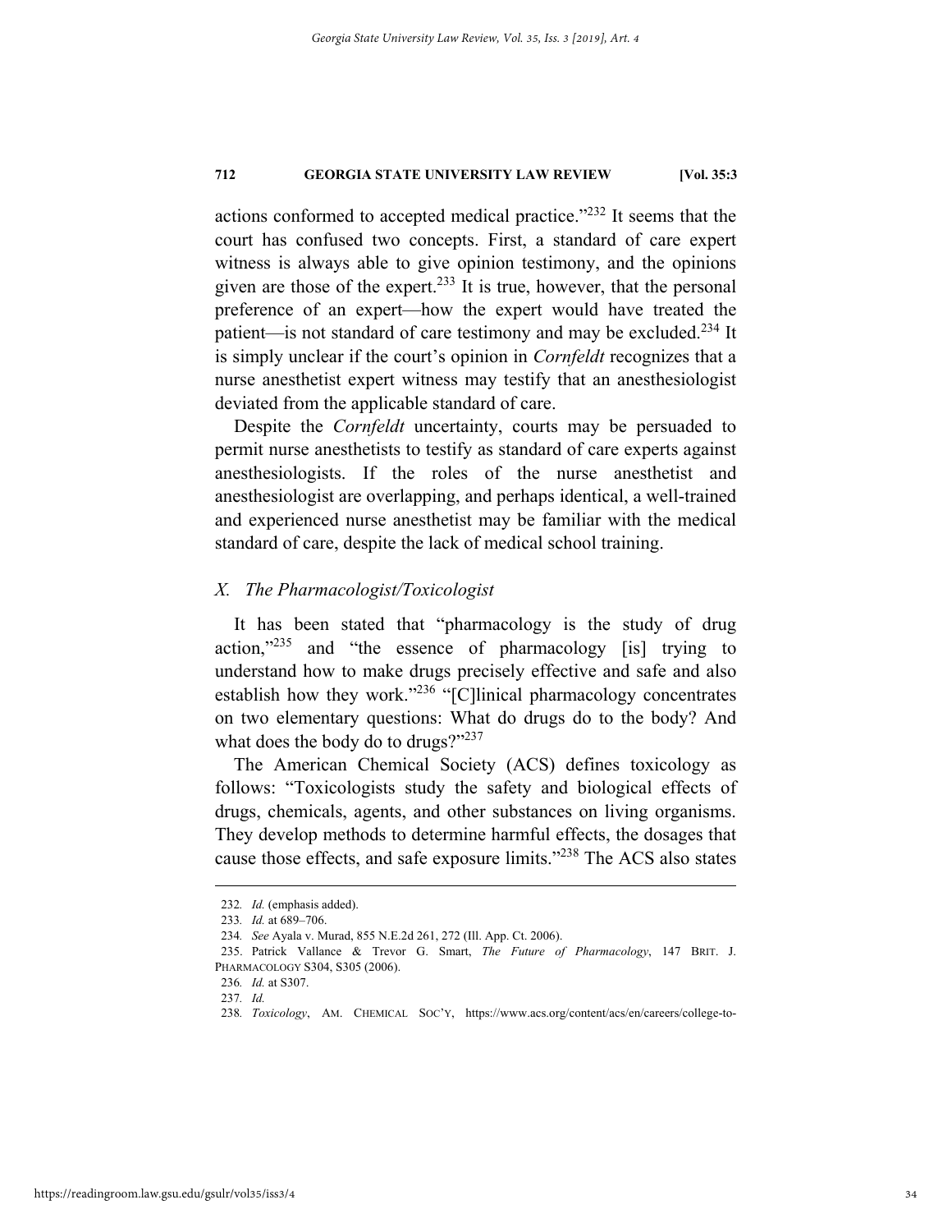actions conformed to accepted medical practice."[232] It seems that the court has confused two concepts. First, a standard of care expert witness is always able to give opinion testimony, and the opinions given are those of the expert.[233] It is true, however, that the personal preference of an expert—how the expert would have treated the patient—is not standard of care testimony and may be excluded.[234] It is simply unclear if the court's opinion in *Cornfeldt* recognizes that a nurse anesthetist expert witness may testify that an anesthesiologist deviated from the applicable standard of care.

Despite the *Cornfeldt* uncertainty, courts may be persuaded to permit nurse anesthetists to testify as standard of care experts against anesthesiologists. If the roles of the nurse anesthetist and anesthesiologist are overlapping, and perhaps identical, a well-trained and experienced nurse anesthetist may be familiar with the medical standard of care, despite the lack of medical school training.

### *X. The Pharmacologist/Toxicologist*

It has been stated that "pharmacology is the study of drug action,"[235] and "the essence of pharmacology [is] trying to understand how to make drugs precisely effective and safe and also establish how they work."[236] "[C]linical pharmacology concentrates on two elementary questions: What do drugs do to the body? And what does the body do to drugs?"[237]

The American Chemical Society (ACS) defines toxicology as follows: "Toxicologists study the safety and biological effects of drugs, chemicals, agents, and other substances on living organisms. They develop methods to determine harmful effects, the dosages that cause those effects, and safe exposure limits."[238] The ACS also states

---

232. *Id.* (emphasis added).

233. *Id.* at 689–706.

234. *See* Ayala v. Murad, 855 N.E.2d 261, 272 (Ill. App. Ct. 2006).

235. Patrick Vallance & Trevor G. Smart, *The Future of Pharmacology*, 147 BRIT. J. PHARMACOLOGY S304, S305 (2006).

236. *Id.* at S307.

237. *Id.*

238. *Toxicology*, AM. CHEMICAL SOC'Y, https://www.acs.org/content/acs/en/careers/college-to-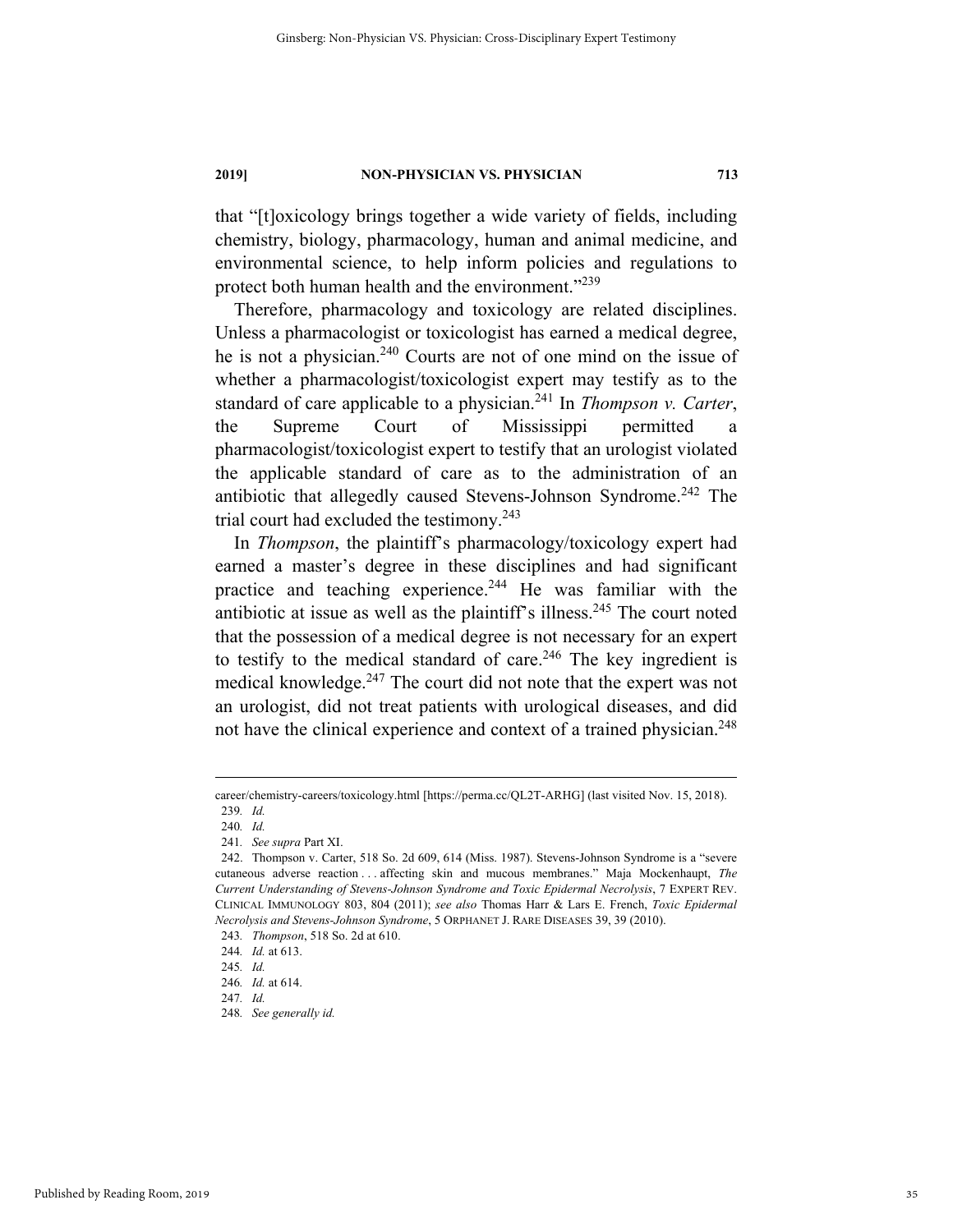that "[t]oxicology brings together a wide variety of fields, including chemistry, biology, pharmacology, human and animal medicine, and environmental science, to help inform policies and regulations to protect both human health and the environment."[239]

Therefore, pharmacology and toxicology are related disciplines. Unless a pharmacologist or toxicologist has earned a medical degree, he is not a physician.[240] Courts are not of one mind on the issue of whether a pharmacologist/toxicologist expert may testify as to the standard of care applicable to a physician.[241] In *Thompson v. Carter*, the Supreme Court of Mississippi permitted a pharmacologist/toxicologist expert to testify that an urologist violated the applicable standard of care as to the administration of an antibiotic that allegedly caused Stevens-Johnson Syndrome.[242] The trial court had excluded the testimony.[243]

In *Thompson*, the plaintiff's pharmacology/toxicology expert had earned a master's degree in these disciplines and had significant practice and teaching experience.[244] He was familiar with the antibiotic at issue as well as the plaintiff's illness.[245] The court noted that the possession of a medical degree is not necessary for an expert to testify to the medical standard of care.[246] The key ingredient is medical knowledge.[247] The court did not note that the expert was not an urologist, did not treat patients with urological diseases, and did not have the clinical experience and context of a trained physician.[248]

---

career/chemistry-careers/toxicology.html [https://perma.cc/QL2T-ARHG] (last visited Nov. 15, 2018).

239. *Id.*

240. *Id.*

241. *See supra* Part XI.

242. Thompson v. Carter, 518 So. 2d 609, 614 (Miss. 1987). Stevens-Johnson Syndrome is a "severe cutaneous adverse reaction . . . affecting skin and mucous membranes." Maja Mockenhaupt, *The Current Understanding of Stevens-Johnson Syndrome and Toxic Epidermal Necrolysis*, 7 EXPERT REV. CLINICAL IMMUNOLOGY 803, 804 (2011); *see also* Thomas Harr & Lars E. French, *Toxic Epidermal Necrolysis and Stevens-Johnson Syndrome*, 5 ORPHANET J. RARE DISEASES 39, 39 (2010).

243. *Thompson*, 518 So. 2d at 610.

244. *Id.* at 613.

245. *Id.*

246. *Id.* at 614.

247. *Id.*

248. *See generally id.*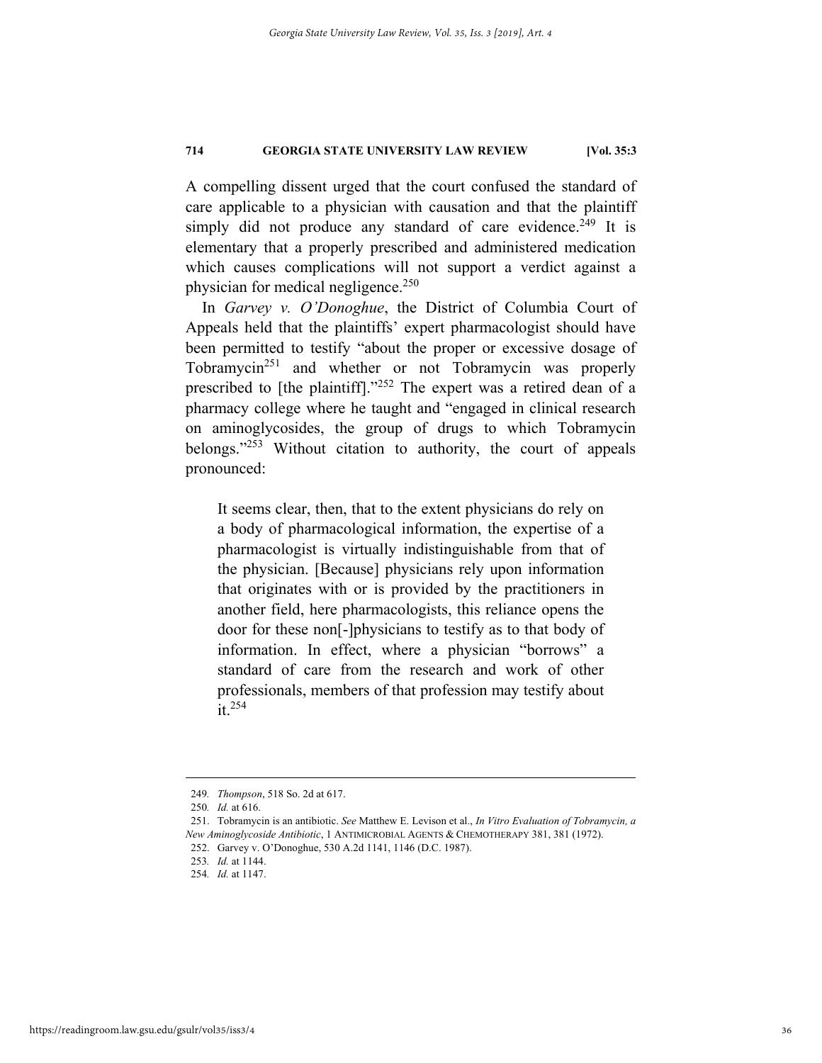A compelling dissent urged that the court confused the standard of care applicable to a physician with causation and that the plaintiff simply did not produce any standard of care evidence.[249] It is elementary that a properly prescribed and administered medication which causes complications will not support a verdict against a physician for medical negligence.[250]

In *Garvey v. O'Donoghue*, the District of Columbia Court of Appeals held that the plaintiffs' expert pharmacologist should have been permitted to testify "about the proper or excessive dosage of Tobramycin[251] and whether or not Tobramycin was properly prescribed to [the plaintiff]."[252] The expert was a retired dean of a pharmacy college where he taught and "engaged in clinical research on aminoglycosides, the group of drugs to which Tobramycin belongs."[253] Without citation to authority, the court of appeals pronounced:

> It seems clear, then, that to the extent physicians do rely on a body of pharmacological information, the expertise of a pharmacologist is virtually indistinguishable from that of the physician. [Because] physicians rely upon information that originates with or is provided by the practitioners in another field, here pharmacologists, this reliance opens the door for these non[-]physicians to testify as to that body of information. In effect, where a physician "borrows" a standard of care from the research and work of other professionals, members of that profession may testify about it.[254]

---

249. *Thompson*, 518 So. 2d at 617.

250. *Id.* at 616.

251. Tobramycin is an antibiotic. *See* Matthew E. Levison et al., *In Vitro Evaluation of Tobramycin, a New Aminoglycoside Antibiotic*, 1 ANTIMICROBIAL AGENTS & CHEMOTHERAPY 381, 381 (1972).

252. Garvey v. O'Donoghue, 530 A.2d 1141, 1146 (D.C. 1987).

253. *Id.* at 1144.

254. *Id.* at 1147.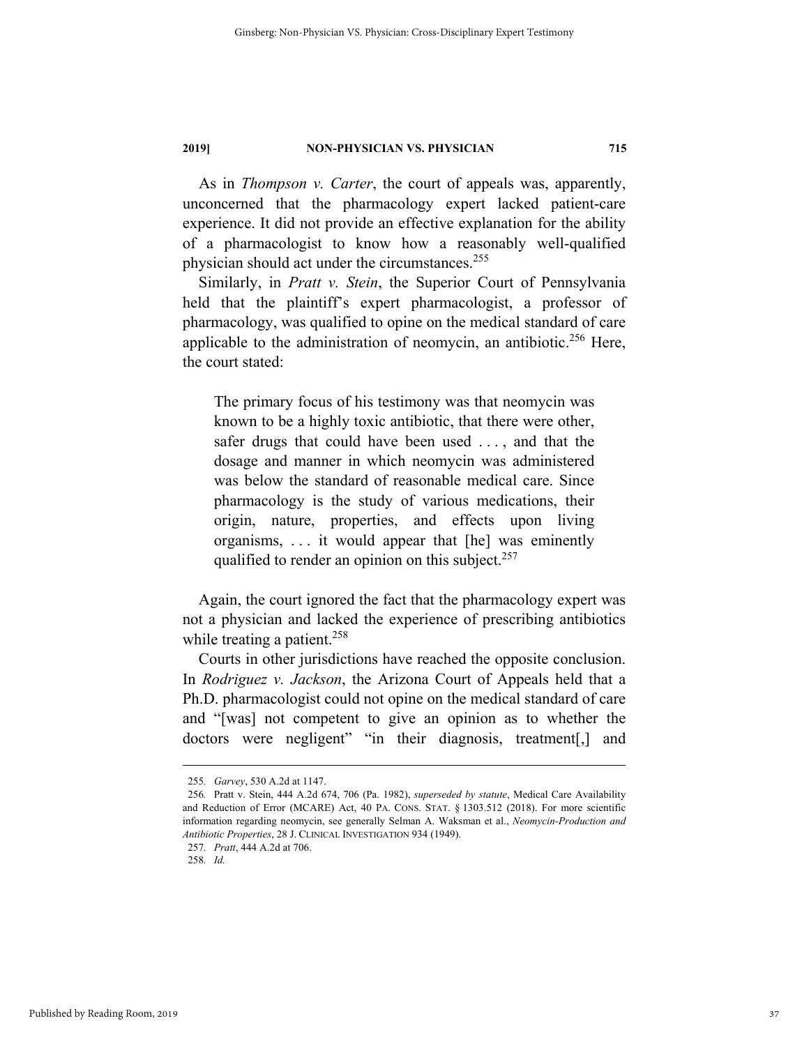As in *Thompson v. Carter*, the court of appeals was, apparently, unconcerned that the pharmacology expert lacked patient-care experience. It did not provide an effective explanation for the ability of a pharmacologist to know how a reasonably well-qualified physician should act under the circumstances.[255]

Similarly, in *Pratt v. Stein*, the Superior Court of Pennsylvania held that the plaintiff's expert pharmacologist, a professor of pharmacology, was qualified to opine on the medical standard of care applicable to the administration of neomycin, an antibiotic.[256] Here, the court stated:

> The primary focus of his testimony was that neomycin was known to be a highly toxic antibiotic, that there were other, safer drugs that could have been used . . . , and that the dosage and manner in which neomycin was administered was below the standard of reasonable medical care. Since pharmacology is the study of various medications, their origin, nature, properties, and effects upon living organisms, . . . it would appear that [he] was eminently qualified to render an opinion on this subject.[257]

Again, the court ignored the fact that the pharmacology expert was not a physician and lacked the experience of prescribing antibiotics while treating a patient.[258]

Courts in other jurisdictions have reached the opposite conclusion. In *Rodriguez v. Jackson*, the Arizona Court of Appeals held that a Ph.D. pharmacologist could not opine on the medical standard of care and "[was] not competent to give an opinion as to whether the doctors were negligent" "in their diagnosis, treatment[,] and

---

255. *Garvey*, 530 A.2d at 1147.

256. Pratt v. Stein, 444 A.2d 674, 706 (Pa. 1982), *superseded by statute*, Medical Care Availability and Reduction of Error (MCARE) Act, 40 PA. CONS. STAT. § 1303.512 (2018). For more scientific information regarding neomycin, see generally Selman A. Waksman et al., *Neomycin-Production and Antibiotic Properties*, 28 J. CLINICAL INVESTIGATION 934 (1949).

257. *Pratt*, 444 A.2d at 706.

258. *Id.*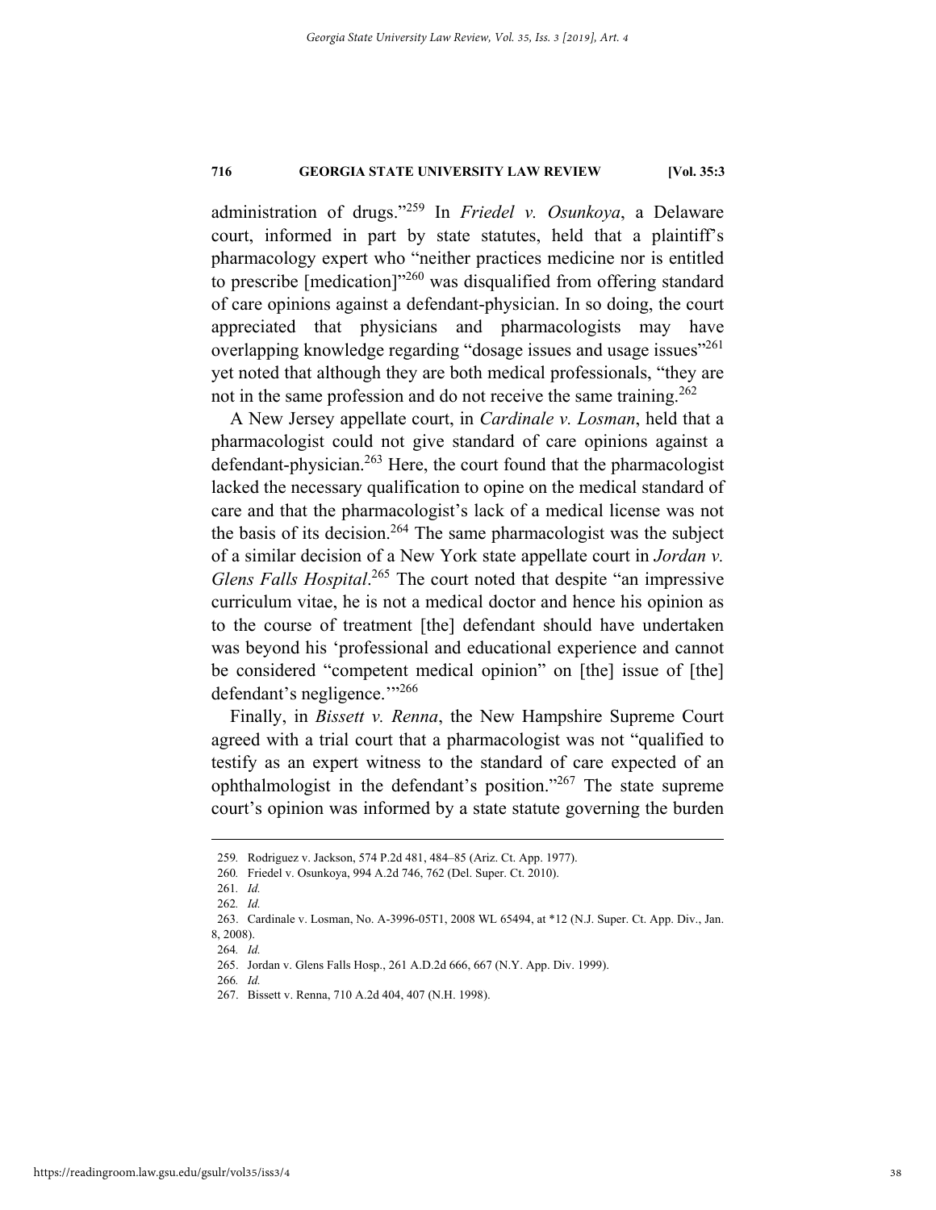administration of drugs."[259] In *Friedel v. Osunkoya*, a Delaware court, informed in part by state statutes, held that a plaintiff's pharmacology expert who "neither practices medicine nor is entitled to prescribe [medication]"[260] was disqualified from offering standard of care opinions against a defendant-physician. In so doing, the court appreciated that physicians and pharmacologists may have overlapping knowledge regarding "dosage issues and usage issues"[261] yet noted that although they are both medical professionals, "they are not in the same profession and do not receive the same training.[262]

A New Jersey appellate court, in *Cardinale v. Losman*, held that a pharmacologist could not give standard of care opinions against a defendant-physician.[263] Here, the court found that the pharmacologist lacked the necessary qualification to opine on the medical standard of care and that the pharmacologist's lack of a medical license was not the basis of its decision.[264] The same pharmacologist was the subject of a similar decision of a New York state appellate court in *Jordan v. Glens Falls Hospital*.[265] The court noted that despite "an impressive curriculum vitae, he is not a medical doctor and hence his opinion as to the course of treatment [the] defendant should have undertaken was beyond his 'professional and educational experience and cannot be considered "competent medical opinion" on [the] issue of [the] defendant's negligence.'"[266]

Finally, in *Bissett v. Renna*, the New Hampshire Supreme Court agreed with a trial court that a pharmacologist was not "qualified to testify as an expert witness to the standard of care expected of an ophthalmologist in the defendant's position."[267] The state supreme court's opinion was informed by a state statute governing the burden

---

259. Rodriguez v. Jackson, 574 P.2d 481, 484–85 (Ariz. Ct. App. 1977).

260. Friedel v. Osunkoya, 994 A.2d 746, 762 (Del. Super. Ct. 2010).

261. *Id.*

262. *Id.*

263. Cardinale v. Losman, No. A-3996-05T1, 2008 WL 65494, at *12 (N.J. Super. Ct. App. Div., Jan. 8, 2008).

264. *Id.*

265. Jordan v. Glens Falls Hosp., 261 A.D.2d 666, 667 (N.Y. App. Div. 1999).

266. *Id.*

267. Bissett v. Renna, 710 A.2d 404, 407 (N.H. 1998).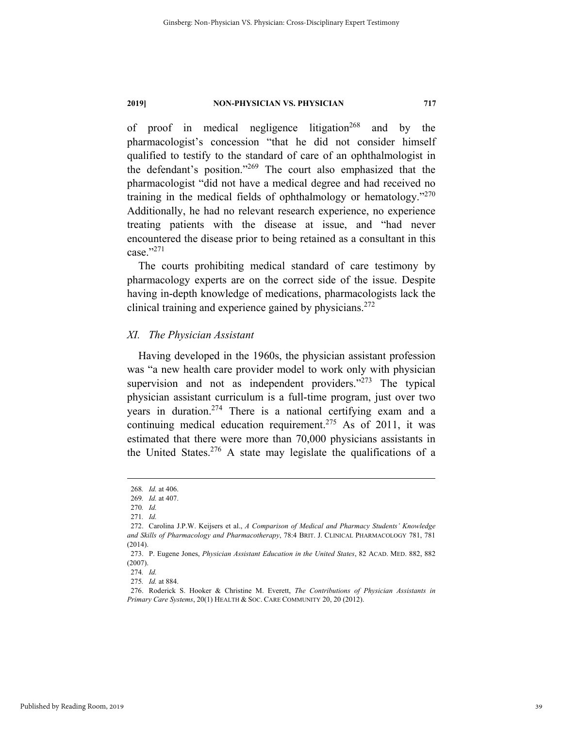of proof in medical negligence litigation[268] and by the pharmacologist's concession "that he did not consider himself qualified to testify to the standard of care of an ophthalmologist in the defendant's position."[269] The court also emphasized that the pharmacologist "did not have a medical degree and had received no training in the medical fields of ophthalmology or hematology."[270] Additionally, he had no relevant research experience, no experience treating patients with the disease at issue, and "had never encountered the disease prior to being retained as a consultant in this case."[271]

The courts prohibiting medical standard of care testimony by pharmacology experts are on the correct side of the issue. Despite having in-depth knowledge of medications, pharmacologists lack the clinical training and experience gained by physicians.[272]

## *XI. The Physician Assistant*

Having developed in the 1960s, the physician assistant profession was "a new health care provider model to work only with physician supervision and not as independent providers."[273] The typical physician assistant curriculum is a full-time program, just over two years in duration.[274] There is a national certifying exam and a continuing medical education requirement.[275] As of 2011, it was estimated that there were more than 70,000 physicians assistants in the United States.[276] A state may legislate the qualifications of a

---

268. *Id.* at 406.

269. *Id.* at 407.

270. *Id.*

271. *Id.*

272. Carolina J.P.W. Keijsers et al., *A Comparison of Medical and Pharmacy Students' Knowledge and Skills of Pharmacology and Pharmacotherapy*, 78:4 BRIT. J. CLINICAL PHARMACOLOGY 781, 781 (2014).

273. P. Eugene Jones, *Physician Assistant Education in the United States*, 82 ACAD. MED. 882, 882 (2007).

274. *Id.*

275. *Id.* at 884.

276. Roderick S. Hooker & Christine M. Everett, *The Contributions of Physician Assistants in Primary Care Systems*, 20(1) HEALTH & SOC. CARE COMMUNITY 20, 20 (2012).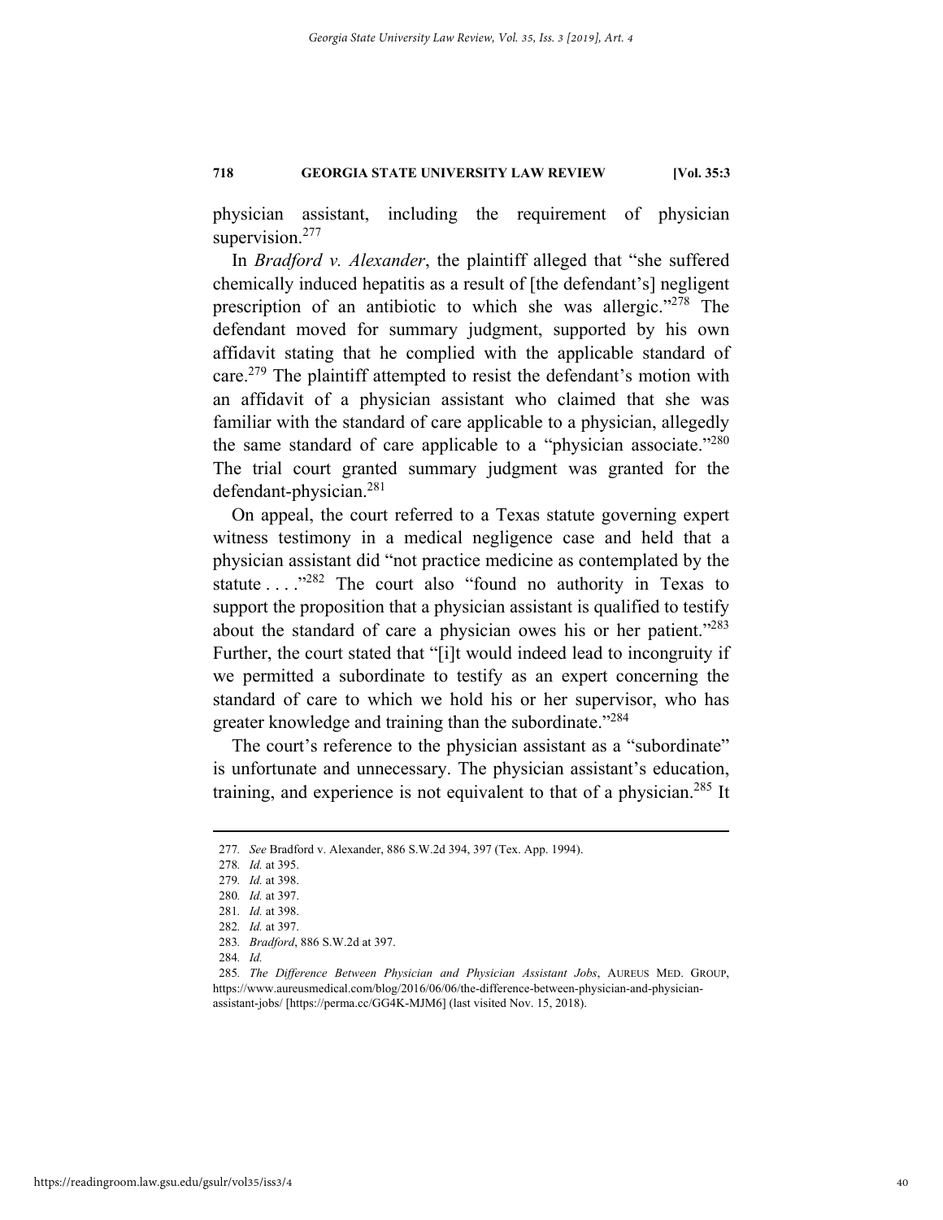physician assistant, including the requirement of physician supervision.[277]

In *Bradford v. Alexander*, the plaintiff alleged that "she suffered chemically induced hepatitis as a result of [the defendant's] negligent prescription of an antibiotic to which she was allergic."[278] The defendant moved for summary judgment, supported by his own affidavit stating that he complied with the applicable standard of care.[279] The plaintiff attempted to resist the defendant's motion with an affidavit of a physician assistant who claimed that she was familiar with the standard of care applicable to a physician, allegedly the same standard of care applicable to a "physician associate."[280] The trial court granted summary judgment was granted for the defendant-physician.[281]

On appeal, the court referred to a Texas statute governing expert witness testimony in a medical negligence case and held that a physician assistant did "not practice medicine as contemplated by the statute . . . ."[282] The court also "found no authority in Texas to support the proposition that a physician assistant is qualified to testify about the standard of care a physician owes his or her patient."[283] Further, the court stated that "[i]t would indeed lead to incongruity if we permitted a subordinate to testify as an expert concerning the standard of care to which we hold his or her supervisor, who has greater knowledge and training than the subordinate."[284]

The court's reference to the physician assistant as a "subordinate" is unfortunate and unnecessary. The physician assistant's education, training, and experience is not equivalent to that of a physician.[285] It

---

277. *See* Bradford v. Alexander, 886 S.W.2d 394, 397 (Tex. App. 1994).

278. *Id.* at 395.

279. *Id.* at 398.

280. *Id.* at 397.

281. *Id.* at 398.

282. *Id.* at 397.

283. *Bradford*, 886 S.W.2d at 397.

284. *Id.*

285. *The Difference Between Physician and Physician Assistant Jobs*, AUREUS MED. GROUP, https://www.aureusmedical.com/blog/2016/06/06/the-difference-between-physician-and-physician-assistant-jobs/ [https://perma.cc/GG4K-MJM6] (last visited Nov. 15, 2018).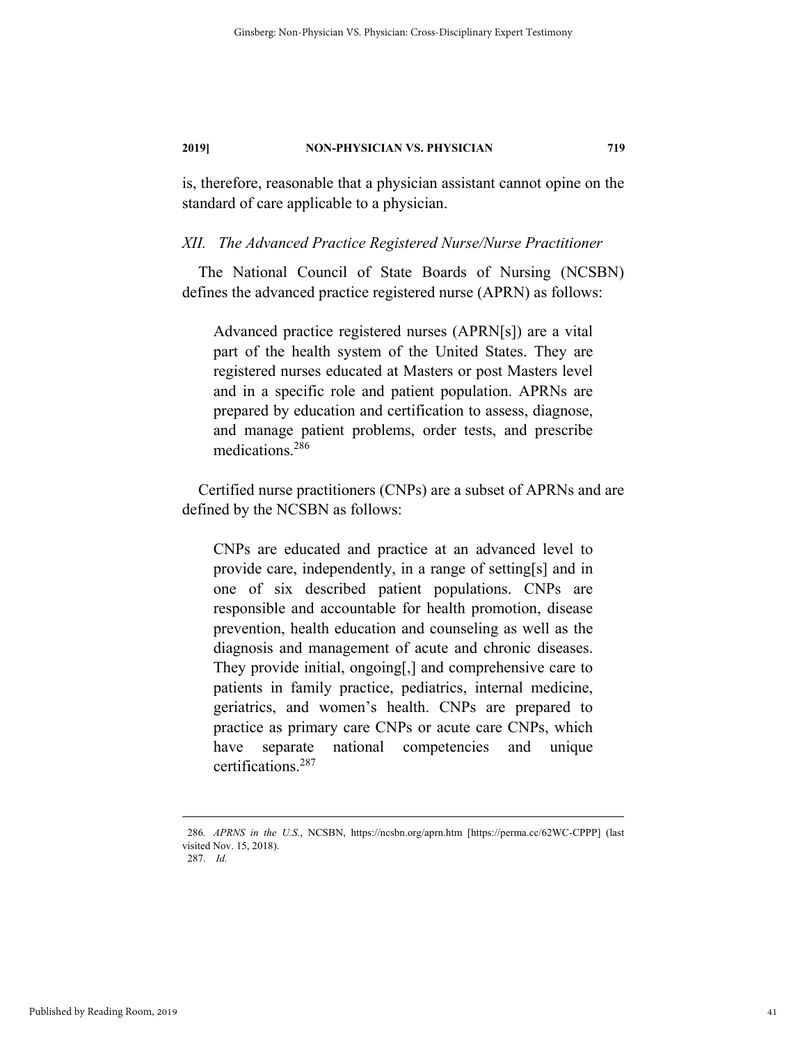is, therefore, reasonable that a physician assistant cannot opine on the standard of care applicable to a physician.

### *XII. The Advanced Practice Registered Nurse/Nurse Practitioner*

The National Council of State Boards of Nursing (NCSBN) defines the advanced practice registered nurse (APRN) as follows:

> Advanced practice registered nurses (APRN[s]) are a vital part of the health system of the United States. They are registered nurses educated at Masters or post Masters level and in a specific role and patient population. APRNs are prepared by education and certification to assess, diagnose, and manage patient problems, order tests, and prescribe medications.[286]

Certified nurse practitioners (CNPs) are a subset of APRNs and are defined by the NCSBN as follows:

> CNPs are educated and practice at an advanced level to provide care, independently, in a range of setting[s] and in one of six described patient populations. CNPs are responsible and accountable for health promotion, disease prevention, health education and counseling as well as the diagnosis and management of acute and chronic diseases. They provide initial, ongoing[,] and comprehensive care to patients in family practice, pediatrics, internal medicine, geriatrics, and women's health. CNPs are prepared to practice as primary care CNPs or acute care CNPs, which have separate national competencies and unique certifications.[287]

---

286. *APRNS in the U.S.*, NCSBN, https://ncsbn.org/aprn.htm [https://perma.cc/62WC-CPPP] (last visited Nov. 15, 2018).

287. *Id.*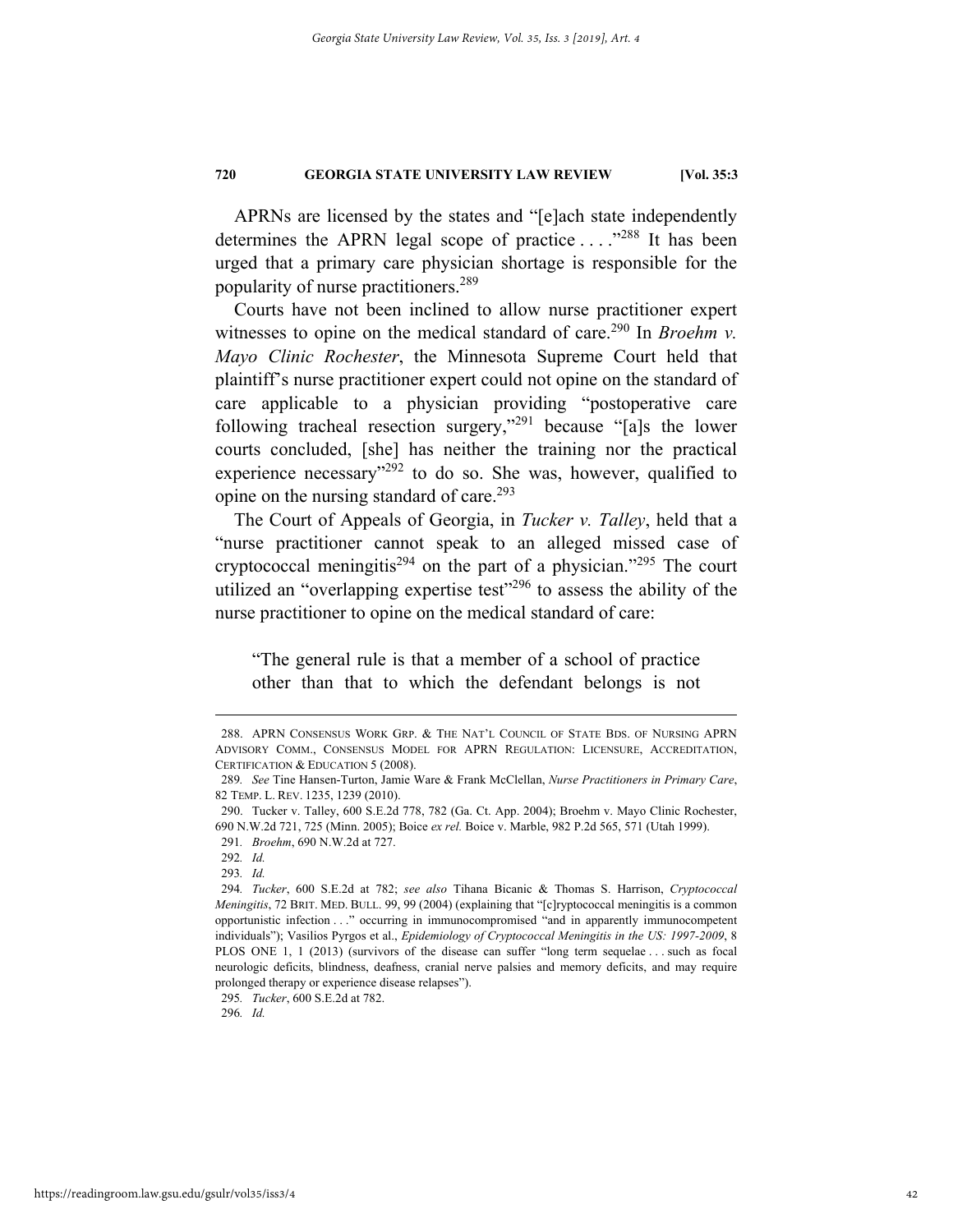APRNs are licensed by the states and "[e]ach state independently determines the APRN legal scope of practice . . . ."[288] It has been urged that a primary care physician shortage is responsible for the popularity of nurse practitioners.[289]

Courts have not been inclined to allow nurse practitioner expert witnesses to opine on the medical standard of care.[290] In *Broehm v. Mayo Clinic Rochester*, the Minnesota Supreme Court held that plaintiff's nurse practitioner expert could not opine on the standard of care applicable to a physician providing "postoperative care following tracheal resection surgery,"[291] because "[a]s the lower courts concluded, [she] has neither the training nor the practical experience necessary"[292] to do so. She was, however, qualified to opine on the nursing standard of care.[293]

The Court of Appeals of Georgia, in *Tucker v. Talley*, held that a "nurse practitioner cannot speak to an alleged missed case of cryptococcal meningitis[294] on the part of a physician."[295] The court utilized an "overlapping expertise test"[296] to assess the ability of the nurse practitioner to opine on the medical standard of care:

> "The general rule is that a member of a school of practice other than that to which the defendant belongs is not

---

288. APRN CONSENSUS WORK GRP. & THE NAT'L COUNCIL OF STATE BDS. OF NURSING APRN ADVISORY COMM., CONSENSUS MODEL FOR APRN REGULATION: LICENSURE, ACCREDITATION, CERTIFICATION & EDUCATION 5 (2008).

289. *See* Tine Hansen-Turton, Jamie Ware & Frank McClellan, *Nurse Practitioners in Primary Care*, 82 TEMP. L. REV. 1235, 1239 (2010).

290. Tucker v. Talley, 600 S.E.2d 778, 782 (Ga. Ct. App. 2004); Broehm v. Mayo Clinic Rochester, 690 N.W.2d 721, 725 (Minn. 2005); Boice *ex rel.* Boice v. Marble, 982 P.2d 565, 571 (Utah 1999).

291. *Broehm*, 690 N.W.2d at 727.

292. *Id.*

293. *Id.*

294. *Tucker*, 600 S.E.2d at 782; *see also* Tihana Bicanic & Thomas S. Harrison, *Cryptococcal Meningitis*, 72 BRIT. MED. BULL. 99, 99 (2004) (explaining that "[c]ryptococcal meningitis is a common opportunistic infection . . ." occurring in immunocompromised "and in apparently immunocompetent individuals"); Vasilios Pyrgos et al., *Epidemiology of Cryptococcal Meningitis in the US: 1997-2009*, 8 PLOS ONE 1, 1 (2013) (survivors of the disease can suffer "long term sequelae . . . such as focal neurologic deficits, blindness, deafness, cranial nerve palsies and memory deficits, and may require prolonged therapy or experience disease relapses").

295. *Tucker*, 600 S.E.2d at 782.

296. *Id.*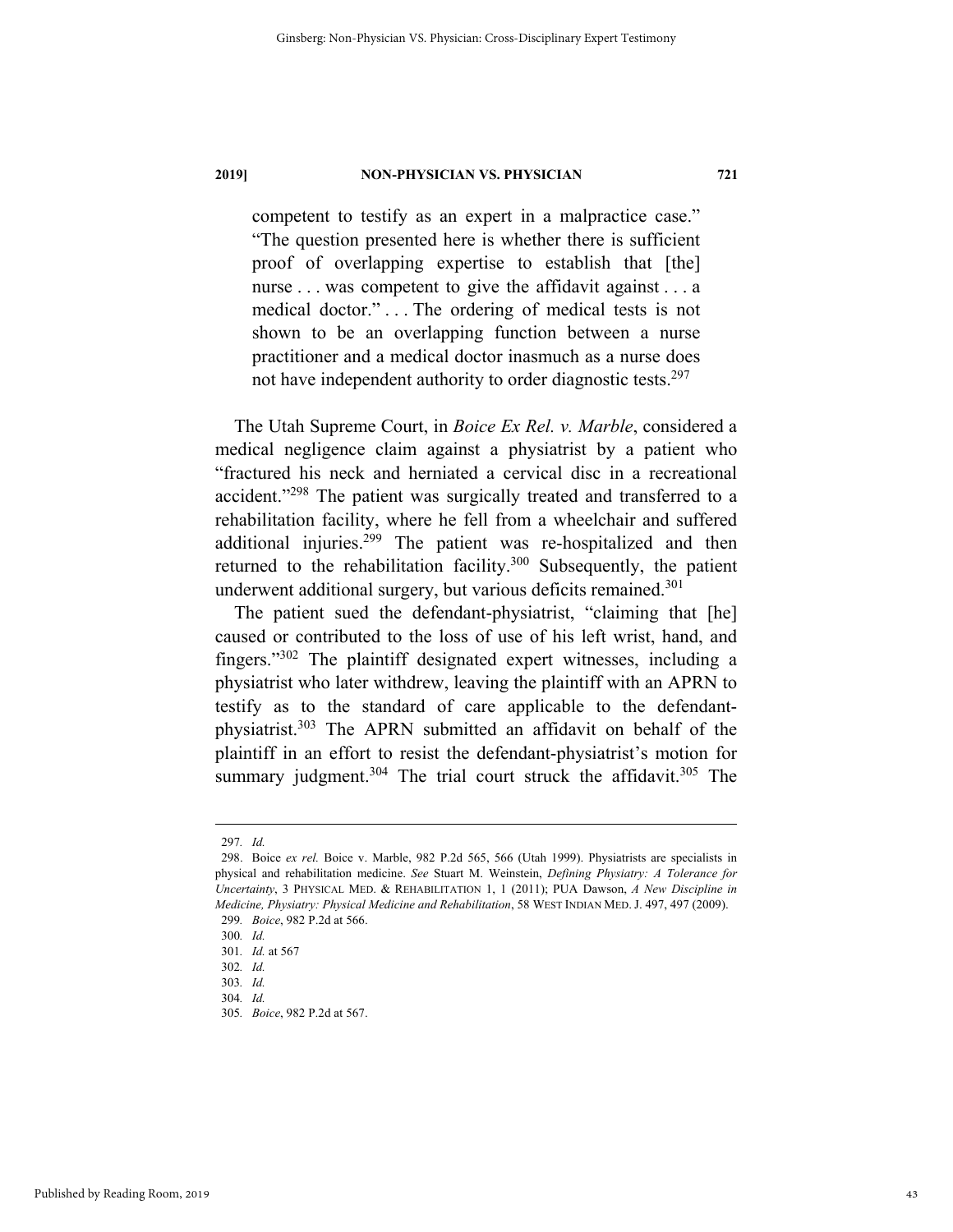competent to testify as an expert in a malpractice case." "The question presented here is whether there is sufficient proof of overlapping expertise to establish that [the] nurse . . . was competent to give the affidavit against . . . a medical doctor." . . . The ordering of medical tests is not shown to be an overlapping function between a nurse practitioner and a medical doctor inasmuch as a nurse does not have independent authority to order diagnostic tests.[297]

The Utah Supreme Court, in *Boice Ex Rel. v. Marble*, considered a medical negligence claim against a physiatrist by a patient who "fractured his neck and herniated a cervical disc in a recreational accident."[298] The patient was surgically treated and transferred to a rehabilitation facility, where he fell from a wheelchair and suffered additional injuries.[299] The patient was re-hospitalized and then returned to the rehabilitation facility.[300] Subsequently, the patient underwent additional surgery, but various deficits remained.[301]

The patient sued the defendant-physiatrist, "claiming that [he] caused or contributed to the loss of use of his left wrist, hand, and fingers."[302] The plaintiff designated expert witnesses, including a physiatrist who later withdrew, leaving the plaintiff with an APRN to testify as to the standard of care applicable to the defendant-physiatrist.[303] The APRN submitted an affidavit on behalf of the plaintiff in an effort to resist the defendant-physiatrist's motion for summary judgment.[304] The trial court struck the affidavit.[305] The

---

297. *Id.*

298. Boice *ex rel.* Boice v. Marble, 982 P.2d 565, 566 (Utah 1999). Physiatrists are specialists in physical and rehabilitation medicine. *See* Stuart M. Weinstein, *Defining Physiatry: A Tolerance for Uncertainty*, 3 PHYSICAL MED. & REHABILITATION 1, 1 (2011); PUA Dawson, *A New Discipline in Medicine, Physiatry: Physical Medicine and Rehabilitation*, 58 WEST INDIAN MED. J. 497, 497 (2009).

299. *Boice*, 982 P.2d at 566.

300. *Id.*

301. *Id.* at 567

302. *Id.*

303. *Id.*

304. *Id.*

305. *Boice*, 982 P.2d at 567.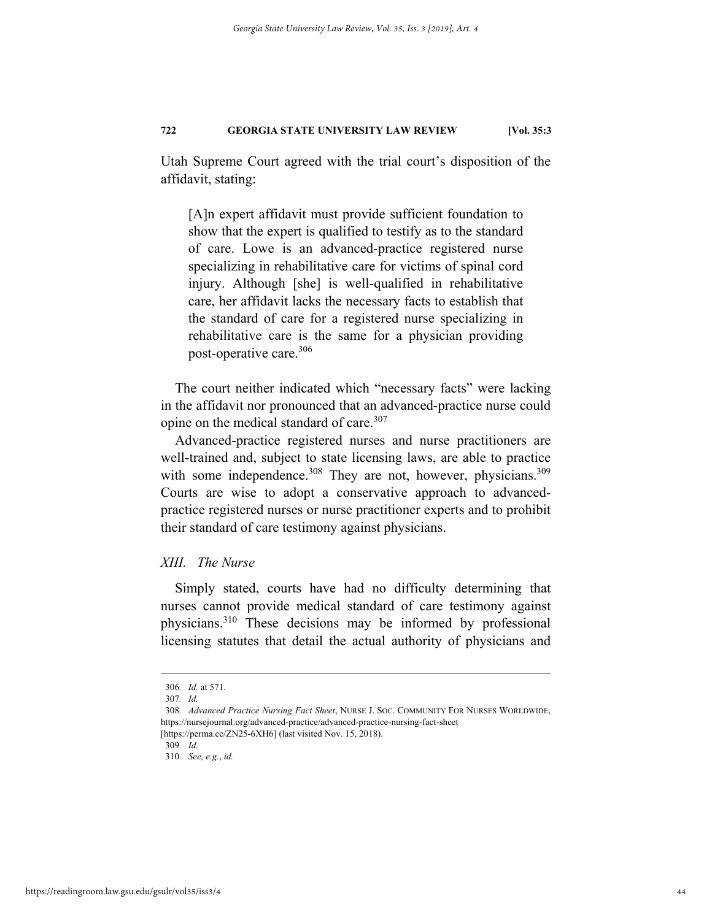Utah Supreme Court agreed with the trial court's disposition of the affidavit, stating:

> [A]n expert affidavit must provide sufficient foundation to show that the expert is qualified to testify as to the standard of care. Lowe is an advanced-practice registered nurse specializing in rehabilitative care for victims of spinal cord injury. Although [she] is well-qualified in rehabilitative care, her affidavit lacks the necessary facts to establish that the standard of care for a registered nurse specializing in rehabilitative care is the same for a physician providing post-operative care.[306]

The court neither indicated which "necessary facts" were lacking in the affidavit nor pronounced that an advanced-practice nurse could opine on the medical standard of care.[307]

Advanced-practice registered nurses and nurse practitioners are well-trained and, subject to state licensing laws, are able to practice with some independence.[308] They are not, however, physicians.[309] Courts are wise to adopt a conservative approach to advanced-practice registered nurses or nurse practitioner experts and to prohibit their standard of care testimony against physicians.

### *XIII. The Nurse*

Simply stated, courts have had no difficulty determining that nurses cannot provide medical standard of care testimony against physicians.[310] These decisions may be informed by professional licensing statutes that detail the actual authority of physicians and

---

306. *Id.* at 571.

307. *Id.*

308. *Advanced Practice Nursing Fact Sheet*, NURSE J. SOC. COMMUNITY FOR NURSES WORLDWIDE, https://nursejournal.org/advanced-practice/advanced-practice-nursing-fact-sheet [https://perma.cc/ZN25-6XH6] (last visited Nov. 15, 2018).

309. *Id.*

310. *See, e.g.*, *id.*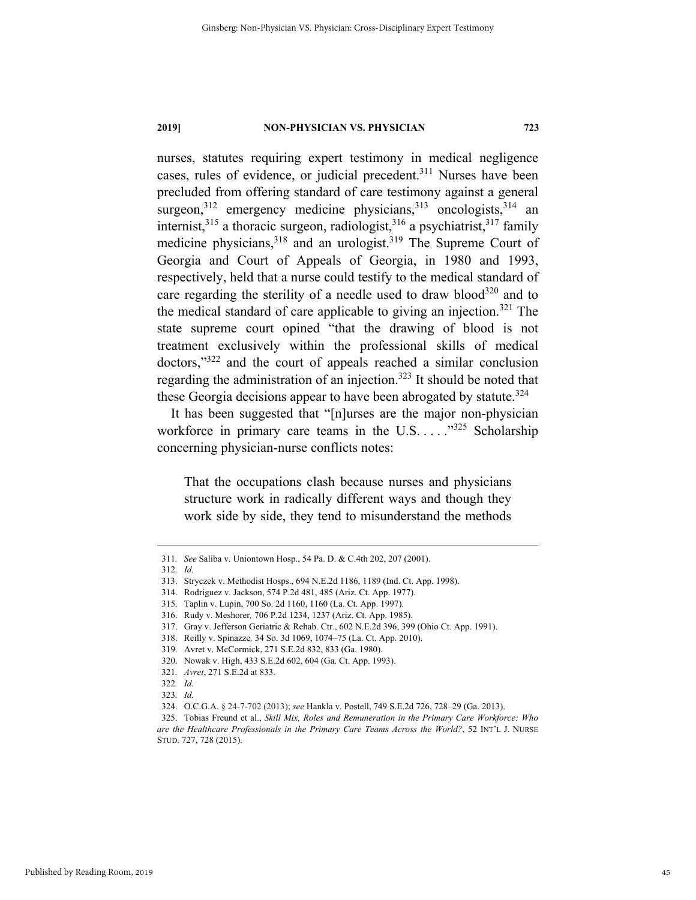nurses, statutes requiring expert testimony in medical negligence cases, rules of evidence, or judicial precedent.[311] Nurses have been precluded from offering standard of care testimony against a general surgeon,[312] emergency medicine physicians,[313] oncologists,[314] an internist,[315] a thoracic surgeon, radiologist,[316] a psychiatrist,[317] family medicine physicians,[318] and an urologist.[319] The Supreme Court of Georgia and Court of Appeals of Georgia, in 1980 and 1993, respectively, held that a nurse could testify to the medical standard of care regarding the sterility of a needle used to draw blood[320] and to the medical standard of care applicable to giving an injection.[321] The state supreme court opined "that the drawing of blood is not treatment exclusively within the professional skills of medical doctors,"[322] and the court of appeals reached a similar conclusion regarding the administration of an injection.[323] It should be noted that these Georgia decisions appear to have been abrogated by statute.[324]

It has been suggested that "[n]urses are the major non-physician workforce in primary care teams in the U.S. . . . ."[325] Scholarship concerning physician-nurse conflicts notes:

> That the occupations clash because nurses and physicians structure work in radically different ways and though they work side by side, they tend to misunderstand the methods

---

311. *See* Saliba v. Uniontown Hosp., 54 Pa. D. & C.4th 202, 207 (2001).

312. *Id.*

313. Stryczek v. Methodist Hosps., 694 N.E.2d 1186, 1189 (Ind. Ct. App. 1998).

314. Rodriguez v. Jackson, 574 P.2d 481, 485 (Ariz. Ct. App. 1977).

315. Taplin v. Lupin, 700 So. 2d 1160, 1160 (La. Ct. App. 1997).

316. Rudy v. Meshorer*,* 706 P.2d 1234, 1237 (Ariz. Ct. App. 1985).

317. Gray v. Jefferson Geriatric & Rehab. Ctr., 602 N.E.2d 396, 399 (Ohio Ct. App. 1991).

318. Reilly v. Spinazze*,* 34 So. 3d 1069, 1074–75 (La. Ct. App. 2010).

319. Avret v. McCormick, 271 S.E.2d 832, 833 (Ga. 1980).

320. Nowak v. High, 433 S.E.2d 602, 604 (Ga. Ct. App. 1993).

321. *Avret*, 271 S.E.2d at 833.

322. *Id.*

323. *Id.*

324. O.C.G.A. § 24-7-702 (2013); *see* Hankla v. Postell, 749 S.E.2d 726, 728–29 (Ga. 2013).

325. Tobias Freund et al., *Skill Mix, Roles and Remuneration in the Primary Care Workforce: Who are the Healthcare Professionals in the Primary Care Teams Across the World?*, 52 INT'L J. NURSE STUD. 727, 728 (2015).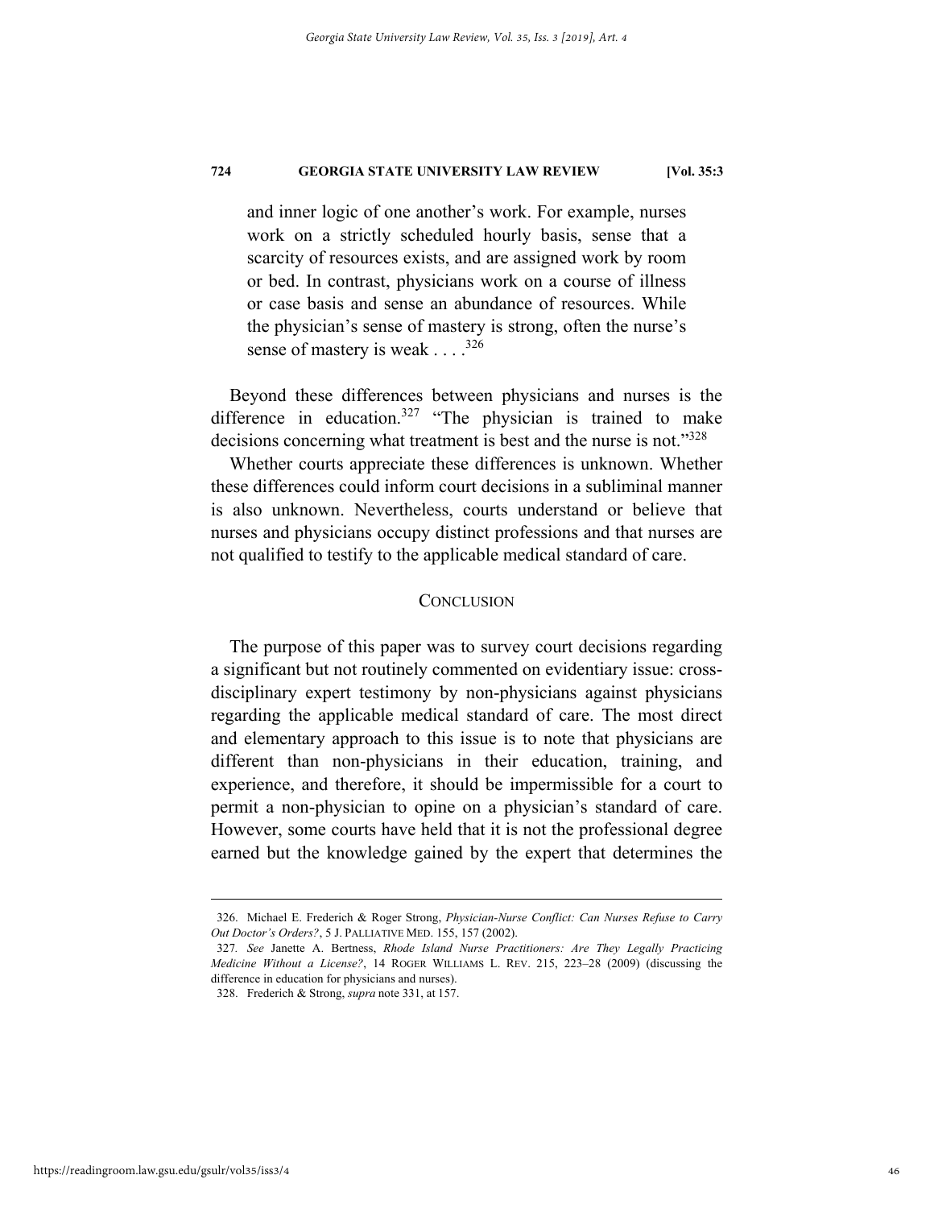and inner logic of one another's work. For example, nurses work on a strictly scheduled hourly basis, sense that a scarcity of resources exists, and are assigned work by room or bed. In contrast, physicians work on a course of illness or case basis and sense an abundance of resources. While the physician's sense of mastery is strong, often the nurse's sense of mastery is weak . . . .[326]

Beyond these differences between physicians and nurses is the difference in education.[327] "The physician is trained to make decisions concerning what treatment is best and the nurse is not."[328]

Whether courts appreciate these differences is unknown. Whether these differences could inform court decisions in a subliminal manner is also unknown. Nevertheless, courts understand or believe that nurses and physicians occupy distinct professions and that nurses are not qualified to testify to the applicable medical standard of care.

## CONCLUSION

The purpose of this paper was to survey court decisions regarding a significant but not routinely commented on evidentiary issue: cross-disciplinary expert testimony by non-physicians against physicians regarding the applicable medical standard of care. The most direct and elementary approach to this issue is to note that physicians are different than non-physicians in their education, training, and experience, and therefore, it should be impermissible for a court to permit a non-physician to opine on a physician's standard of care. However, some courts have held that it is not the professional degree earned but the knowledge gained by the expert that determines the

---

326. Michael E. Frederich & Roger Strong, *Physician-Nurse Conflict: Can Nurses Refuse to Carry Out Doctor's Orders?*, 5 J. PALLIATIVE MED. 155, 157 (2002).

327. *See* Janette A. Bertness, *Rhode Island Nurse Practitioners: Are They Legally Practicing Medicine Without a License?*, 14 ROGER WILLIAMS L. REV. 215, 223–28 (2009) (discussing the difference in education for physicians and nurses).

328. Frederich & Strong, *supra* note 331, at 157.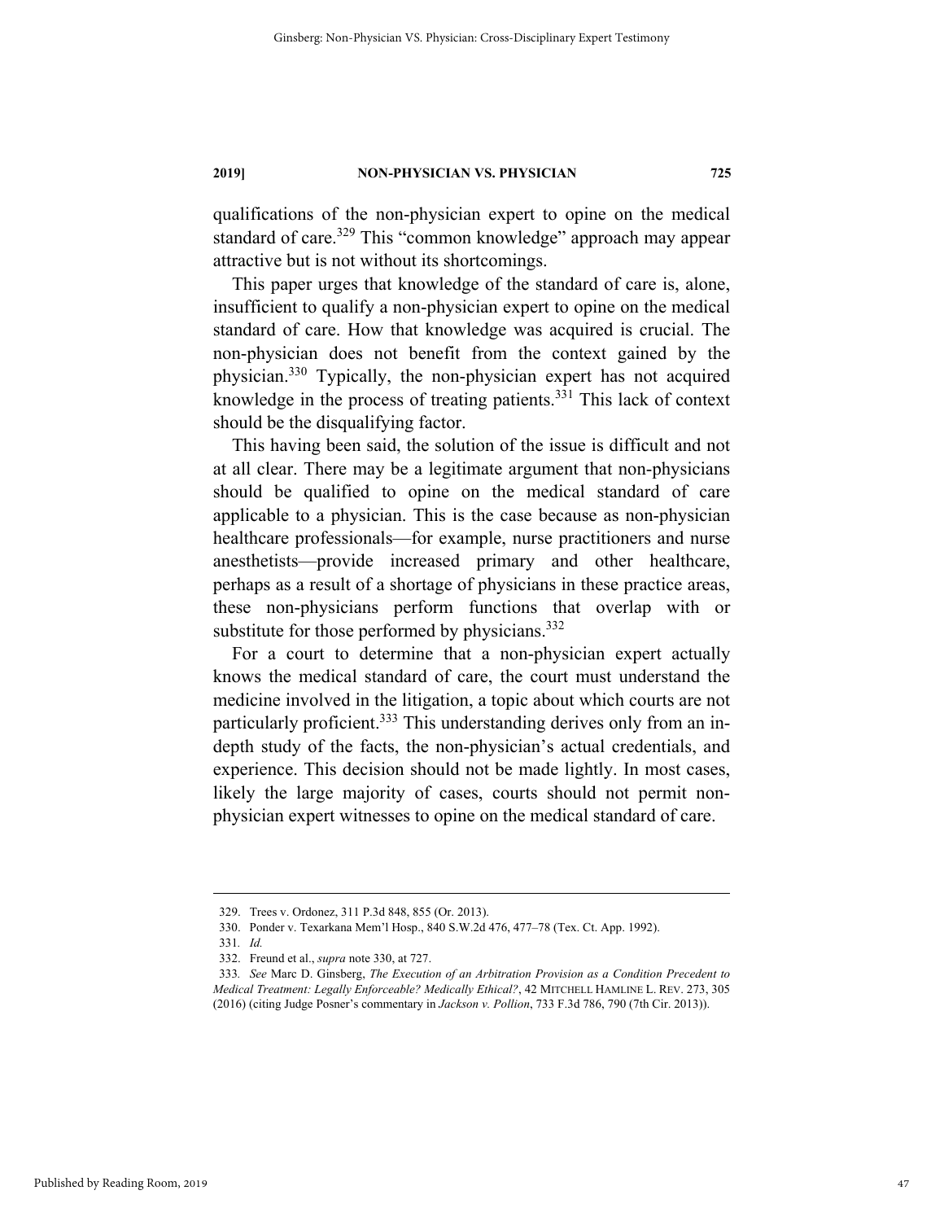qualifications of the non-physician expert to opine on the medical standard of care.[329] This "common knowledge" approach may appear attractive but is not without its shortcomings.

This paper urges that knowledge of the standard of care is, alone, insufficient to qualify a non-physician expert to opine on the medical standard of care. How that knowledge was acquired is crucial. The non-physician does not benefit from the context gained by the physician.[330] Typically, the non-physician expert has not acquired knowledge in the process of treating patients.[331] This lack of context should be the disqualifying factor.

This having been said, the solution of the issue is difficult and not at all clear. There may be a legitimate argument that non-physicians should be qualified to opine on the medical standard of care applicable to a physician. This is the case because as non-physician healthcare professionals—for example, nurse practitioners and nurse anesthetists—provide increased primary and other healthcare, perhaps as a result of a shortage of physicians in these practice areas, these non-physicians perform functions that overlap with or substitute for those performed by physicians.[332]

For a court to determine that a non-physician expert actually knows the medical standard of care, the court must understand the medicine involved in the litigation, a topic about which courts are not particularly proficient.[333] This understanding derives only from an in-depth study of the facts, the non-physician's actual credentials, and experience. This decision should not be made lightly. In most cases, likely the large majority of cases, courts should not permit non-physician expert witnesses to opine on the medical standard of care.

329. Trees v. Ordonez, 311 P.3d 848, 855 (Or. 2013).

330. Ponder v. Texarkana Mem'l Hosp., 840 S.W.2d 476, 477–78 (Tex. Ct. App. 1992).

331. *Id.*

332. Freund et al., *supra* note 330, at 727.

333. *See* Marc D. Ginsberg, *The Execution of an Arbitration Provision as a Condition Precedent to Medical Treatment: Legally Enforceable? Medically Ethical?*, 42 MITCHELL HAMLINE L. REV. 273, 305 (2016) (citing Judge Posner's commentary in *Jackson v. Pollion*, 733 F.3d 786, 790 (7th Cir. 2013)).